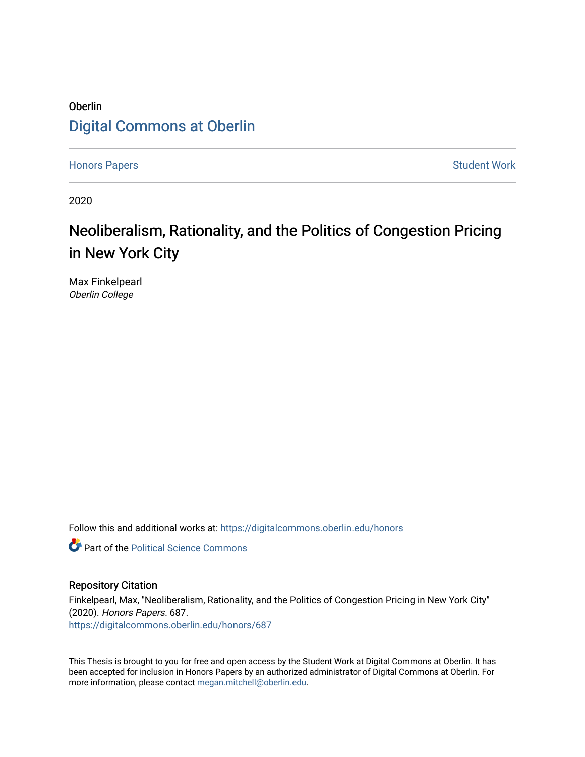Oberlin

Digital Commons at Oberlin

Honors Papers

Student Work

2020

# Neoliberalism, Rationality, and the Politics of Congestion Pricing in New York City

Max Finkelpearl
*Oberlin College*

Follow this and additional works at: https://digitalcommons.oberlin.edu/honors

Part of the Political Science Commons

## Repository Citation

Finkelpearl, Max, "Neoliberalism, Rationality, and the Politics of Congestion Pricing in New York City" (2020). *Honors Papers*. 687.
https://digitalcommons.oberlin.edu/honors/687

This Thesis is brought to you for free and open access by the Student Work at Digital Commons at Oberlin. It has been accepted for inclusion in Honors Papers by an authorized administrator of Digital Commons at Oberlin. For more information, please contact megan.mitchell@oberlin.edu.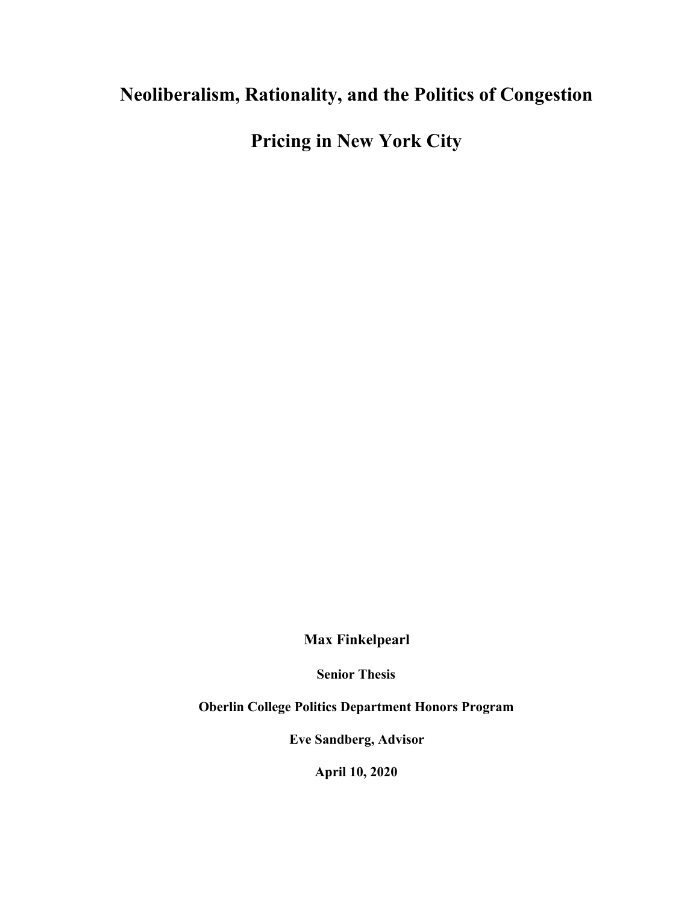# Neoliberalism, Rationality, and the Politics of Congestion Pricing in New York City

**Max Finkelpearl**

**Senior Thesis**

**Oberlin College Politics Department Honors Program**

**Eve Sandberg, Advisor**

**April 10, 2020**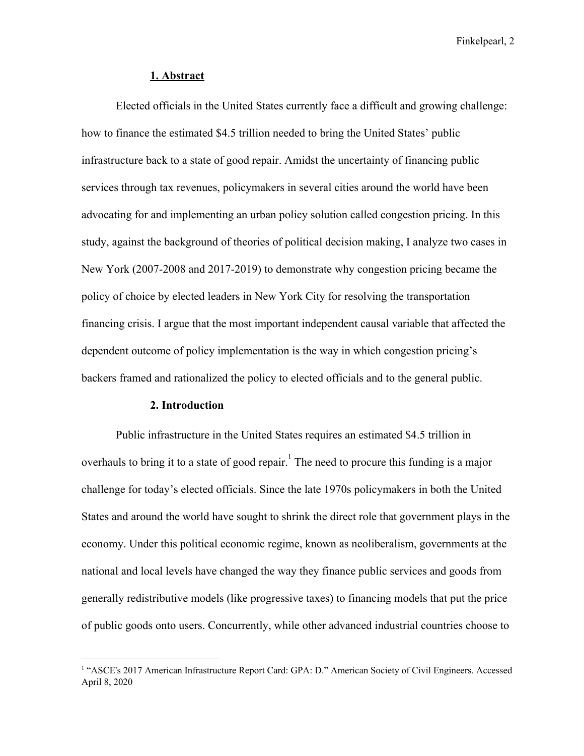## 1. Abstract

Elected officials in the United States currently face a difficult and growing challenge: how to finance the estimated $4.5 trillion needed to bring the United States' public infrastructure back to a state of good repair. Amidst the uncertainty of financing public services through tax revenues, policymakers in several cities around the world have been advocating for and implementing an urban policy solution called congestion pricing. In this study, against the background of theories of political decision making, I analyze two cases in New York (2007-2008 and 2017-2019) to demonstrate why congestion pricing became the policy of choice by elected leaders in New York City for resolving the transportation financing crisis. I argue that the most important independent causal variable that affected the dependent outcome of policy implementation is the way in which congestion pricing's backers framed and rationalized the policy to elected officials and to the general public.

## 2. Introduction

Public infrastructure in the United States requires an estimated $4.5 trillion in overhauls to bring it to a state of good repair.[1] The need to procure this funding is a major challenge for today's elected officials. Since the late 1970s policymakers in both the United States and around the world have sought to shrink the direct role that government plays in the economy. Under this political economic regime, known as neoliberalism, governments at the national and local levels have changed the way they finance public services and goods from generally redistributive models (like progressive taxes) to financing models that put the price of public goods onto users. Concurrently, while other advanced industrial countries choose to

[1] "ASCE's 2017 American Infrastructure Report Card: GPA: D." American Society of Civil Engineers. Accessed April 8, 2020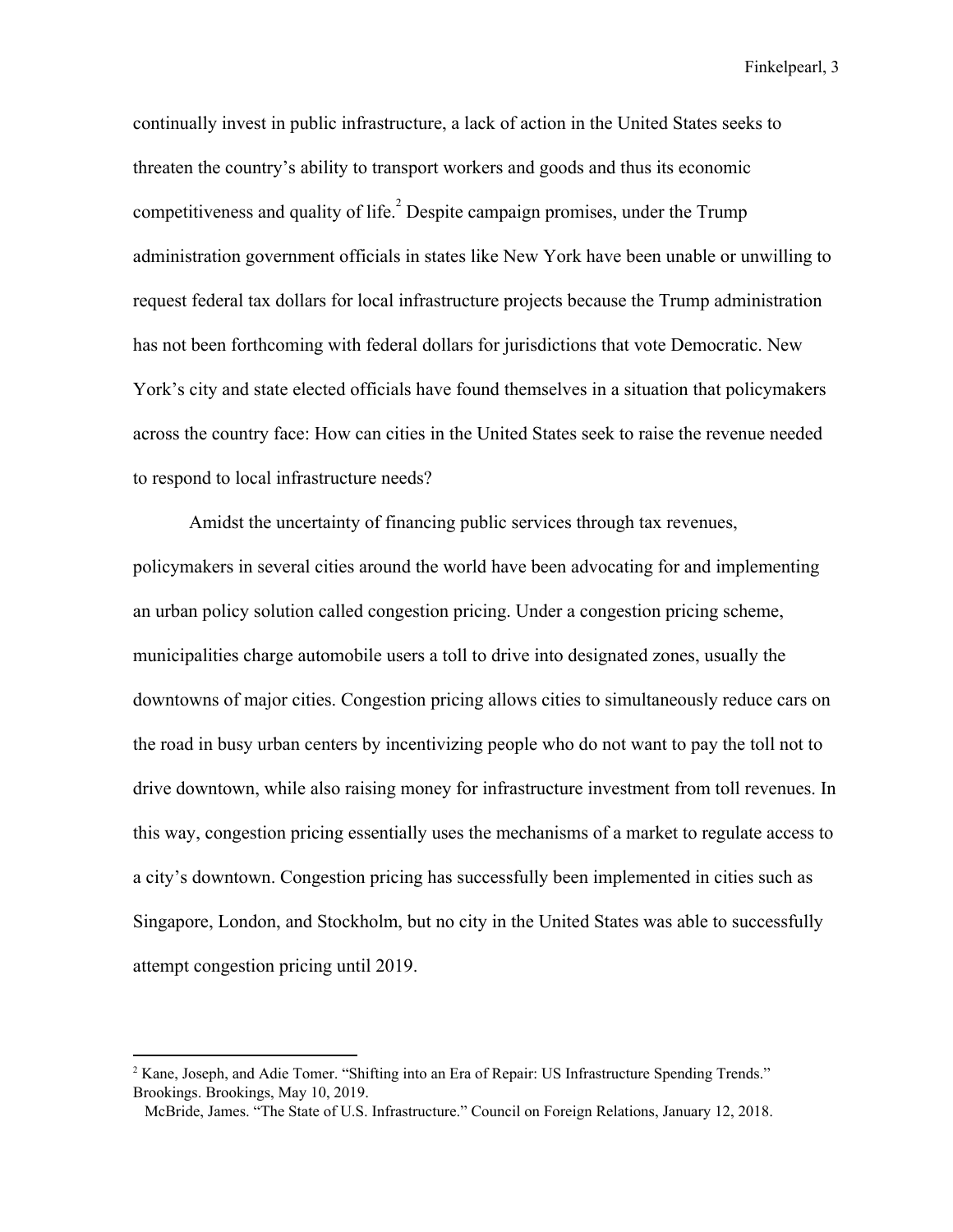continually invest in public infrastructure, a lack of action in the United States seeks to threaten the country's ability to transport workers and goods and thus its economic competitiveness and quality of life.[2] Despite campaign promises, under the Trump administration government officials in states like New York have been unable or unwilling to request federal tax dollars for local infrastructure projects because the Trump administration has not been forthcoming with federal dollars for jurisdictions that vote Democratic. New York's city and state elected officials have found themselves in a situation that policymakers across the country face: How can cities in the United States seek to raise the revenue needed to respond to local infrastructure needs?

Amidst the uncertainty of financing public services through tax revenues, policymakers in several cities around the world have been advocating for and implementing an urban policy solution called congestion pricing. Under a congestion pricing scheme, municipalities charge automobile users a toll to drive into designated zones, usually the downtowns of major cities. Congestion pricing allows cities to simultaneously reduce cars on the road in busy urban centers by incentivizing people who do not want to pay the toll not to drive downtown, while also raising money for infrastructure investment from toll revenues. In this way, congestion pricing essentially uses the mechanisms of a market to regulate access to a city's downtown. Congestion pricing has successfully been implemented in cities such as Singapore, London, and Stockholm, but no city in the United States was able to successfully attempt congestion pricing until 2019.

---

[2] Kane, Joseph, and Adie Tomer. "Shifting into an Era of Repair: US Infrastructure Spending Trends." Brookings. Brookings, May 10, 2019.
McBride, James. "The State of U.S. Infrastructure." Council on Foreign Relations, January 12, 2018.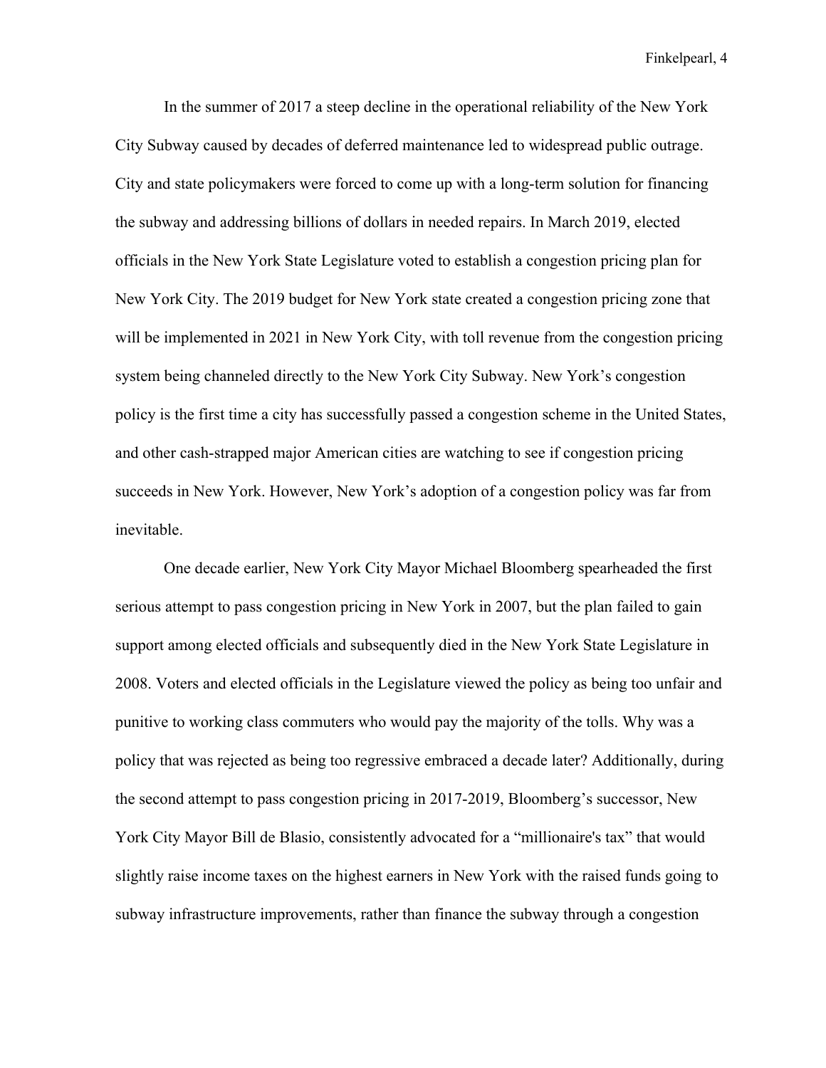In the summer of 2017 a steep decline in the operational reliability of the New York City Subway caused by decades of deferred maintenance led to widespread public outrage. City and state policymakers were forced to come up with a long-term solution for financing the subway and addressing billions of dollars in needed repairs. In March 2019, elected officials in the New York State Legislature voted to establish a congestion pricing plan for New York City. The 2019 budget for New York state created a congestion pricing zone that will be implemented in 2021 in New York City, with toll revenue from the congestion pricing system being channeled directly to the New York City Subway. New York's congestion policy is the first time a city has successfully passed a congestion scheme in the United States, and other cash-strapped major American cities are watching to see if congestion pricing succeeds in New York. However, New York's adoption of a congestion policy was far from inevitable.

One decade earlier, New York City Mayor Michael Bloomberg spearheaded the first serious attempt to pass congestion pricing in New York in 2007, but the plan failed to gain support among elected officials and subsequently died in the New York State Legislature in 2008. Voters and elected officials in the Legislature viewed the policy as being too unfair and punitive to working class commuters who would pay the majority of the tolls. Why was a policy that was rejected as being too regressive embraced a decade later? Additionally, during the second attempt to pass congestion pricing in 2017-2019, Bloomberg's successor, New York City Mayor Bill de Blasio, consistently advocated for a "millionaire's tax" that would slightly raise income taxes on the highest earners in New York with the raised funds going to subway infrastructure improvements, rather than finance the subway through a congestion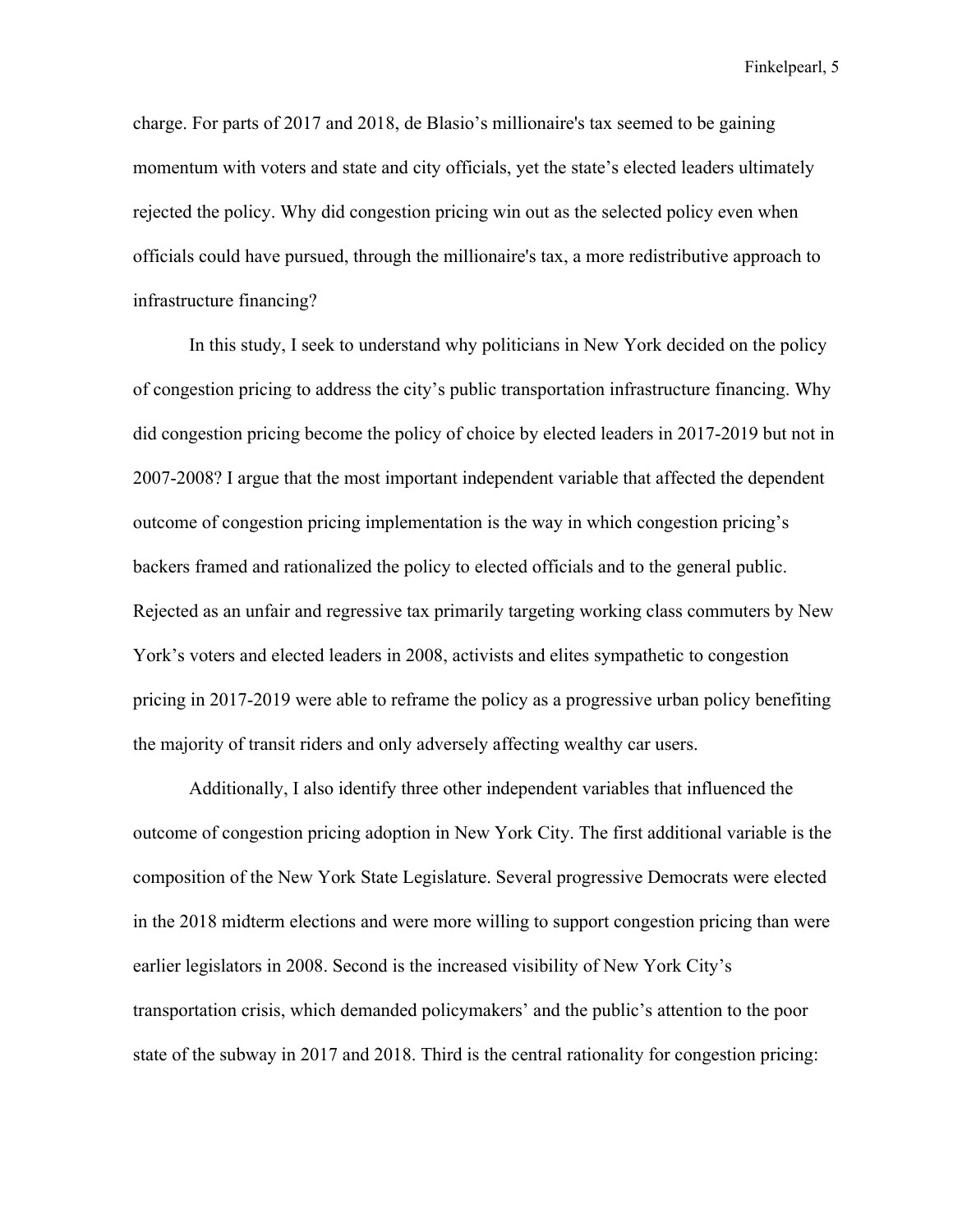charge. For parts of 2017 and 2018, de Blasio's millionaire's tax seemed to be gaining momentum with voters and state and city officials, yet the state's elected leaders ultimately rejected the policy. Why did congestion pricing win out as the selected policy even when officials could have pursued, through the millionaire's tax, a more redistributive approach to infrastructure financing?

In this study, I seek to understand why politicians in New York decided on the policy of congestion pricing to address the city's public transportation infrastructure financing. Why did congestion pricing become the policy of choice by elected leaders in 2017-2019 but not in 2007-2008? I argue that the most important independent variable that affected the dependent outcome of congestion pricing implementation is the way in which congestion pricing's backers framed and rationalized the policy to elected officials and to the general public. Rejected as an unfair and regressive tax primarily targeting working class commuters by New York's voters and elected leaders in 2008, activists and elites sympathetic to congestion pricing in 2017-2019 were able to reframe the policy as a progressive urban policy benefiting the majority of transit riders and only adversely affecting wealthy car users.

Additionally, I also identify three other independent variables that influenced the outcome of congestion pricing adoption in New York City. The first additional variable is the composition of the New York State Legislature. Several progressive Democrats were elected in the 2018 midterm elections and were more willing to support congestion pricing than were earlier legislators in 2008. Second is the increased visibility of New York City's transportation crisis, which demanded policymakers' and the public's attention to the poor state of the subway in 2017 and 2018. Third is the central rationality for congestion pricing: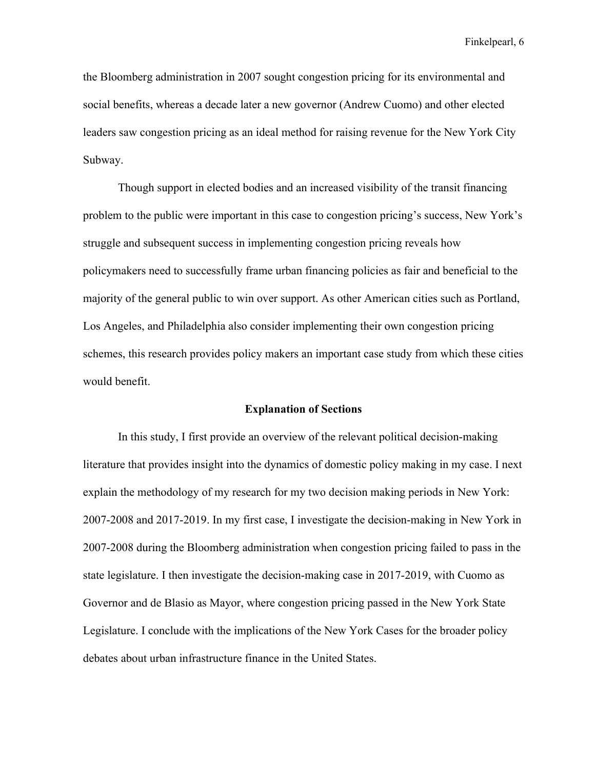the Bloomberg administration in 2007 sought congestion pricing for its environmental and social benefits, whereas a decade later a new governor (Andrew Cuomo) and other elected leaders saw congestion pricing as an ideal method for raising revenue for the New York City Subway.

Though support in elected bodies and an increased visibility of the transit financing problem to the public were important in this case to congestion pricing's success, New York's struggle and subsequent success in implementing congestion pricing reveals how policymakers need to successfully frame urban financing policies as fair and beneficial to the majority of the general public to win over support. As other American cities such as Portland, Los Angeles, and Philadelphia also consider implementing their own congestion pricing schemes, this research provides policy makers an important case study from which these cities would benefit.

## Explanation of Sections

In this study, I first provide an overview of the relevant political decision-making literature that provides insight into the dynamics of domestic policy making in my case. I next explain the methodology of my research for my two decision making periods in New York: 2007-2008 and 2017-2019. In my first case, I investigate the decision-making in New York in 2007-2008 during the Bloomberg administration when congestion pricing failed to pass in the state legislature. I then investigate the decision-making case in 2017-2019, with Cuomo as Governor and de Blasio as Mayor, where congestion pricing passed in the New York State Legislature. I conclude with the implications of the New York Cases for the broader policy debates about urban infrastructure finance in the United States.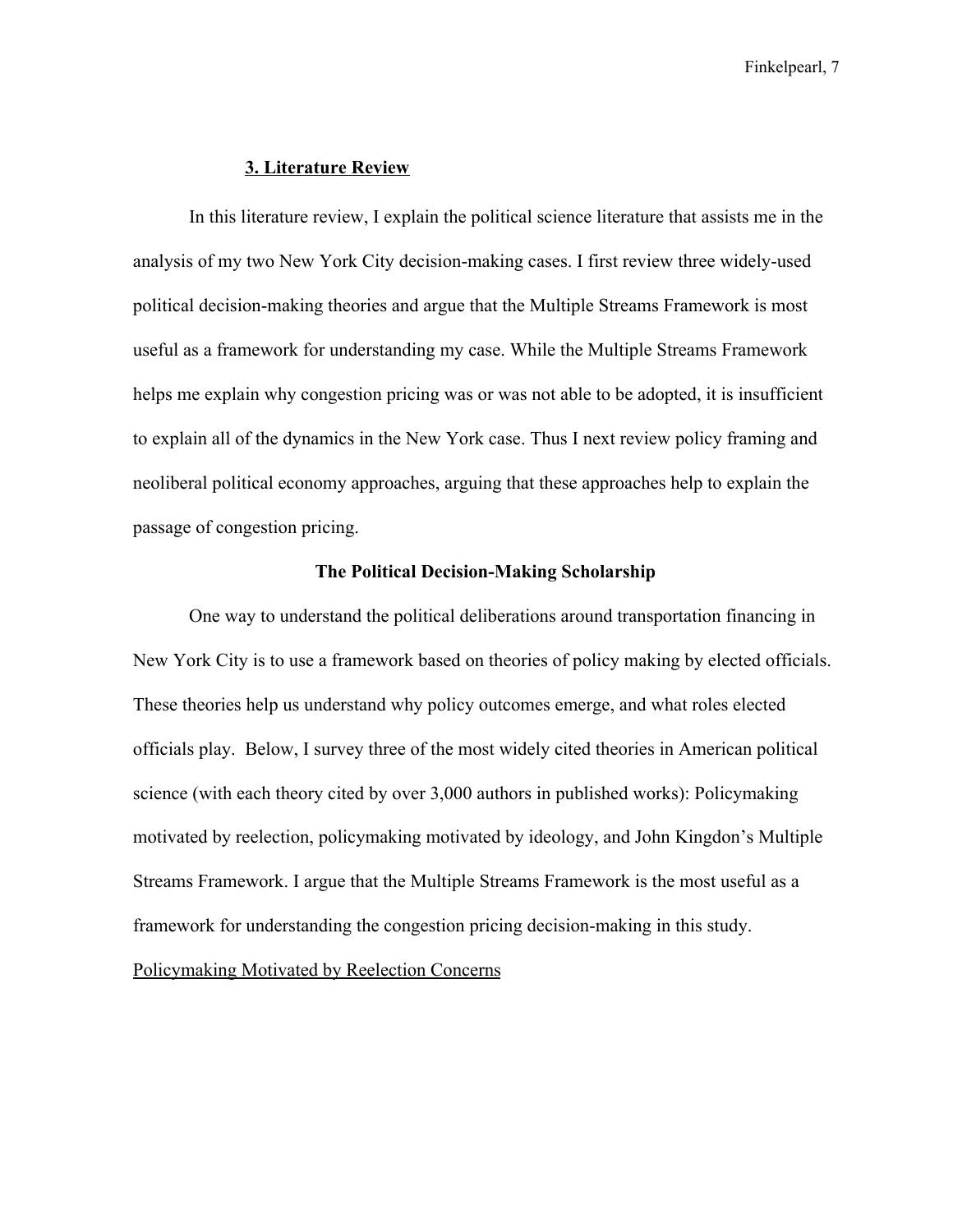## 3. Literature Review

In this literature review, I explain the political science literature that assists me in the analysis of my two New York City decision-making cases. I first review three widely-used political decision-making theories and argue that the Multiple Streams Framework is most useful as a framework for understanding my case. While the Multiple Streams Framework helps me explain why congestion pricing was or was not able to be adopted, it is insufficient to explain all of the dynamics in the New York case. Thus I next review policy framing and neoliberal political economy approaches, arguing that these approaches help to explain the passage of congestion pricing.

### The Political Decision-Making Scholarship

One way to understand the political deliberations around transportation financing in New York City is to use a framework based on theories of policy making by elected officials. These theories help us understand why policy outcomes emerge, and what roles elected officials play. Below, I survey three of the most widely cited theories in American political science (with each theory cited by over 3,000 authors in published works): Policymaking motivated by reelection, policymaking motivated by ideology, and John Kingdon's Multiple Streams Framework. I argue that the Multiple Streams Framework is the most useful as a framework for understanding the congestion pricing decision-making in this study.

#### Policymaking Motivated by Reelection Concerns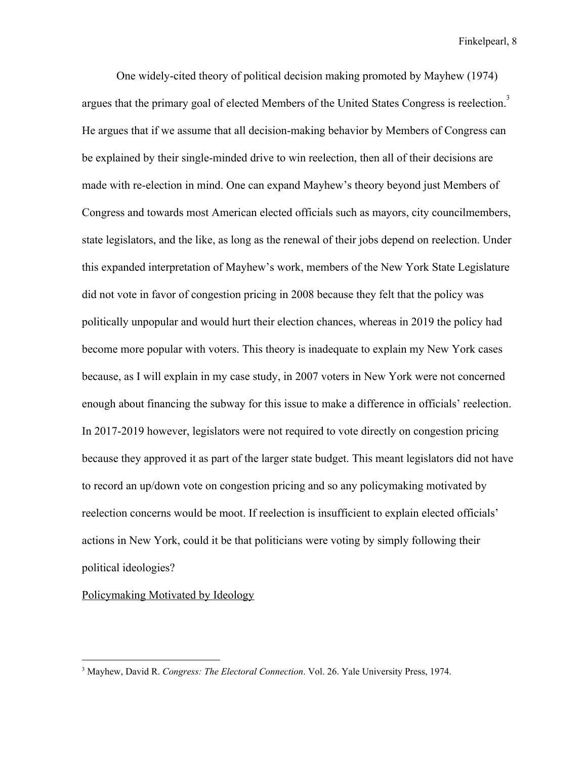One widely-cited theory of political decision making promoted by Mayhew (1974) argues that the primary goal of elected Members of the United States Congress is reelection.[3] He argues that if we assume that all decision-making behavior by Members of Congress can be explained by their single-minded drive to win reelection, then all of their decisions are made with re-election in mind. One can expand Mayhew's theory beyond just Members of Congress and towards most American elected officials such as mayors, city councilmembers, state legislators, and the like, as long as the renewal of their jobs depend on reelection. Under this expanded interpretation of Mayhew's work, members of the New York State Legislature did not vote in favor of congestion pricing in 2008 because they felt that the policy was politically unpopular and would hurt their election chances, whereas in 2019 the policy had become more popular with voters. This theory is inadequate to explain my New York cases because, as I will explain in my case study, in 2007 voters in New York were not concerned enough about financing the subway for this issue to make a difference in officials' reelection. In 2017-2019 however, legislators were not required to vote directly on congestion pricing because they approved it as part of the larger state budget. This meant legislators did not have to record an up/down vote on congestion pricing and so any policymaking motivated by reelection concerns would be moot. If reelection is insufficient to explain elected officials' actions in New York, could it be that politicians were voting by simply following their political ideologies?

Policymaking Motivated by Ideology

[3] Mayhew, David R. *Congress: The Electoral Connection*. Vol. 26. Yale University Press, 1974.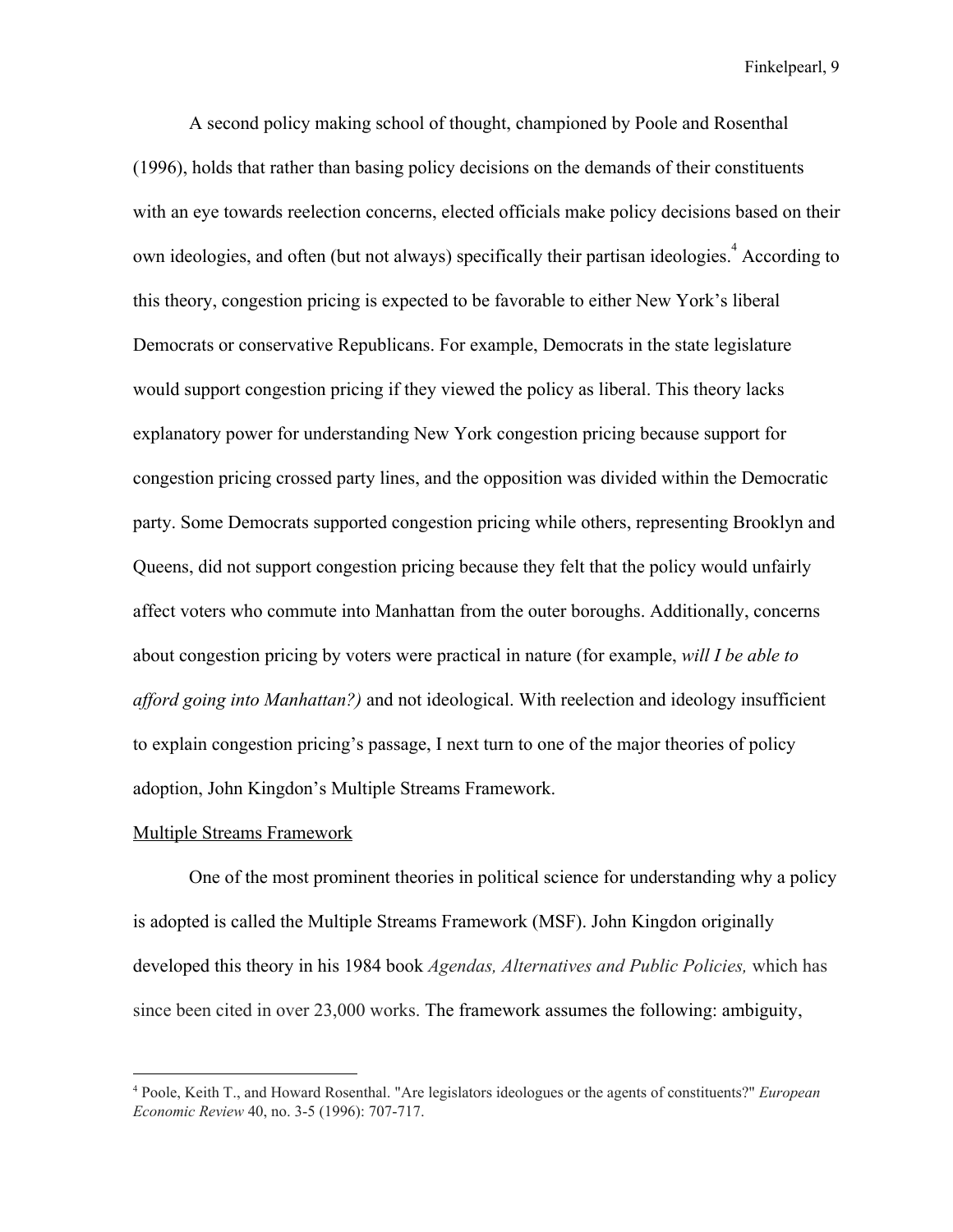A second policy making school of thought, championed by Poole and Rosenthal (1996), holds that rather than basing policy decisions on the demands of their constituents with an eye towards reelection concerns, elected officials make policy decisions based on their own ideologies, and often (but not always) specifically their partisan ideologies.[4] According to this theory, congestion pricing is expected to be favorable to either New York's liberal Democrats or conservative Republicans. For example, Democrats in the state legislature would support congestion pricing if they viewed the policy as liberal. This theory lacks explanatory power for understanding New York congestion pricing because support for congestion pricing crossed party lines, and the opposition was divided within the Democratic party. Some Democrats supported congestion pricing while others, representing Brooklyn and Queens, did not support congestion pricing because they felt that the policy would unfairly affect voters who commute into Manhattan from the outer boroughs. Additionally, concerns about congestion pricing by voters were practical in nature (for example, *will I be able to afford going into Manhattan?)* and not ideological. With reelection and ideology insufficient to explain congestion pricing's passage, I next turn to one of the major theories of policy adoption, John Kingdon's Multiple Streams Framework.

<u>Multiple Streams Framework</u>

One of the most prominent theories in political science for understanding why a policy is adopted is called the Multiple Streams Framework (MSF). John Kingdon originally developed this theory in his 1984 book *Agendas, Alternatives and Public Policies,* which has since been cited in over 23,000 works. The framework assumes the following: ambiguity,

[4] Poole, Keith T., and Howard Rosenthal. "Are legislators ideologues or the agents of constituents?" *European Economic Review* 40, no. 3-5 (1996): 707-717.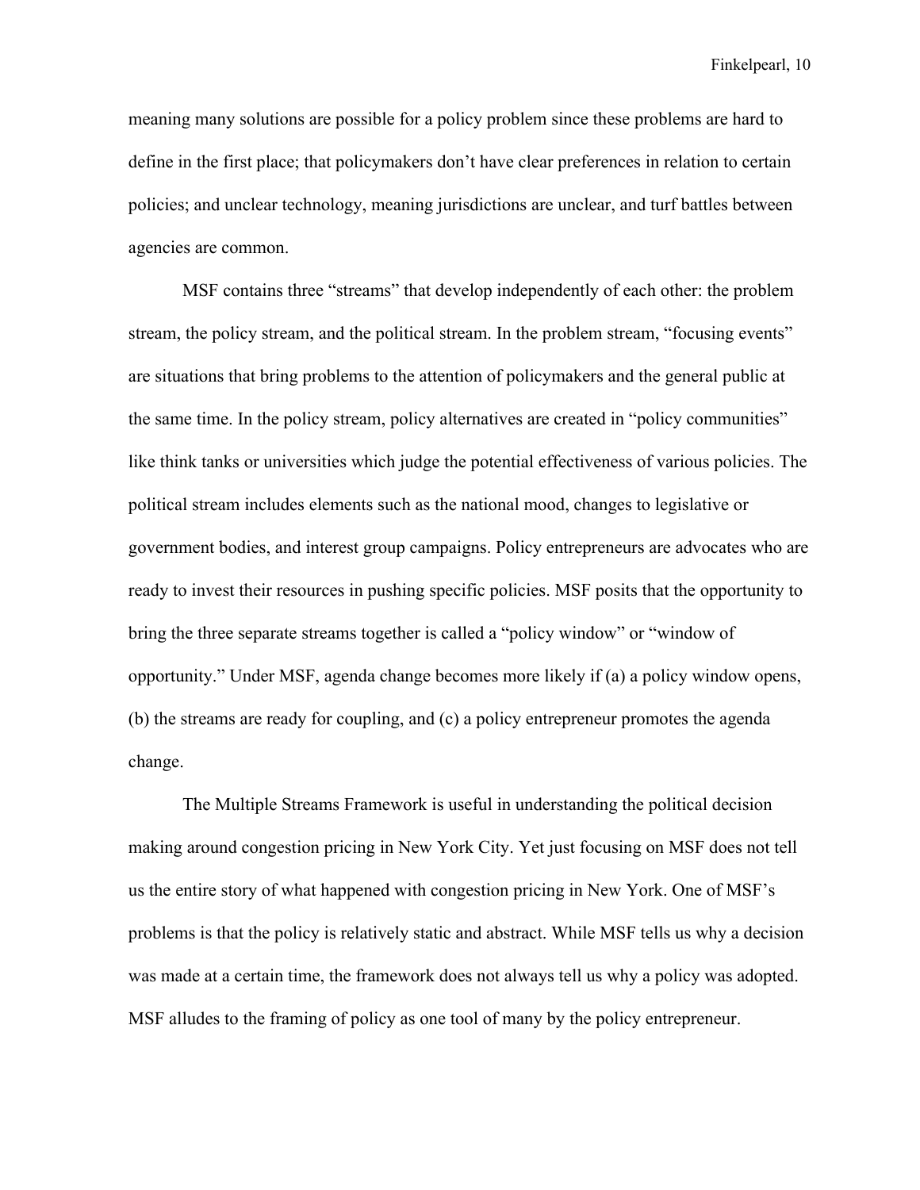meaning many solutions are possible for a policy problem since these problems are hard to define in the first place; that policymakers don't have clear preferences in relation to certain policies; and unclear technology, meaning jurisdictions are unclear, and turf battles between agencies are common.

MSF contains three "streams" that develop independently of each other: the problem stream, the policy stream, and the political stream. In the problem stream, "focusing events" are situations that bring problems to the attention of policymakers and the general public at the same time. In the policy stream, policy alternatives are created in "policy communities" like think tanks or universities which judge the potential effectiveness of various policies. The political stream includes elements such as the national mood, changes to legislative or government bodies, and interest group campaigns. Policy entrepreneurs are advocates who are ready to invest their resources in pushing specific policies. MSF posits that the opportunity to bring the three separate streams together is called a "policy window" or "window of opportunity." Under MSF, agenda change becomes more likely if (a) a policy window opens, (b) the streams are ready for coupling, and (c) a policy entrepreneur promotes the agenda change.

The Multiple Streams Framework is useful in understanding the political decision making around congestion pricing in New York City. Yet just focusing on MSF does not tell us the entire story of what happened with congestion pricing in New York. One of MSF's problems is that the policy is relatively static and abstract. While MSF tells us why a decision was made at a certain time, the framework does not always tell us why a policy was adopted. MSF alludes to the framing of policy as one tool of many by the policy entrepreneur.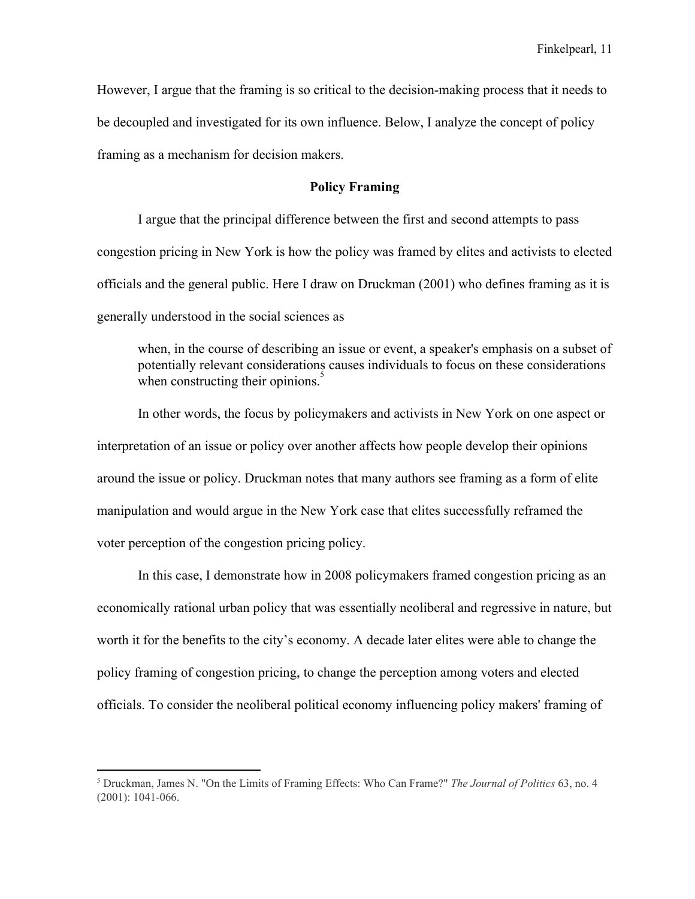However, I argue that the framing is so critical to the decision-making process that it needs to be decoupled and investigated for its own influence. Below, I analyze the concept of policy framing as a mechanism for decision makers.

## Policy Framing

I argue that the principal difference between the first and second attempts to pass congestion pricing in New York is how the policy was framed by elites and activists to elected officials and the general public. Here I draw on Druckman (2001) who defines framing as it is generally understood in the social sciences as

> when, in the course of describing an issue or event, a speaker's emphasis on a subset of potentially relevant considerations causes individuals to focus on these considerations when constructing their opinions.[5]

In other words, the focus by policymakers and activists in New York on one aspect or interpretation of an issue or policy over another affects how people develop their opinions around the issue or policy. Druckman notes that many authors see framing as a form of elite manipulation and would argue in the New York case that elites successfully reframed the voter perception of the congestion pricing policy.

In this case, I demonstrate how in 2008 policymakers framed congestion pricing as an economically rational urban policy that was essentially neoliberal and regressive in nature, but worth it for the benefits to the city's economy. A decade later elites were able to change the policy framing of congestion pricing, to change the perception among voters and elected officials. To consider the neoliberal political economy influencing policy makers' framing of

---

[5] Druckman, James N. "On the Limits of Framing Effects: Who Can Frame?" *The Journal of Politics* 63, no. 4 (2001): 1041-066.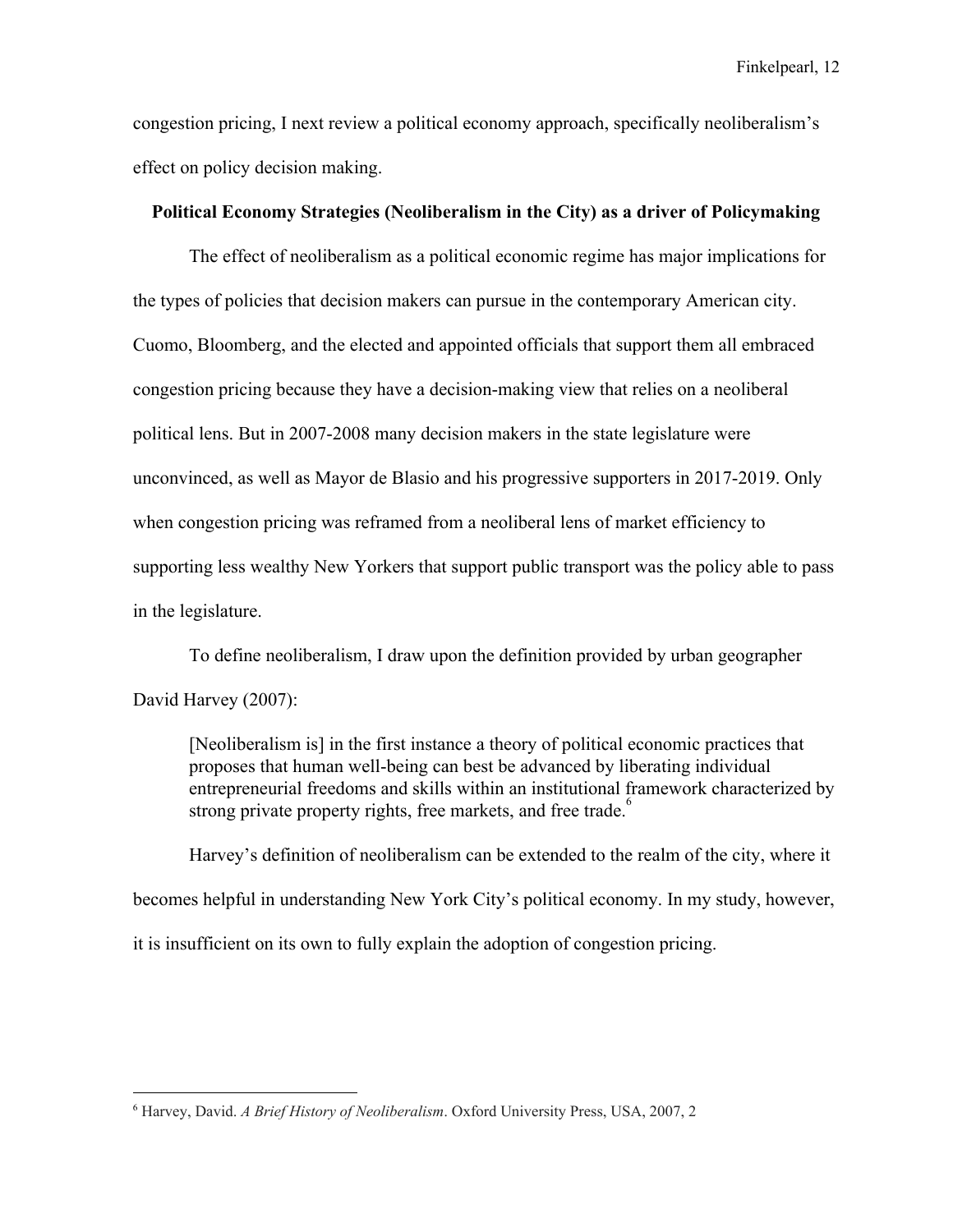congestion pricing, I next review a political economy approach, specifically neoliberalism's effect on policy decision making.

**Political Economy Strategies (Neoliberalism in the City) as a driver of Policymaking**

The effect of neoliberalism as a political economic regime has major implications for the types of policies that decision makers can pursue in the contemporary American city. Cuomo, Bloomberg, and the elected and appointed officials that support them all embraced congestion pricing because they have a decision-making view that relies on a neoliberal political lens. But in 2007-2008 many decision makers in the state legislature were unconvinced, as well as Mayor de Blasio and his progressive supporters in 2017-2019. Only when congestion pricing was reframed from a neoliberal lens of market efficiency to supporting less wealthy New Yorkers that support public transport was the policy able to pass in the legislature.

To define neoliberalism, I draw upon the definition provided by urban geographer David Harvey (2007):

> [Neoliberalism is] in the first instance a theory of political economic practices that proposes that human well-being can best be advanced by liberating individual entrepreneurial freedoms and skills within an institutional framework characterized by strong private property rights, free markets, and free trade.[6]

Harvey's definition of neoliberalism can be extended to the realm of the city, where it becomes helpful in understanding New York City's political economy. In my study, however, it is insufficient on its own to fully explain the adoption of congestion pricing.

---

[6] Harvey, David. *A Brief History of Neoliberalism*. Oxford University Press, USA, 2007, 2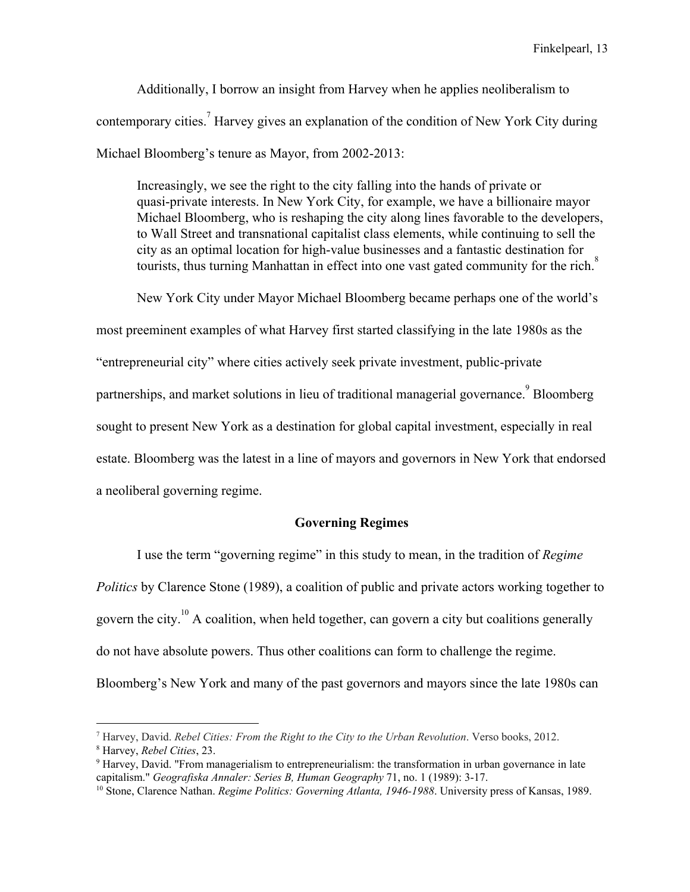Additionally, I borrow an insight from Harvey when he applies neoliberalism to contemporary cities.[7] Harvey gives an explanation of the condition of New York City during Michael Bloomberg's tenure as Mayor, from 2002-2013:

> Increasingly, we see the right to the city falling into the hands of private or quasi-private interests. In New York City, for example, we have a billionaire mayor Michael Bloomberg, who is reshaping the city along lines favorable to the developers, to Wall Street and transnational capitalist class elements, while continuing to sell the city as an optimal location for high-value businesses and a fantastic destination for tourists, thus turning Manhattan in effect into one vast gated community for the rich.[8]

New York City under Mayor Michael Bloomberg became perhaps one of the world's most preeminent examples of what Harvey first started classifying in the late 1980s as the "entrepreneurial city" where cities actively seek private investment, public-private partnerships, and market solutions in lieu of traditional managerial governance.[9] Bloomberg sought to present New York as a destination for global capital investment, especially in real estate. Bloomberg was the latest in a line of mayors and governors in New York that endorsed a neoliberal governing regime.

## Governing Regimes

I use the term "governing regime" in this study to mean, in the tradition of *Regime Politics* by Clarence Stone (1989), a coalition of public and private actors working together to govern the city.[10] A coalition, when held together, can govern a city but coalitions generally do not have absolute powers. Thus other coalitions can form to challenge the regime. Bloomberg's New York and many of the past governors and mayors since the late 1980s can

---

[7] Harvey, David. *Rebel Cities: From the Right to the City to the Urban Revolution*. Verso books, 2012.

[8] Harvey, *Rebel Cities*, 23.

[9] Harvey, David. "From managerialism to entrepreneurialism: the transformation in urban governance in late capitalism." *Geografiska Annaler: Series B, Human Geography* 71, no. 1 (1989): 3-17.

[10] Stone, Clarence Nathan. *Regime Politics: Governing Atlanta, 1946-1988*. University press of Kansas, 1989.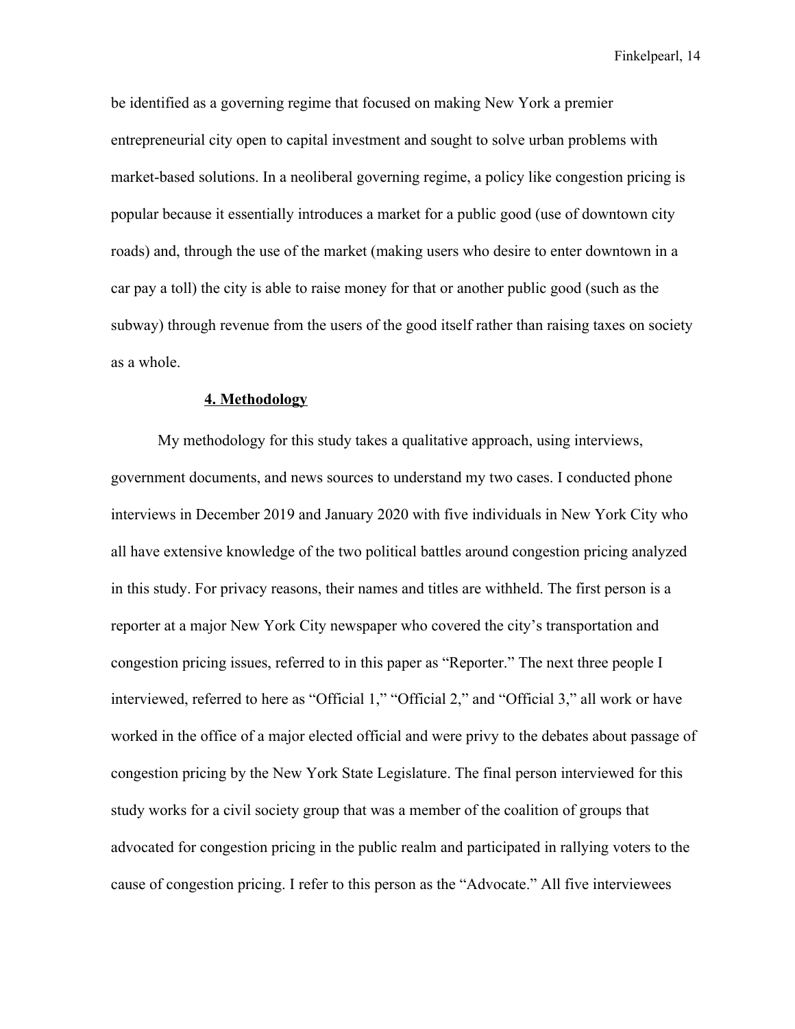be identified as a governing regime that focused on making New York a premier entrepreneurial city open to capital investment and sought to solve urban problems with market-based solutions. In a neoliberal governing regime, a policy like congestion pricing is popular because it essentially introduces a market for a public good (use of downtown city roads) and, through the use of the market (making users who desire to enter downtown in a car pay a toll) the city is able to raise money for that or another public good (such as the subway) through revenue from the users of the good itself rather than raising taxes on society as a whole.

## 4. Methodology

My methodology for this study takes a qualitative approach, using interviews, government documents, and news sources to understand my two cases. I conducted phone interviews in December 2019 and January 2020 with five individuals in New York City who all have extensive knowledge of the two political battles around congestion pricing analyzed in this study. For privacy reasons, their names and titles are withheld. The first person is a reporter at a major New York City newspaper who covered the city's transportation and congestion pricing issues, referred to in this paper as "Reporter." The next three people I interviewed, referred to here as "Official 1," "Official 2," and "Official 3," all work or have worked in the office of a major elected official and were privy to the debates about passage of congestion pricing by the New York State Legislature. The final person interviewed for this study works for a civil society group that was a member of the coalition of groups that advocated for congestion pricing in the public realm and participated in rallying voters to the cause of congestion pricing. I refer to this person as the "Advocate." All five interviewees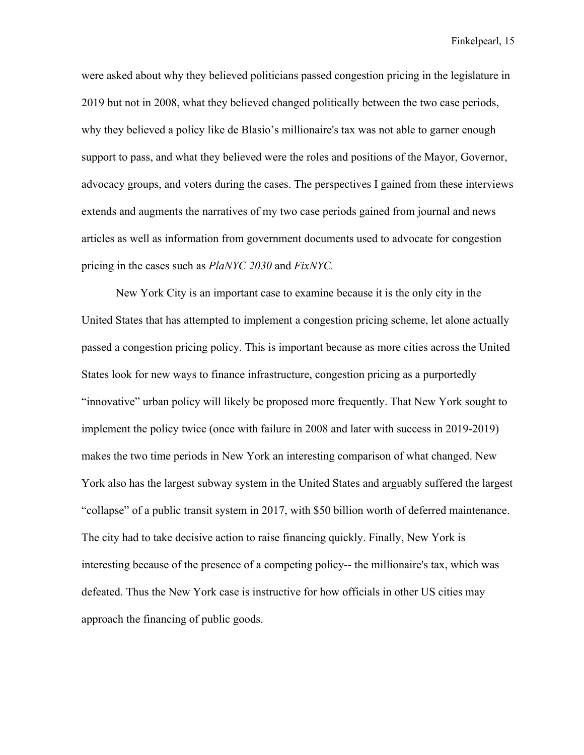were asked about why they believed politicians passed congestion pricing in the legislature in 2019 but not in 2008, what they believed changed politically between the two case periods, why they believed a policy like de Blasio's millionaire's tax was not able to garner enough support to pass, and what they believed were the roles and positions of the Mayor, Governor, advocacy groups, and voters during the cases. The perspectives I gained from these interviews extends and augments the narratives of my two case periods gained from journal and news articles as well as information from government documents used to advocate for congestion pricing in the cases such as *PlaNYC 2030* and *FixNYC.*

New York City is an important case to examine because it is the only city in the United States that has attempted to implement a congestion pricing scheme, let alone actually passed a congestion pricing policy. This is important because as more cities across the United States look for new ways to finance infrastructure, congestion pricing as a purportedly "innovative" urban policy will likely be proposed more frequently. That New York sought to implement the policy twice (once with failure in 2008 and later with success in 2019-2019) makes the two time periods in New York an interesting comparison of what changed. New York also has the largest subway system in the United States and arguably suffered the largest "collapse" of a public transit system in 2017, with $50 billion worth of deferred maintenance. The city had to take decisive action to raise financing quickly. Finally, New York is interesting because of the presence of a competing policy-- the millionaire's tax, which was defeated. Thus the New York case is instructive for how officials in other US cities may approach the financing of public goods.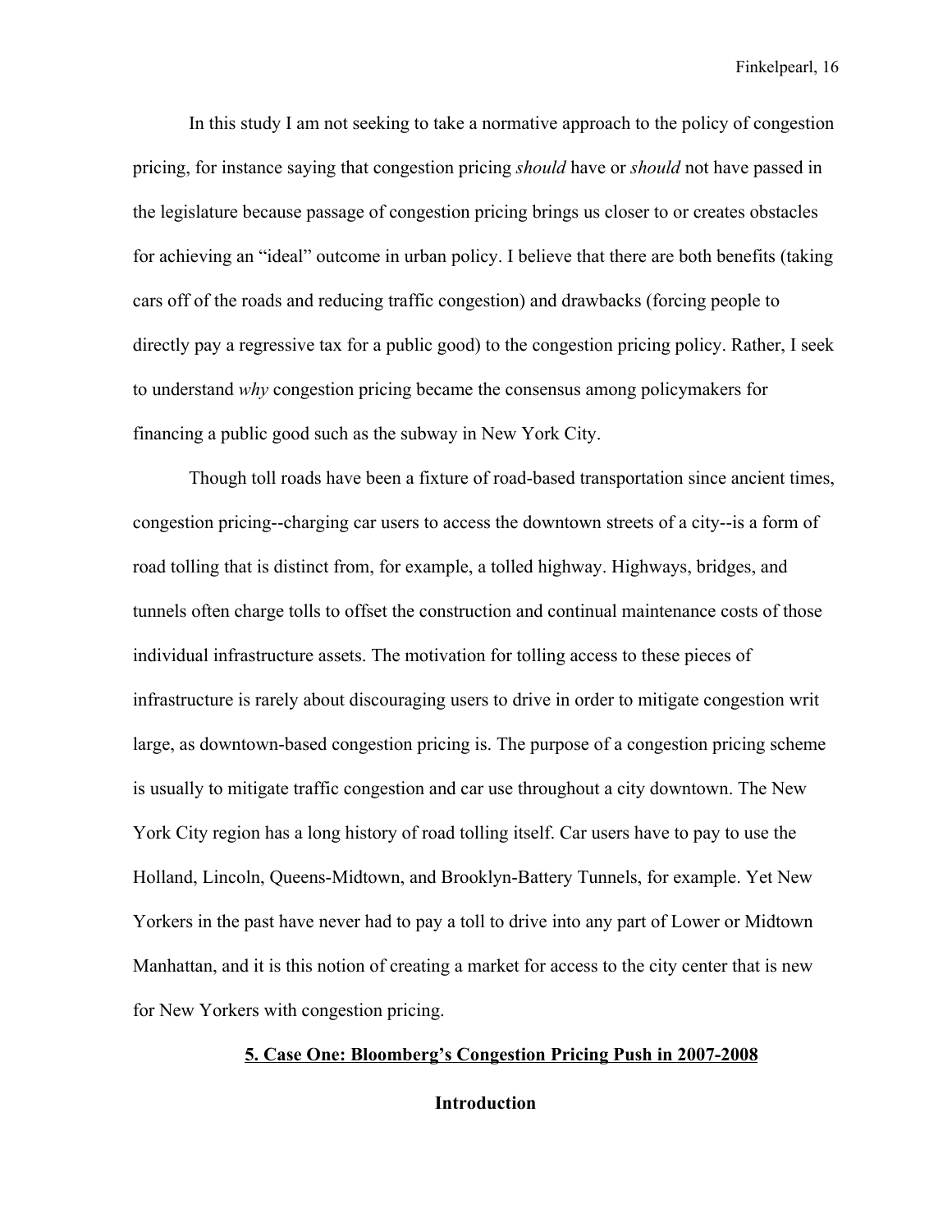In this study I am not seeking to take a normative approach to the policy of congestion pricing, for instance saying that congestion pricing *should* have or *should* not have passed in the legislature because passage of congestion pricing brings us closer to or creates obstacles for achieving an "ideal" outcome in urban policy. I believe that there are both benefits (taking cars off of the roads and reducing traffic congestion) and drawbacks (forcing people to directly pay a regressive tax for a public good) to the congestion pricing policy. Rather, I seek to understand *why* congestion pricing became the consensus among policymakers for financing a public good such as the subway in New York City.

Though toll roads have been a fixture of road-based transportation since ancient times, congestion pricing--charging car users to access the downtown streets of a city--is a form of road tolling that is distinct from, for example, a tolled highway. Highways, bridges, and tunnels often charge tolls to offset the construction and continual maintenance costs of those individual infrastructure assets. The motivation for tolling access to these pieces of infrastructure is rarely about discouraging users to drive in order to mitigate congestion writ large, as downtown-based congestion pricing is. The purpose of a congestion pricing scheme is usually to mitigate traffic congestion and car use throughout a city downtown. The New York City region has a long history of road tolling itself. Car users have to pay to use the Holland, Lincoln, Queens-Midtown, and Brooklyn-Battery Tunnels, for example. Yet New Yorkers in the past have never had to pay a toll to drive into any part of Lower or Midtown Manhattan, and it is this notion of creating a market for access to the city center that is new for New Yorkers with congestion pricing.

## 5. Case One: Bloomberg's Congestion Pricing Push in 2007-2008

### Introduction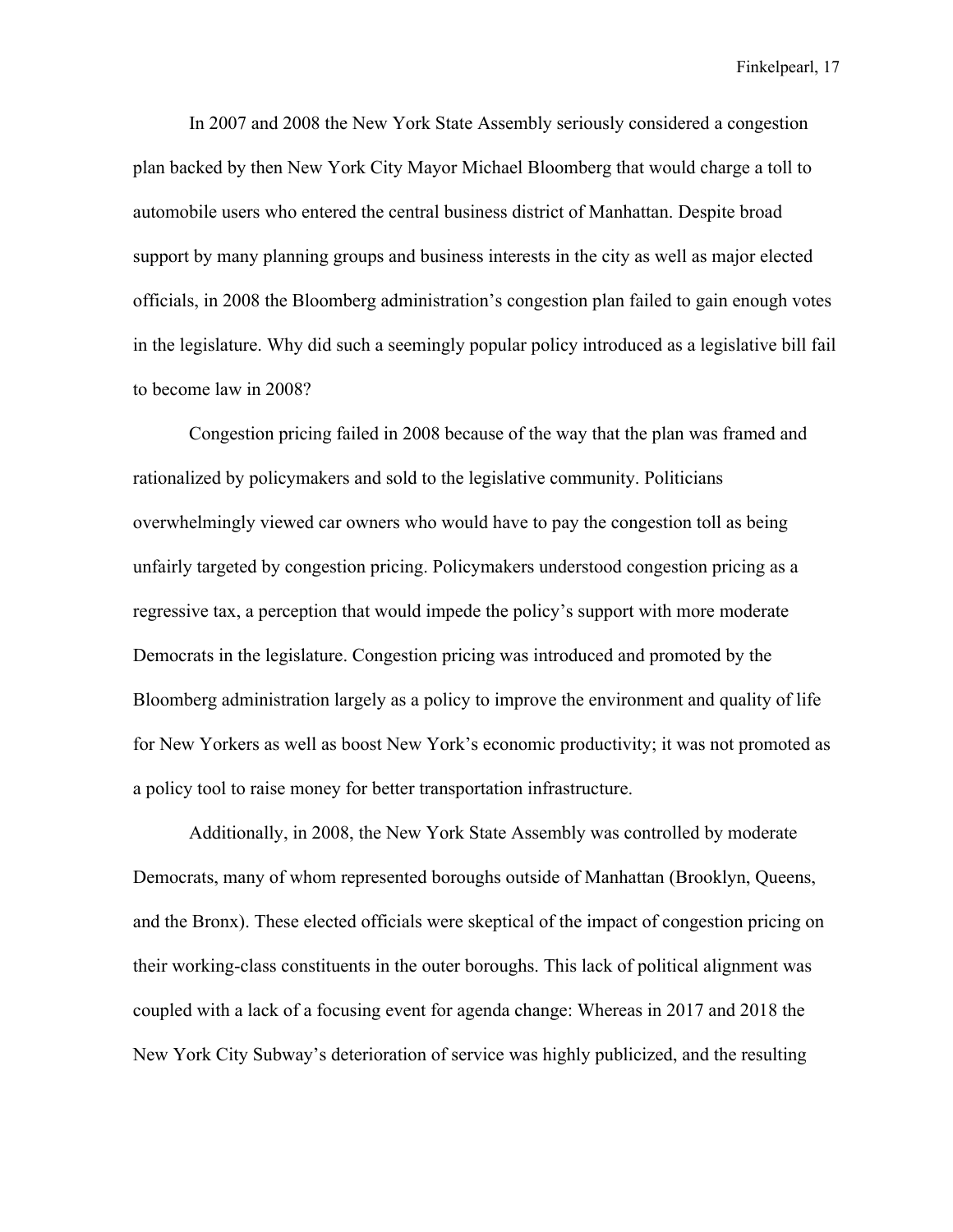In 2007 and 2008 the New York State Assembly seriously considered a congestion plan backed by then New York City Mayor Michael Bloomberg that would charge a toll to automobile users who entered the central business district of Manhattan. Despite broad support by many planning groups and business interests in the city as well as major elected officials, in 2008 the Bloomberg administration's congestion plan failed to gain enough votes in the legislature. Why did such a seemingly popular policy introduced as a legislative bill fail to become law in 2008?

Congestion pricing failed in 2008 because of the way that the plan was framed and rationalized by policymakers and sold to the legislative community. Politicians overwhelmingly viewed car owners who would have to pay the congestion toll as being unfairly targeted by congestion pricing. Policymakers understood congestion pricing as a regressive tax, a perception that would impede the policy's support with more moderate Democrats in the legislature. Congestion pricing was introduced and promoted by the Bloomberg administration largely as a policy to improve the environment and quality of life for New Yorkers as well as boost New York's economic productivity; it was not promoted as a policy tool to raise money for better transportation infrastructure.

Additionally, in 2008, the New York State Assembly was controlled by moderate Democrats, many of whom represented boroughs outside of Manhattan (Brooklyn, Queens, and the Bronx). These elected officials were skeptical of the impact of congestion pricing on their working-class constituents in the outer boroughs. This lack of political alignment was coupled with a lack of a focusing event for agenda change: Whereas in 2017 and 2018 the New York City Subway's deterioration of service was highly publicized, and the resulting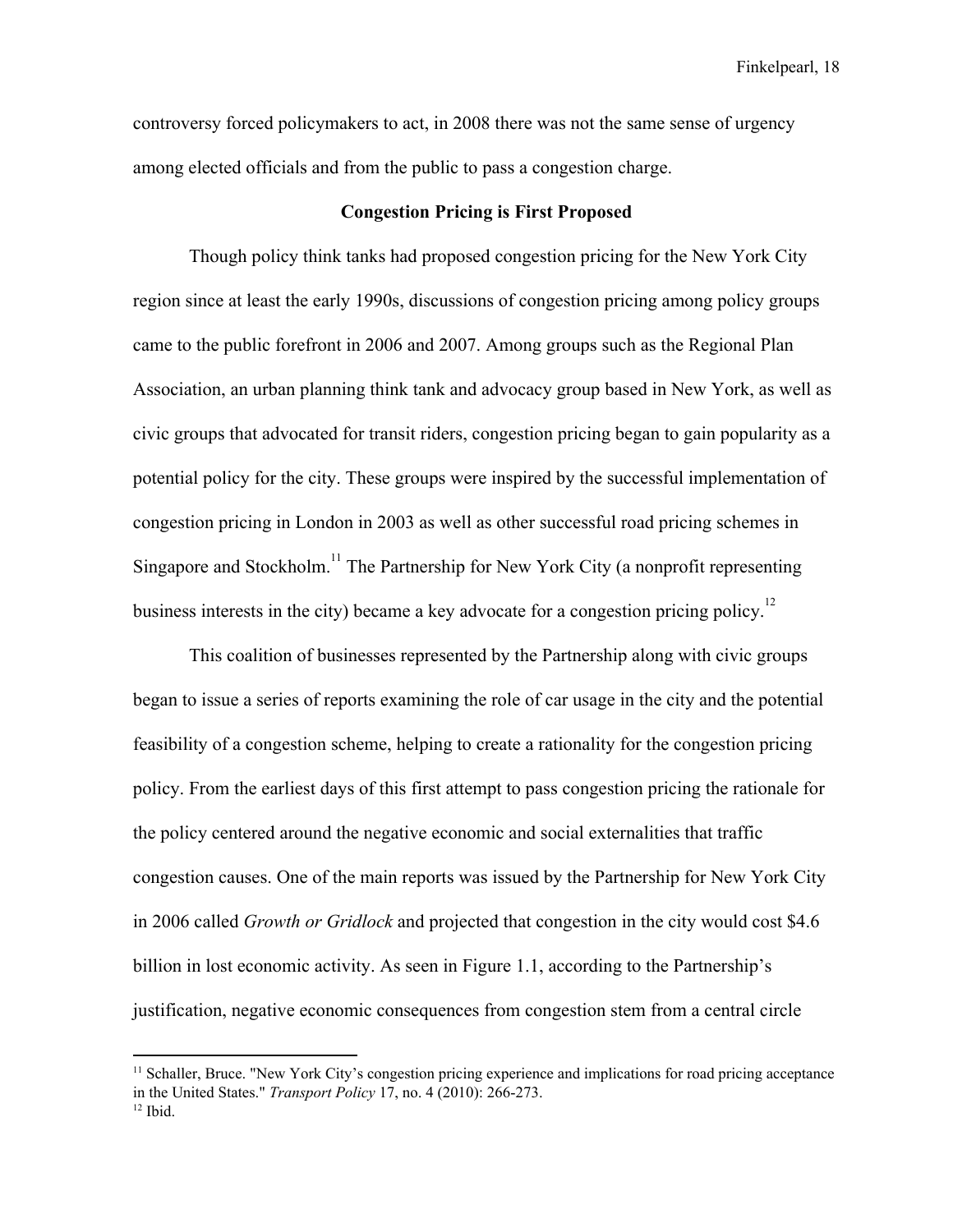controversy forced policymakers to act, in 2008 there was not the same sense of urgency among elected officials and from the public to pass a congestion charge.

## Congestion Pricing is First Proposed

Though policy think tanks had proposed congestion pricing for the New York City region since at least the early 1990s, discussions of congestion pricing among policy groups came to the public forefront in 2006 and 2007. Among groups such as the Regional Plan Association, an urban planning think tank and advocacy group based in New York, as well as civic groups that advocated for transit riders, congestion pricing began to gain popularity as a potential policy for the city. These groups were inspired by the successful implementation of congestion pricing in London in 2003 as well as other successful road pricing schemes in Singapore and Stockholm.[11] The Partnership for New York City (a nonprofit representing business interests in the city) became a key advocate for a congestion pricing policy.[12]

This coalition of businesses represented by the Partnership along with civic groups began to issue a series of reports examining the role of car usage in the city and the potential feasibility of a congestion scheme, helping to create a rationality for the congestion pricing policy. From the earliest days of this first attempt to pass congestion pricing the rationale for the policy centered around the negative economic and social externalities that traffic congestion causes. One of the main reports was issued by the Partnership for New York City in 2006 called *Growth or Gridlock* and projected that congestion in the city would cost $4.6 billion in lost economic activity. As seen in Figure 1.1, according to the Partnership's justification, negative economic consequences from congestion stem from a central circle

---

[11] Schaller, Bruce. "New York City's congestion pricing experience and implications for road pricing acceptance in the United States." *Transport Policy* 17, no. 4 (2010): 266-273.

[12] Ibid.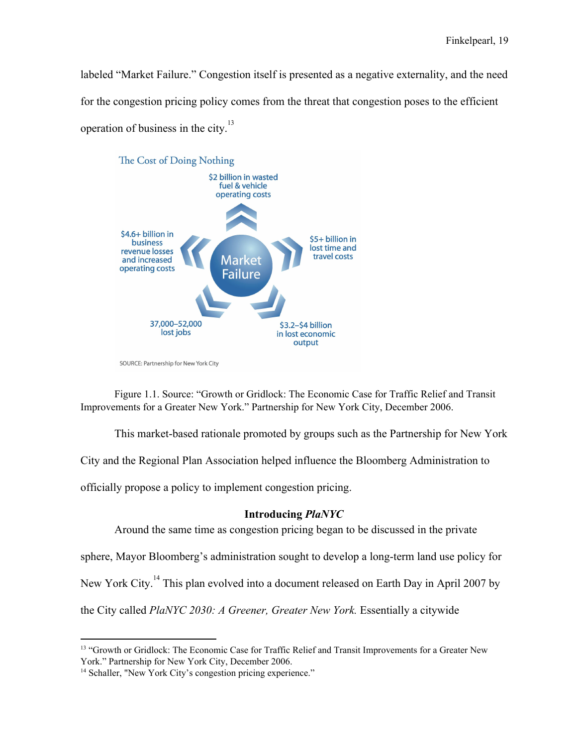labeled "Market Failure." Congestion itself is presented as a negative externality, and the need for the congestion pricing policy comes from the threat that congestion poses to the efficient operation of business in the city.[13]

The Cost of Doing Nothing

$2 billion in wasted fuel & vehicle operating costs

$5+ billion in lost time and travel costs

$3.2–$4 billion in lost economic output

37,000–52,000 lost jobs

$4.6+ billion in business revenue losses and increased operating costs

Market Failure

SOURCE: Partnership for New York City

Figure 1.1. Source: "Growth or Gridlock: The Economic Case for Traffic Relief and Transit Improvements for a Greater New York." Partnership for New York City, December 2006.

This market-based rationale promoted by groups such as the Partnership for New York City and the Regional Plan Association helped influence the Bloomberg Administration to officially propose a policy to implement congestion pricing.

### Introducing *PlaNYC*

Around the same time as congestion pricing began to be discussed in the private sphere, Mayor Bloomberg's administration sought to develop a long-term land use policy for New York City.[14] This plan evolved into a document released on Earth Day in April 2007 by the City called *PlaNYC 2030: A Greener, Greater New York.* Essentially a citywide

---

[13] "Growth or Gridlock: The Economic Case for Traffic Relief and Transit Improvements for a Greater New York." Partnership for New York City, December 2006.

[14] Schaller, "New York City's congestion pricing experience."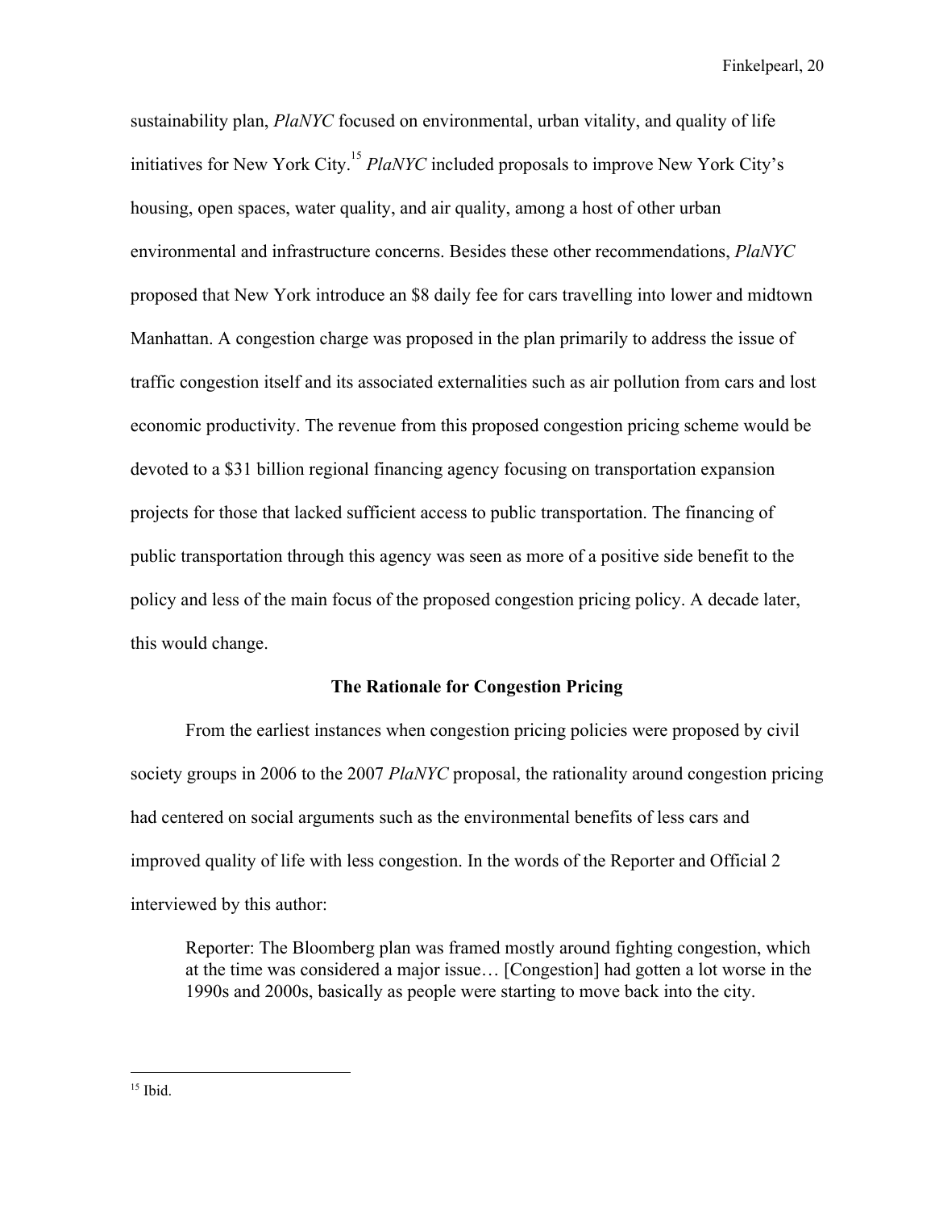sustainability plan, *PlaNYC* focused on environmental, urban vitality, and quality of life initiatives for New York City.[15] *PlaNYC* included proposals to improve New York City's housing, open spaces, water quality, and air quality, among a host of other urban environmental and infrastructure concerns. Besides these other recommendations, *PlaNYC* proposed that New York introduce an $8 daily fee for cars travelling into lower and midtown Manhattan. A congestion charge was proposed in the plan primarily to address the issue of traffic congestion itself and its associated externalities such as air pollution from cars and lost economic productivity. The revenue from this proposed congestion pricing scheme would be devoted to a $31 billion regional financing agency focusing on transportation expansion projects for those that lacked sufficient access to public transportation. The financing of public transportation through this agency was seen as more of a positive side benefit to the policy and less of the main focus of the proposed congestion pricing policy. A decade later, this would change.

### The Rationale for Congestion Pricing

From the earliest instances when congestion pricing policies were proposed by civil society groups in 2006 to the 2007 *PlaNYC* proposal, the rationality around congestion pricing had centered on social arguments such as the environmental benefits of less cars and improved quality of life with less congestion. In the words of the Reporter and Official 2 interviewed by this author:

> Reporter: The Bloomberg plan was framed mostly around fighting congestion, which at the time was considered a major issue… [Congestion] had gotten a lot worse in the 1990s and 2000s, basically as people were starting to move back into the city.

---

[15] Ibid.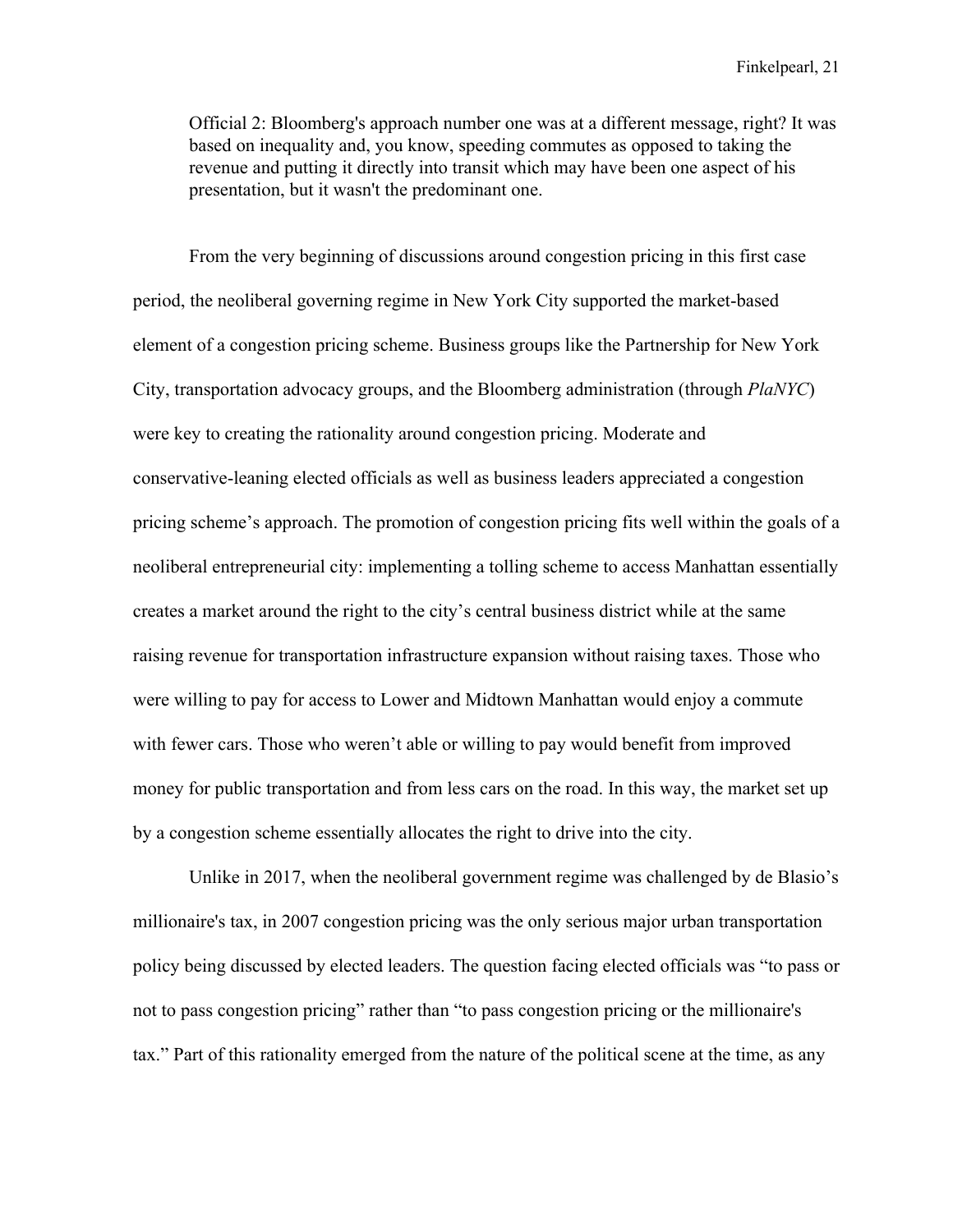> Official 2: Bloomberg's approach number one was at a different message, right? It was based on inequality and, you know, speeding commutes as opposed to taking the revenue and putting it directly into transit which may have been one aspect of his presentation, but it wasn't the predominant one.

From the very beginning of discussions around congestion pricing in this first case period, the neoliberal governing regime in New York City supported the market-based element of a congestion pricing scheme. Business groups like the Partnership for New York City, transportation advocacy groups, and the Bloomberg administration (through *PlaNYC*) were key to creating the rationality around congestion pricing. Moderate and conservative-leaning elected officials as well as business leaders appreciated a congestion pricing scheme's approach. The promotion of congestion pricing fits well within the goals of a neoliberal entrepreneurial city: implementing a tolling scheme to access Manhattan essentially creates a market around the right to the city's central business district while at the same raising revenue for transportation infrastructure expansion without raising taxes. Those who were willing to pay for access to Lower and Midtown Manhattan would enjoy a commute with fewer cars. Those who weren't able or willing to pay would benefit from improved money for public transportation and from less cars on the road. In this way, the market set up by a congestion scheme essentially allocates the right to drive into the city.

Unlike in 2017, when the neoliberal government regime was challenged by de Blasio's millionaire's tax, in 2007 congestion pricing was the only serious major urban transportation policy being discussed by elected leaders. The question facing elected officials was "to pass or not to pass congestion pricing" rather than "to pass congestion pricing or the millionaire's tax." Part of this rationality emerged from the nature of the political scene at the time, as any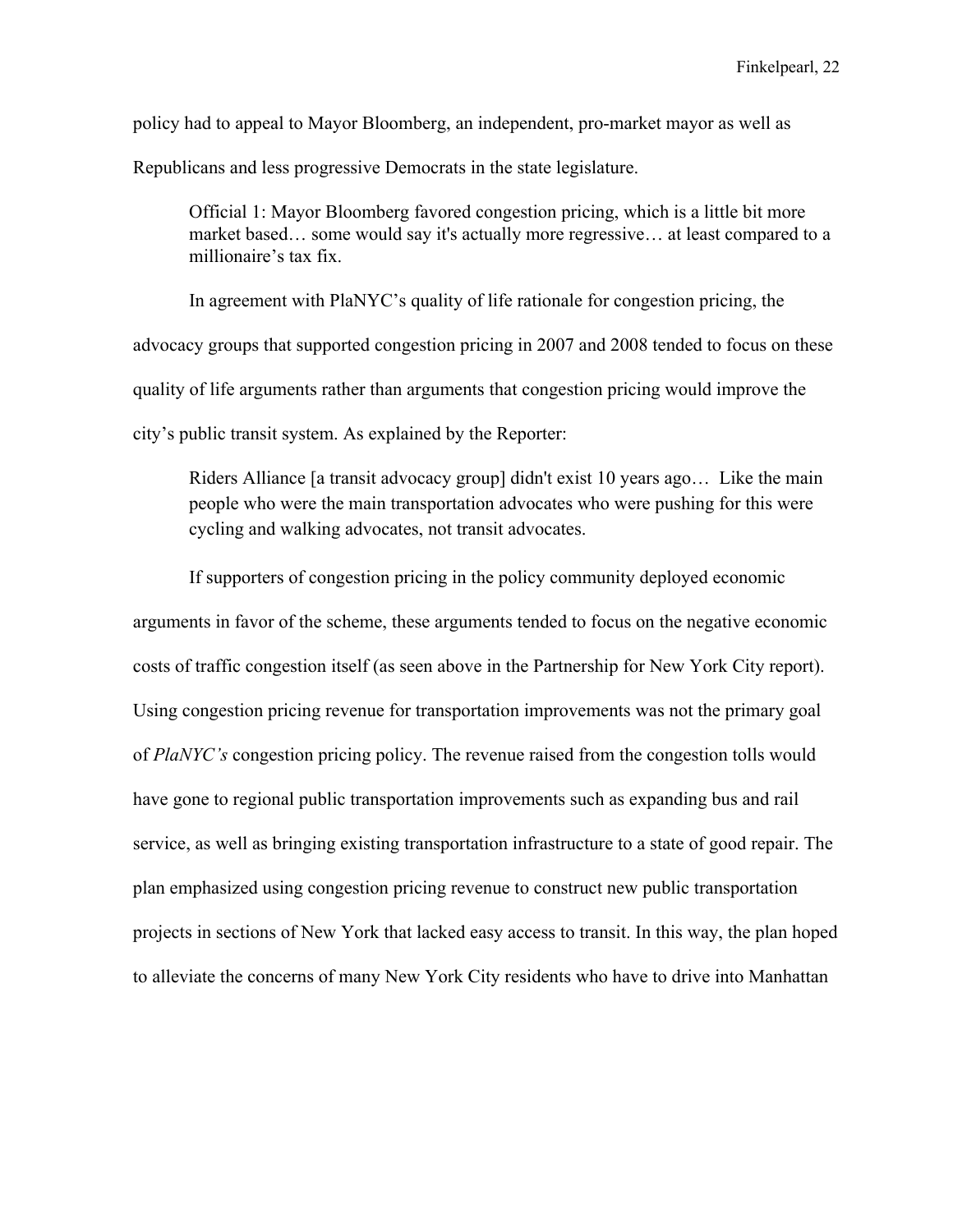policy had to appeal to Mayor Bloomberg, an independent, pro-market mayor as well as Republicans and less progressive Democrats in the state legislature.

> Official 1: Mayor Bloomberg favored congestion pricing, which is a little bit more market based… some would say it's actually more regressive… at least compared to a millionaire's tax fix.

In agreement with PlaNYC's quality of life rationale for congestion pricing, the advocacy groups that supported congestion pricing in 2007 and 2008 tended to focus on these quality of life arguments rather than arguments that congestion pricing would improve the city's public transit system. As explained by the Reporter:

> Riders Alliance [a transit advocacy group] didn't exist 10 years ago… Like the main people who were the main transportation advocates who were pushing for this were cycling and walking advocates, not transit advocates.

If supporters of congestion pricing in the policy community deployed economic arguments in favor of the scheme, these arguments tended to focus on the negative economic costs of traffic congestion itself (as seen above in the Partnership for New York City report). Using congestion pricing revenue for transportation improvements was not the primary goal of *PlaNYC's* congestion pricing policy. The revenue raised from the congestion tolls would have gone to regional public transportation improvements such as expanding bus and rail service, as well as bringing existing transportation infrastructure to a state of good repair. The plan emphasized using congestion pricing revenue to construct new public transportation projects in sections of New York that lacked easy access to transit. In this way, the plan hoped to alleviate the concerns of many New York City residents who have to drive into Manhattan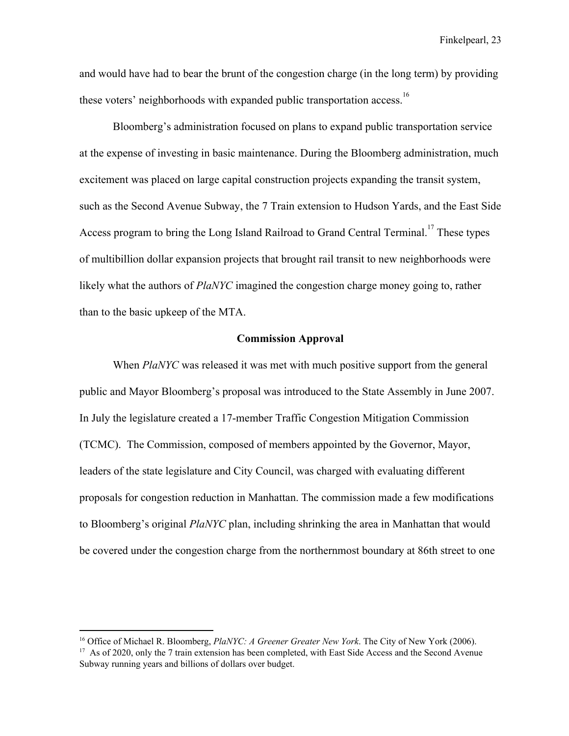and would have had to bear the brunt of the congestion charge (in the long term) by providing these voters' neighborhoods with expanded public transportation access.[16]

Bloomberg's administration focused on plans to expand public transportation service at the expense of investing in basic maintenance. During the Bloomberg administration, much excitement was placed on large capital construction projects expanding the transit system, such as the Second Avenue Subway, the 7 Train extension to Hudson Yards, and the East Side Access program to bring the Long Island Railroad to Grand Central Terminal.[17] These types of multibillion dollar expansion projects that brought rail transit to new neighborhoods were likely what the authors of *PlaNYC* imagined the congestion charge money going to, rather than to the basic upkeep of the MTA.

## Commission Approval

When *PlaNYC* was released it was met with much positive support from the general public and Mayor Bloomberg's proposal was introduced to the State Assembly in June 2007. In July the legislature created a 17-member Traffic Congestion Mitigation Commission (TCMC). The Commission, composed of members appointed by the Governor, Mayor, leaders of the state legislature and City Council, was charged with evaluating different proposals for congestion reduction in Manhattan. The commission made a few modifications to Bloomberg's original *PlaNYC* plan, including shrinking the area in Manhattan that would be covered under the congestion charge from the northernmost boundary at 86th street to one

---

[16] Office of Michael R. Bloomberg, *PlaNYC: A Greener Greater New York*. The City of New York (2006).

[17] As of 2020, only the 7 train extension has been completed, with East Side Access and the Second Avenue Subway running years and billions of dollars over budget.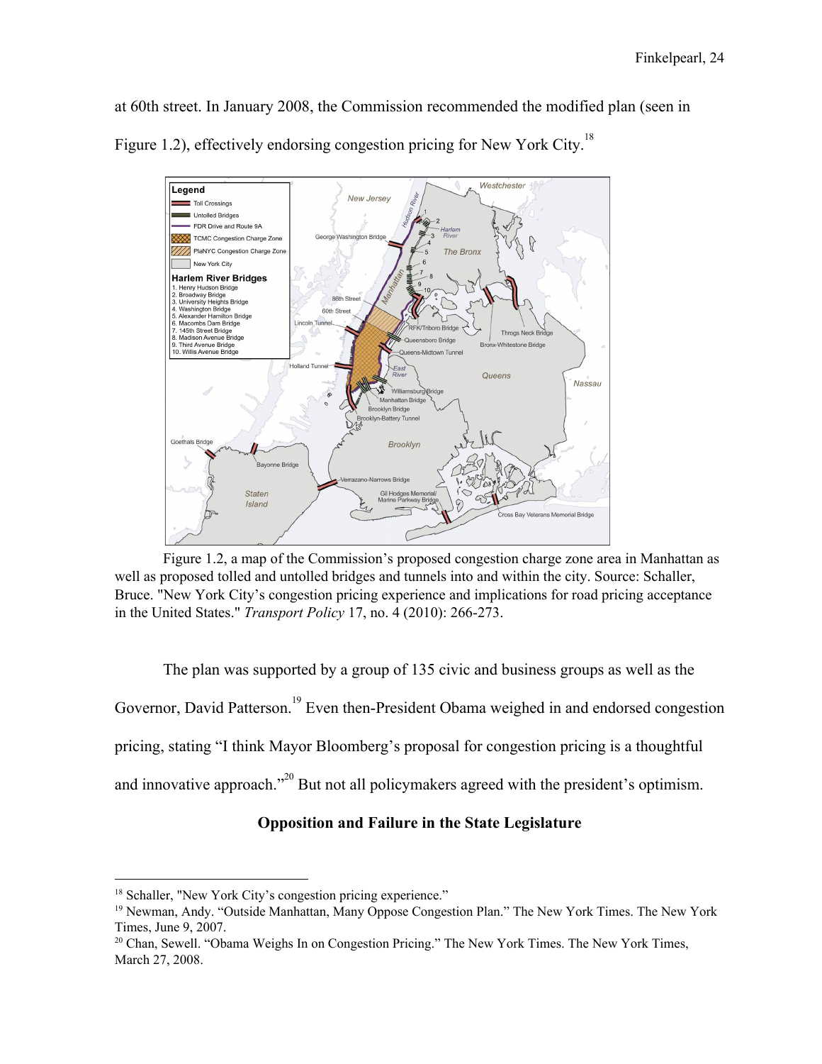at 60th street. In January 2008, the Commission recommended the modified plan (seen in Figure 1.2), effectively endorsing congestion pricing for New York City.[18]

Figure 1.2, a map of the Commission's proposed congestion charge zone area in Manhattan as well as proposed tolled and untolled bridges and tunnels into and within the city. Source: Schaller, Bruce. "New York City's congestion pricing experience and implications for road pricing acceptance in the United States." *Transport Policy* 17, no. 4 (2010): 266-273.

The plan was supported by a group of 135 civic and business groups as well as the Governor, David Patterson.[19] Even then-President Obama weighed in and endorsed congestion pricing, stating "I think Mayor Bloomberg's proposal for congestion pricing is a thoughtful and innovative approach."[20] But not all policymakers agreed with the president's optimism.

**Opposition and Failure in the State Legislature**

---

[18] Schaller, "New York City's congestion pricing experience."

[19] Newman, Andy. "Outside Manhattan, Many Oppose Congestion Plan." The New York Times. The New York Times, June 9, 2007.

[20] Chan, Sewell. "Obama Weighs In on Congestion Pricing." The New York Times. The New York Times, March 27, 2008.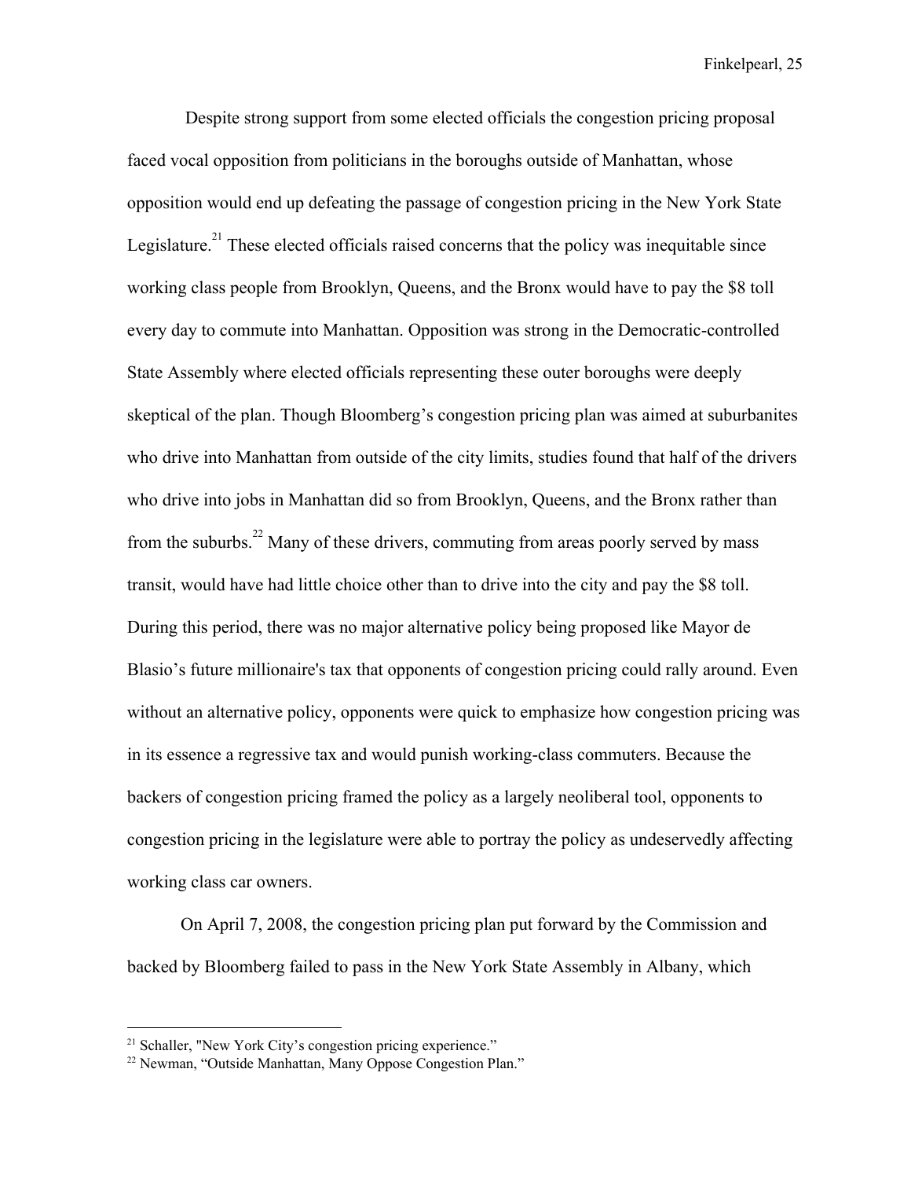Despite strong support from some elected officials the congestion pricing proposal faced vocal opposition from politicians in the boroughs outside of Manhattan, whose opposition would end up defeating the passage of congestion pricing in the New York State Legislature.[21] These elected officials raised concerns that the policy was inequitable since working class people from Brooklyn, Queens, and the Bronx would have to pay the $8 toll every day to commute into Manhattan. Opposition was strong in the Democratic-controlled State Assembly where elected officials representing these outer boroughs were deeply skeptical of the plan. Though Bloomberg's congestion pricing plan was aimed at suburbanites who drive into Manhattan from outside of the city limits, studies found that half of the drivers who drive into jobs in Manhattan did so from Brooklyn, Queens, and the Bronx rather than from the suburbs.[22] Many of these drivers, commuting from areas poorly served by mass transit, would have had little choice other than to drive into the city and pay the $8 toll. During this period, there was no major alternative policy being proposed like Mayor de Blasio's future millionaire's tax that opponents of congestion pricing could rally around. Even without an alternative policy, opponents were quick to emphasize how congestion pricing was in its essence a regressive tax and would punish working-class commuters. Because the backers of congestion pricing framed the policy as a largely neoliberal tool, opponents to congestion pricing in the legislature were able to portray the policy as undeservedly affecting working class car owners.

On April 7, 2008, the congestion pricing plan put forward by the Commission and backed by Bloomberg failed to pass in the New York State Assembly in Albany, which

---

[21] Schaller, "New York City's congestion pricing experience."

[22] Newman, "Outside Manhattan, Many Oppose Congestion Plan."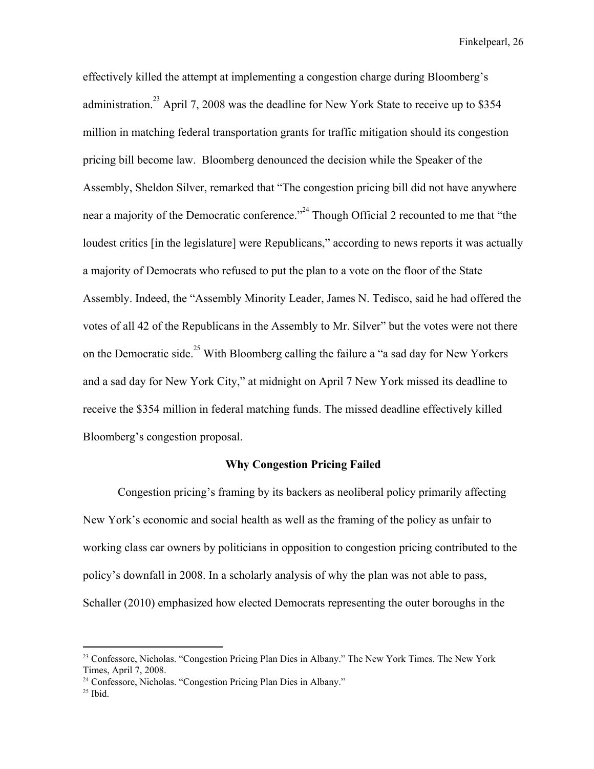effectively killed the attempt at implementing a congestion charge during Bloomberg's administration.[23] April 7, 2008 was the deadline for New York State to receive up to $354 million in matching federal transportation grants for traffic mitigation should its congestion pricing bill become law. Bloomberg denounced the decision while the Speaker of the Assembly, Sheldon Silver, remarked that "The congestion pricing bill did not have anywhere near a majority of the Democratic conference."[24] Though Official 2 recounted to me that "the loudest critics [in the legislature] were Republicans," according to news reports it was actually a majority of Democrats who refused to put the plan to a vote on the floor of the State Assembly. Indeed, the "Assembly Minority Leader, James N. Tedisco, said he had offered the votes of all 42 of the Republicans in the Assembly to Mr. Silver" but the votes were not there on the Democratic side.[25] With Bloomberg calling the failure a "a sad day for New Yorkers and a sad day for New York City," at midnight on April 7 New York missed its deadline to receive the $354 million in federal matching funds. The missed deadline effectively killed Bloomberg's congestion proposal.

## Why Congestion Pricing Failed

Congestion pricing's framing by its backers as neoliberal policy primarily affecting New York's economic and social health as well as the framing of the policy as unfair to working class car owners by politicians in opposition to congestion pricing contributed to the policy's downfall in 2008. In a scholarly analysis of why the plan was not able to pass, Schaller (2010) emphasized how elected Democrats representing the outer boroughs in the

---

[23] Confessore, Nicholas. "Congestion Pricing Plan Dies in Albany." The New York Times. The New York Times, April 7, 2008.

[24] Confessore, Nicholas. "Congestion Pricing Plan Dies in Albany."

[25] Ibid.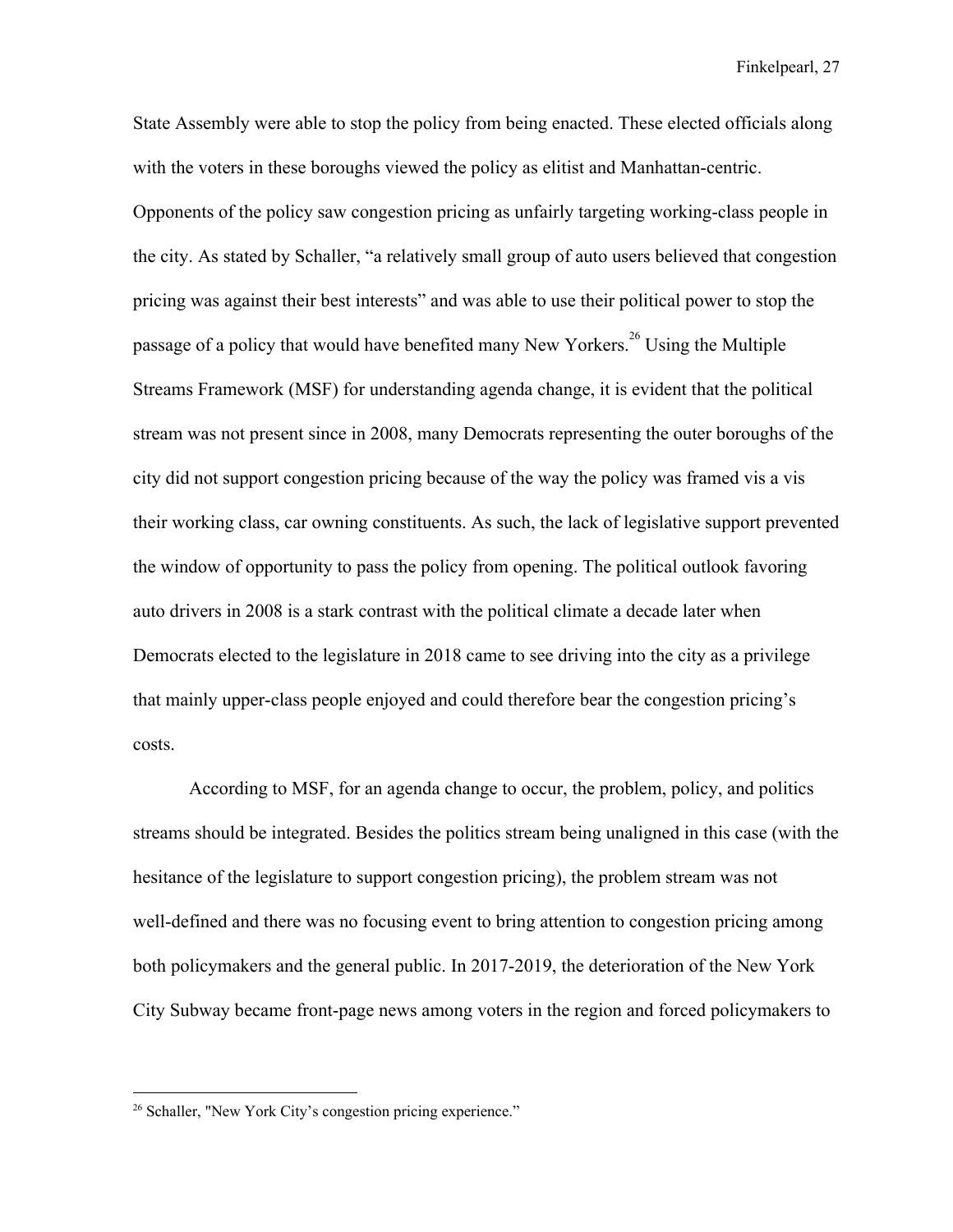State Assembly were able to stop the policy from being enacted. These elected officials along with the voters in these boroughs viewed the policy as elitist and Manhattan-centric. Opponents of the policy saw congestion pricing as unfairly targeting working-class people in the city. As stated by Schaller, "a relatively small group of auto users believed that congestion pricing was against their best interests" and was able to use their political power to stop the passage of a policy that would have benefited many New Yorkers.[26] Using the Multiple Streams Framework (MSF) for understanding agenda change, it is evident that the political stream was not present since in 2008, many Democrats representing the outer boroughs of the city did not support congestion pricing because of the way the policy was framed vis a vis their working class, car owning constituents. As such, the lack of legislative support prevented the window of opportunity to pass the policy from opening. The political outlook favoring auto drivers in 2008 is a stark contrast with the political climate a decade later when Democrats elected to the legislature in 2018 came to see driving into the city as a privilege that mainly upper-class people enjoyed and could therefore bear the congestion pricing's costs.

According to MSF, for an agenda change to occur, the problem, policy, and politics streams should be integrated. Besides the politics stream being unaligned in this case (with the hesitance of the legislature to support congestion pricing), the problem stream was not well-defined and there was no focusing event to bring attention to congestion pricing among both policymakers and the general public. In 2017-2019, the deterioration of the New York City Subway became front-page news among voters in the region and forced policymakers to

[26] Schaller, "New York City's congestion pricing experience."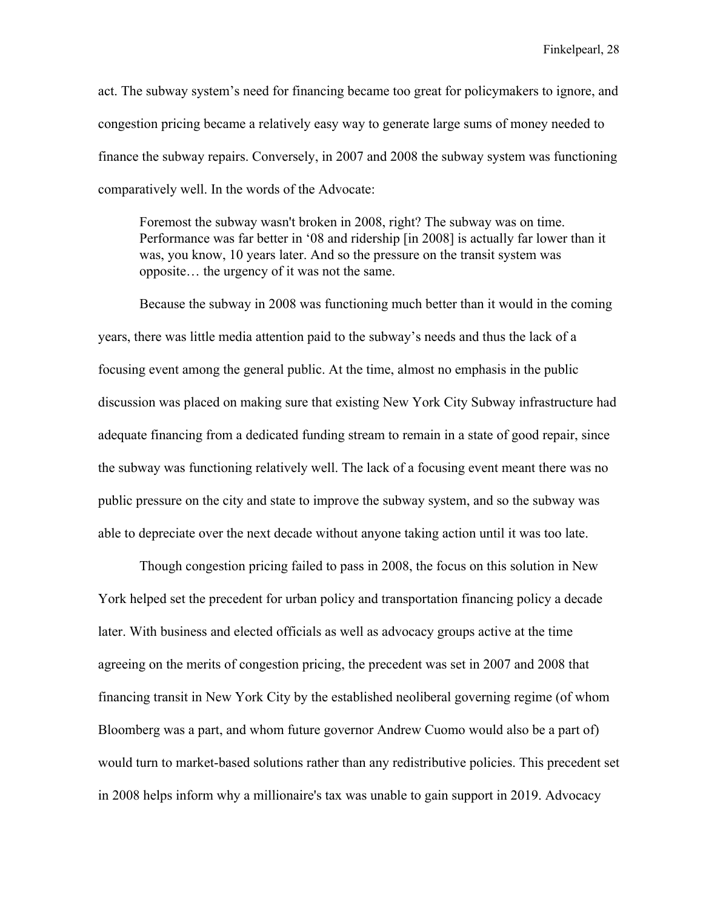act. The subway system's need for financing became too great for policymakers to ignore, and congestion pricing became a relatively easy way to generate large sums of money needed to finance the subway repairs. Conversely, in 2007 and 2008 the subway system was functioning comparatively well. In the words of the Advocate:

> Foremost the subway wasn't broken in 2008, right? The subway was on time. Performance was far better in '08 and ridership [in 2008] is actually far lower than it was, you know, 10 years later. And so the pressure on the transit system was opposite… the urgency of it was not the same.

Because the subway in 2008 was functioning much better than it would in the coming years, there was little media attention paid to the subway's needs and thus the lack of a focusing event among the general public. At the time, almost no emphasis in the public discussion was placed on making sure that existing New York City Subway infrastructure had adequate financing from a dedicated funding stream to remain in a state of good repair, since the subway was functioning relatively well. The lack of a focusing event meant there was no public pressure on the city and state to improve the subway system, and so the subway was able to depreciate over the next decade without anyone taking action until it was too late.

Though congestion pricing failed to pass in 2008, the focus on this solution in New York helped set the precedent for urban policy and transportation financing policy a decade later. With business and elected officials as well as advocacy groups active at the time agreeing on the merits of congestion pricing, the precedent was set in 2007 and 2008 that financing transit in New York City by the established neoliberal governing regime (of whom Bloomberg was a part, and whom future governor Andrew Cuomo would also be a part of) would turn to market-based solutions rather than any redistributive policies. This precedent set in 2008 helps inform why a millionaire's tax was unable to gain support in 2019. Advocacy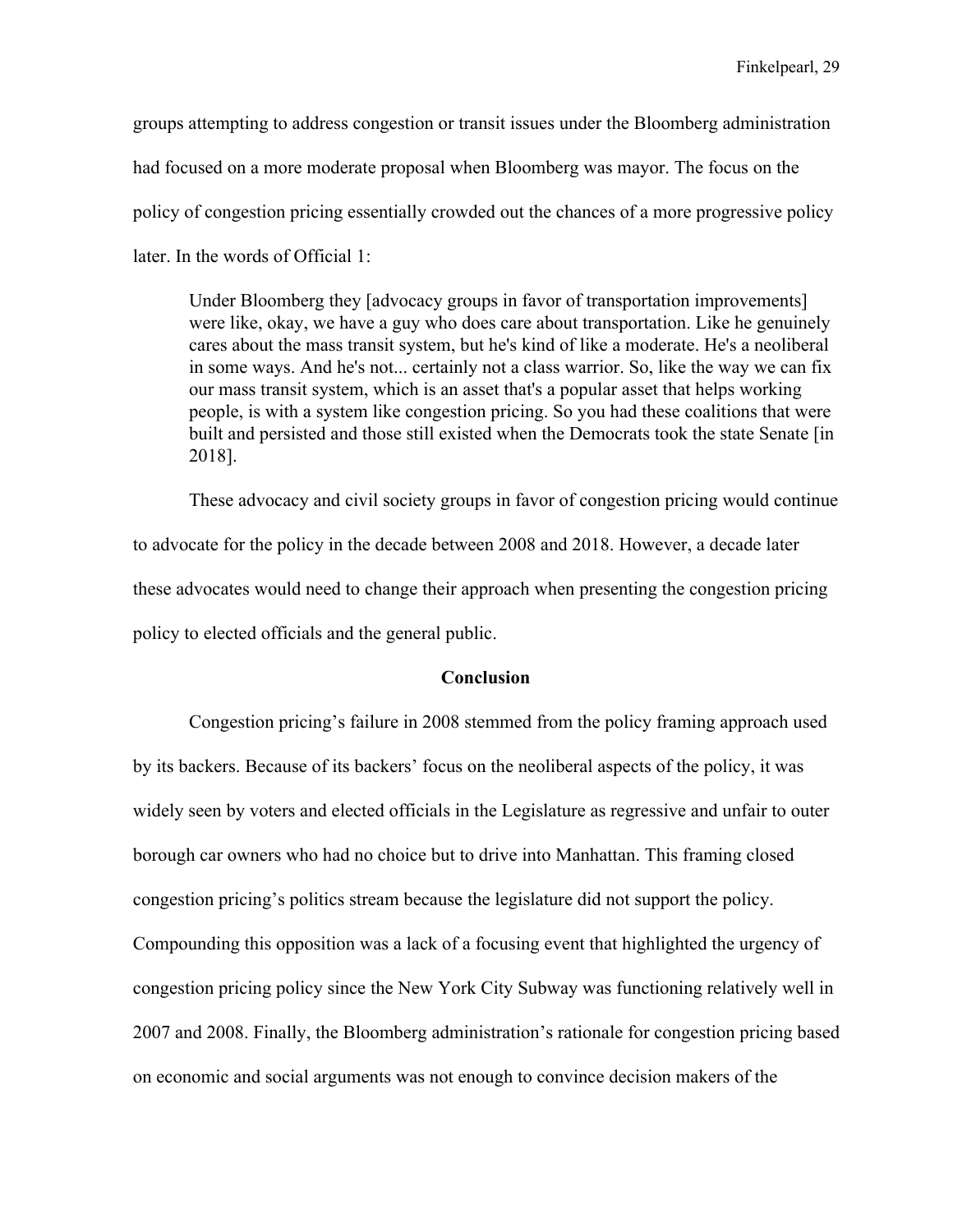groups attempting to address congestion or transit issues under the Bloomberg administration had focused on a more moderate proposal when Bloomberg was mayor. The focus on the policy of congestion pricing essentially crowded out the chances of a more progressive policy later. In the words of Official 1:

> Under Bloomberg they [advocacy groups in favor of transportation improvements] were like, okay, we have a guy who does care about transportation. Like he genuinely cares about the mass transit system, but he's kind of like a moderate. He's a neoliberal in some ways. And he's not... certainly not a class warrior. So, like the way we can fix our mass transit system, which is an asset that's a popular asset that helps working people, is with a system like congestion pricing. So you had these coalitions that were built and persisted and those still existed when the Democrats took the state Senate [in 2018].

These advocacy and civil society groups in favor of congestion pricing would continue to advocate for the policy in the decade between 2008 and 2018. However, a decade later these advocates would need to change their approach when presenting the congestion pricing policy to elected officials and the general public.

## Conclusion

Congestion pricing's failure in 2008 stemmed from the policy framing approach used by its backers. Because of its backers' focus on the neoliberal aspects of the policy, it was widely seen by voters and elected officials in the Legislature as regressive and unfair to outer borough car owners who had no choice but to drive into Manhattan. This framing closed congestion pricing's politics stream because the legislature did not support the policy. Compounding this opposition was a lack of a focusing event that highlighted the urgency of congestion pricing policy since the New York City Subway was functioning relatively well in 2007 and 2008. Finally, the Bloomberg administration's rationale for congestion pricing based on economic and social arguments was not enough to convince decision makers of the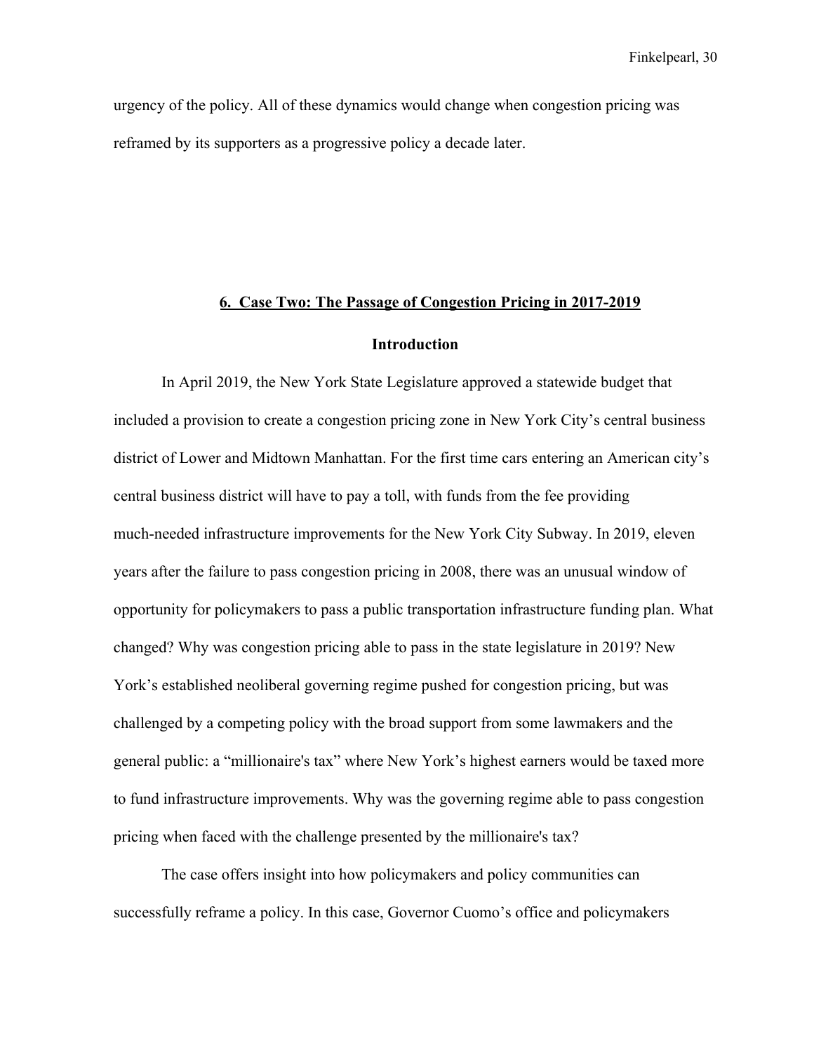urgency of the policy. All of these dynamics would change when congestion pricing was reframed by its supporters as a progressive policy a decade later.

## 6. Case Two: The Passage of Congestion Pricing in 2017-2019

### Introduction

In April 2019, the New York State Legislature approved a statewide budget that included a provision to create a congestion pricing zone in New York City's central business district of Lower and Midtown Manhattan. For the first time cars entering an American city's central business district will have to pay a toll, with funds from the fee providing much-needed infrastructure improvements for the New York City Subway. In 2019, eleven years after the failure to pass congestion pricing in 2008, there was an unusual window of opportunity for policymakers to pass a public transportation infrastructure funding plan. What changed? Why was congestion pricing able to pass in the state legislature in 2019? New York's established neoliberal governing regime pushed for congestion pricing, but was challenged by a competing policy with the broad support from some lawmakers and the general public: a "millionaire's tax" where New York's highest earners would be taxed more to fund infrastructure improvements. Why was the governing regime able to pass congestion pricing when faced with the challenge presented by the millionaire's tax?

The case offers insight into how policymakers and policy communities can successfully reframe a policy. In this case, Governor Cuomo's office and policymakers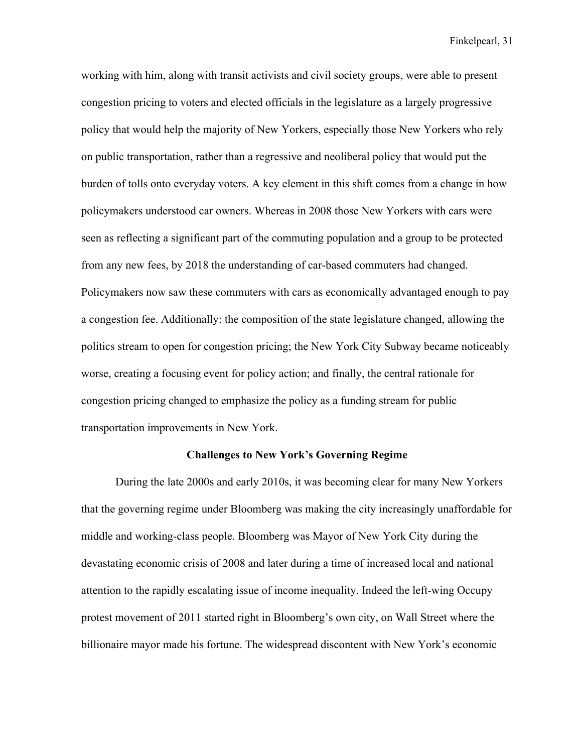working with him, along with transit activists and civil society groups, were able to present congestion pricing to voters and elected officials in the legislature as a largely progressive policy that would help the majority of New Yorkers, especially those New Yorkers who rely on public transportation, rather than a regressive and neoliberal policy that would put the burden of tolls onto everyday voters. A key element in this shift comes from a change in how policymakers understood car owners. Whereas in 2008 those New Yorkers with cars were seen as reflecting a significant part of the commuting population and a group to be protected from any new fees, by 2018 the understanding of car-based commuters had changed. Policymakers now saw these commuters with cars as economically advantaged enough to pay a congestion fee. Additionally: the composition of the state legislature changed, allowing the politics stream to open for congestion pricing; the New York City Subway became noticeably worse, creating a focusing event for policy action; and finally, the central rationale for congestion pricing changed to emphasize the policy as a funding stream for public transportation improvements in New York.

## Challenges to New York's Governing Regime

During the late 2000s and early 2010s, it was becoming clear for many New Yorkers that the governing regime under Bloomberg was making the city increasingly unaffordable for middle and working-class people. Bloomberg was Mayor of New York City during the devastating economic crisis of 2008 and later during a time of increased local and national attention to the rapidly escalating issue of income inequality. Indeed the left-wing Occupy protest movement of 2011 started right in Bloomberg's own city, on Wall Street where the billionaire mayor made his fortune. The widespread discontent with New York's economic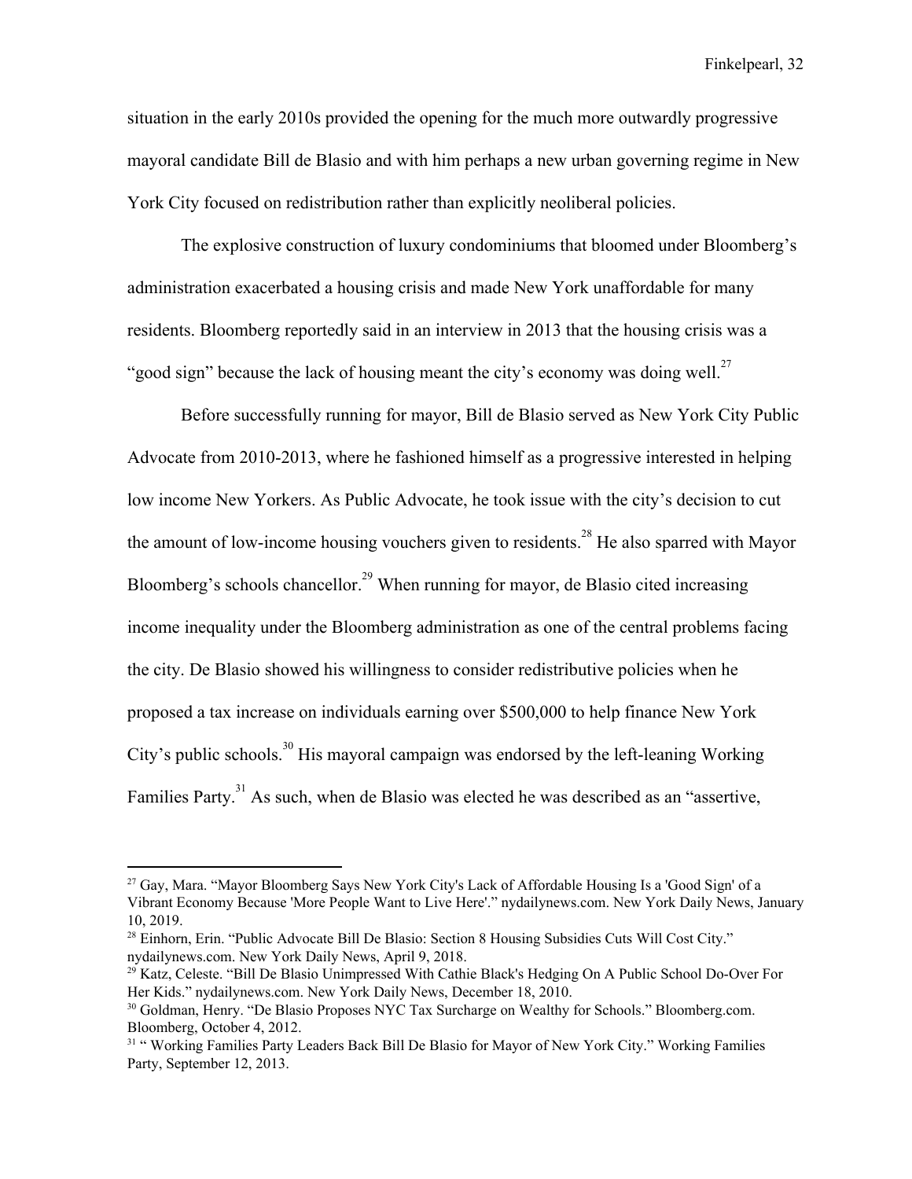situation in the early 2010s provided the opening for the much more outwardly progressive mayoral candidate Bill de Blasio and with him perhaps a new urban governing regime in New York City focused on redistribution rather than explicitly neoliberal policies.

The explosive construction of luxury condominiums that bloomed under Bloomberg's administration exacerbated a housing crisis and made New York unaffordable for many residents. Bloomberg reportedly said in an interview in 2013 that the housing crisis was a "good sign" because the lack of housing meant the city's economy was doing well.[27]

Before successfully running for mayor, Bill de Blasio served as New York City Public Advocate from 2010-2013, where he fashioned himself as a progressive interested in helping low income New Yorkers. As Public Advocate, he took issue with the city's decision to cut the amount of low-income housing vouchers given to residents.[28] He also sparred with Mayor Bloomberg's schools chancellor.[29] When running for mayor, de Blasio cited increasing income inequality under the Bloomberg administration as one of the central problems facing the city. De Blasio showed his willingness to consider redistributive policies when he proposed a tax increase on individuals earning over $500,000 to help finance New York City's public schools.[30] His mayoral campaign was endorsed by the left-leaning Working Families Party.[31] As such, when de Blasio was elected he was described as an "assertive,

---

[27] Gay, Mara. "Mayor Bloomberg Says New York City's Lack of Affordable Housing Is a 'Good Sign' of a Vibrant Economy Because 'More People Want to Live Here'." nydailynews.com. New York Daily News, January 10, 2019.

[28] Einhorn, Erin. "Public Advocate Bill De Blasio: Section 8 Housing Subsidies Cuts Will Cost City." nydailynews.com. New York Daily News, April 9, 2018.

[29] Katz, Celeste. "Bill De Blasio Unimpressed With Cathie Black's Hedging On A Public School Do-Over For Her Kids." nydailynews.com. New York Daily News, December 18, 2010.

[30] Goldman, Henry. "De Blasio Proposes NYC Tax Surcharge on Wealthy for Schools." Bloomberg.com. Bloomberg, October 4, 2012.

[31] " Working Families Party Leaders Back Bill De Blasio for Mayor of New York City." Working Families Party, September 12, 2013.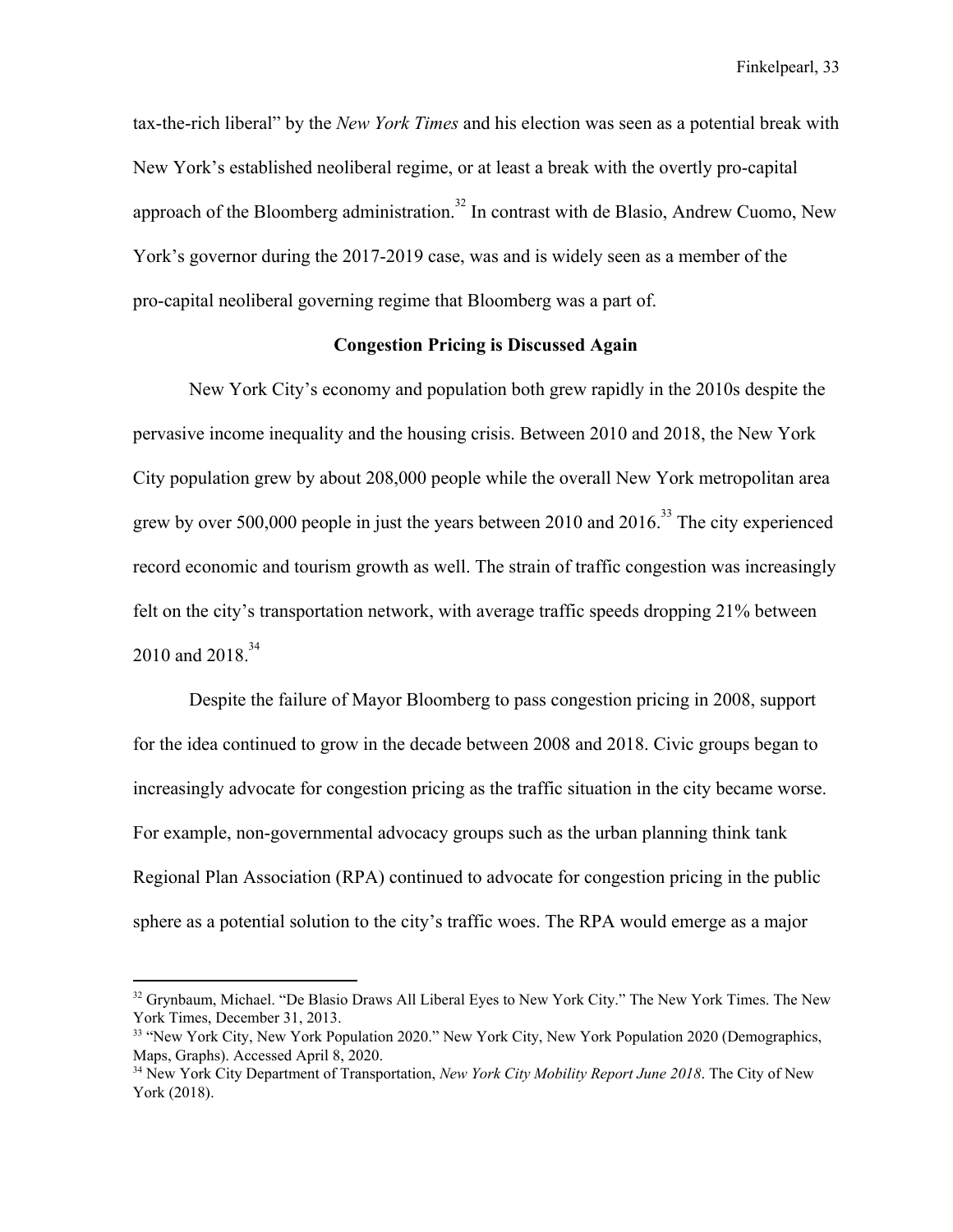tax-the-rich liberal" by the *New York Times* and his election was seen as a potential break with New York's established neoliberal regime, or at least a break with the overtly pro-capital approach of the Bloomberg administration.[32] In contrast with de Blasio, Andrew Cuomo, New York's governor during the 2017-2019 case, was and is widely seen as a member of the pro-capital neoliberal governing regime that Bloomberg was a part of.

## Congestion Pricing is Discussed Again

New York City's economy and population both grew rapidly in the 2010s despite the pervasive income inequality and the housing crisis. Between 2010 and 2018, the New York City population grew by about 208,000 people while the overall New York metropolitan area grew by over 500,000 people in just the years between 2010 and 2016.[33] The city experienced record economic and tourism growth as well. The strain of traffic congestion was increasingly felt on the city's transportation network, with average traffic speeds dropping 21% between 2010 and 2018.[34]

Despite the failure of Mayor Bloomberg to pass congestion pricing in 2008, support for the idea continued to grow in the decade between 2008 and 2018. Civic groups began to increasingly advocate for congestion pricing as the traffic situation in the city became worse. For example, non-governmental advocacy groups such as the urban planning think tank Regional Plan Association (RPA) continued to advocate for congestion pricing in the public sphere as a potential solution to the city's traffic woes. The RPA would emerge as a major

---

[32] Grynbaum, Michael. "De Blasio Draws All Liberal Eyes to New York City." The New York Times. The New York Times, December 31, 2013.

[33] "New York City, New York Population 2020." New York City, New York Population 2020 (Demographics, Maps, Graphs). Accessed April 8, 2020.

[34] New York City Department of Transportation, *New York City Mobility Report June 2018*. The City of New York (2018).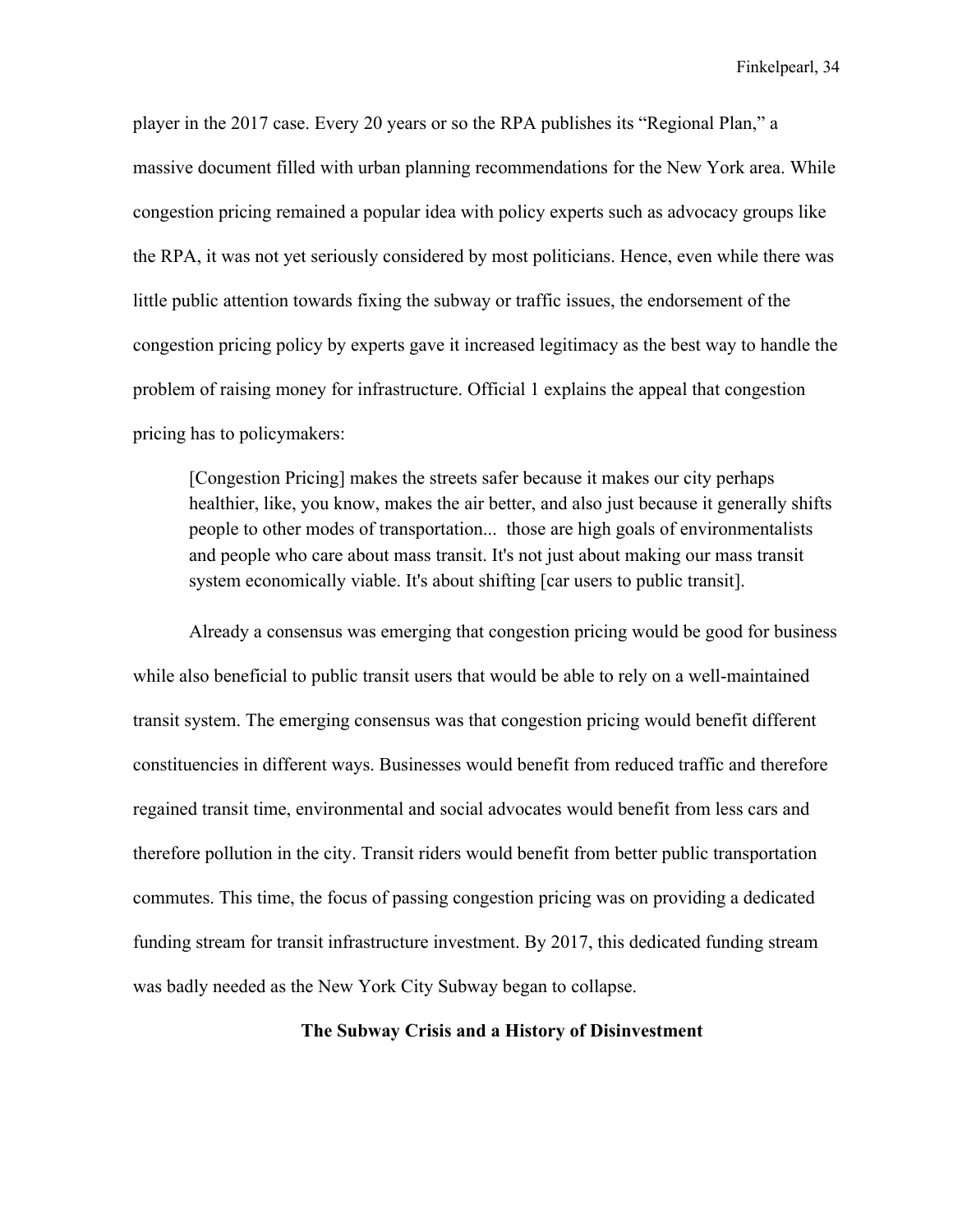player in the 2017 case. Every 20 years or so the RPA publishes its "Regional Plan," a massive document filled with urban planning recommendations for the New York area. While congestion pricing remained a popular idea with policy experts such as advocacy groups like the RPA, it was not yet seriously considered by most politicians. Hence, even while there was little public attention towards fixing the subway or traffic issues, the endorsement of the congestion pricing policy by experts gave it increased legitimacy as the best way to handle the problem of raising money for infrastructure. Official 1 explains the appeal that congestion pricing has to policymakers:

> [Congestion Pricing] makes the streets safer because it makes our city perhaps healthier, like, you know, makes the air better, and also just because it generally shifts people to other modes of transportation... those are high goals of environmentalists and people who care about mass transit. It's not just about making our mass transit system economically viable. It's about shifting [car users to public transit].

Already a consensus was emerging that congestion pricing would be good for business while also beneficial to public transit users that would be able to rely on a well-maintained transit system. The emerging consensus was that congestion pricing would benefit different constituencies in different ways. Businesses would benefit from reduced traffic and therefore regained transit time, environmental and social advocates would benefit from less cars and therefore pollution in the city. Transit riders would benefit from better public transportation commutes. This time, the focus of passing congestion pricing was on providing a dedicated funding stream for transit infrastructure investment. By 2017, this dedicated funding stream was badly needed as the New York City Subway began to collapse.

## The Subway Crisis and a History of Disinvestment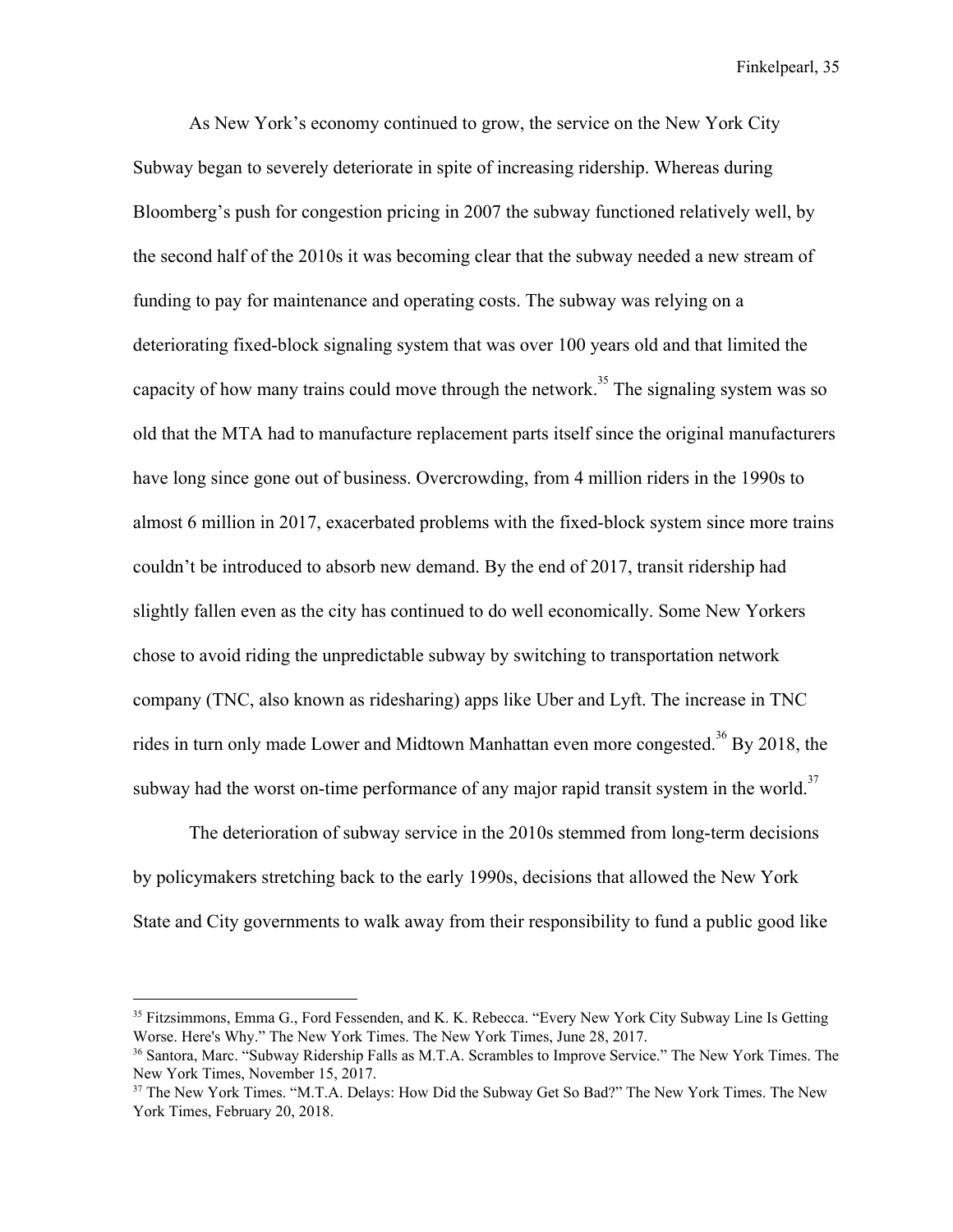As New York's economy continued to grow, the service on the New York City Subway began to severely deteriorate in spite of increasing ridership. Whereas during Bloomberg's push for congestion pricing in 2007 the subway functioned relatively well, by the second half of the 2010s it was becoming clear that the subway needed a new stream of funding to pay for maintenance and operating costs. The subway was relying on a deteriorating fixed-block signaling system that was over 100 years old and that limited the capacity of how many trains could move through the network.[35] The signaling system was so old that the MTA had to manufacture replacement parts itself since the original manufacturers have long since gone out of business. Overcrowding, from 4 million riders in the 1990s to almost 6 million in 2017, exacerbated problems with the fixed-block system since more trains couldn't be introduced to absorb new demand. By the end of 2017, transit ridership had slightly fallen even as the city has continued to do well economically. Some New Yorkers chose to avoid riding the unpredictable subway by switching to transportation network company (TNC, also known as ridesharing) apps like Uber and Lyft. The increase in TNC rides in turn only made Lower and Midtown Manhattan even more congested.[36] By 2018, the subway had the worst on-time performance of any major rapid transit system in the world.[37]

The deterioration of subway service in the 2010s stemmed from long-term decisions by policymakers stretching back to the early 1990s, decisions that allowed the New York State and City governments to walk away from their responsibility to fund a public good like

---

[35] Fitzsimmons, Emma G., Ford Fessenden, and K. K. Rebecca. "Every New York City Subway Line Is Getting Worse. Here's Why." The New York Times. The New York Times, June 28, 2017.

[36] Santora, Marc. "Subway Ridership Falls as M.T.A. Scrambles to Improve Service." The New York Times. The New York Times, November 15, 2017.

[37] The New York Times. "M.T.A. Delays: How Did the Subway Get So Bad?" The New York Times. The New York Times, February 20, 2018.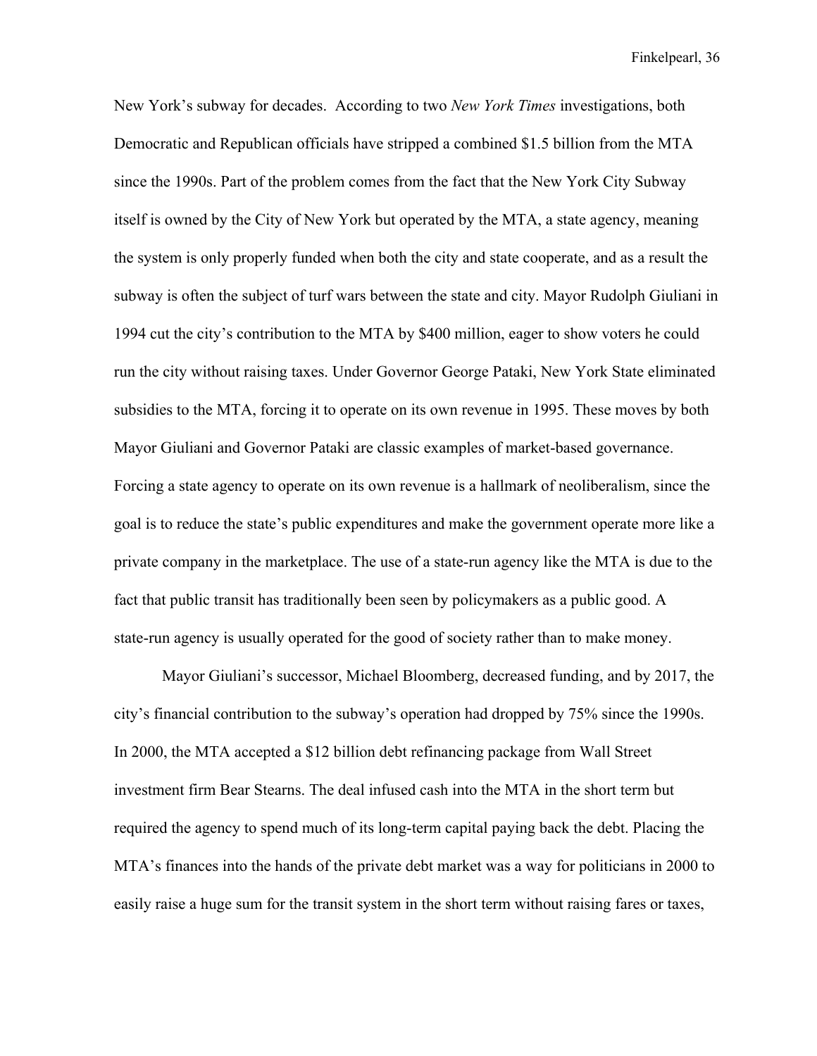New York's subway for decades. According to two *New York Times* investigations, both Democratic and Republican officials have stripped a combined $1.5 billion from the MTA since the 1990s. Part of the problem comes from the fact that the New York City Subway itself is owned by the City of New York but operated by the MTA, a state agency, meaning the system is only properly funded when both the city and state cooperate, and as a result the subway is often the subject of turf wars between the state and city. Mayor Rudolph Giuliani in 1994 cut the city's contribution to the MTA by $400 million, eager to show voters he could run the city without raising taxes. Under Governor George Pataki, New York State eliminated subsidies to the MTA, forcing it to operate on its own revenue in 1995. These moves by both Mayor Giuliani and Governor Pataki are classic examples of market-based governance. Forcing a state agency to operate on its own revenue is a hallmark of neoliberalism, since the goal is to reduce the state's public expenditures and make the government operate more like a private company in the marketplace. The use of a state-run agency like the MTA is due to the fact that public transit has traditionally been seen by policymakers as a public good. A state-run agency is usually operated for the good of society rather than to make money.

Mayor Giuliani's successor, Michael Bloomberg, decreased funding, and by 2017, the city's financial contribution to the subway's operation had dropped by 75% since the 1990s. In 2000, the MTA accepted a $12 billion debt refinancing package from Wall Street investment firm Bear Stearns. The deal infused cash into the MTA in the short term but required the agency to spend much of its long-term capital paying back the debt. Placing the MTA's finances into the hands of the private debt market was a way for politicians in 2000 to easily raise a huge sum for the transit system in the short term without raising fares or taxes,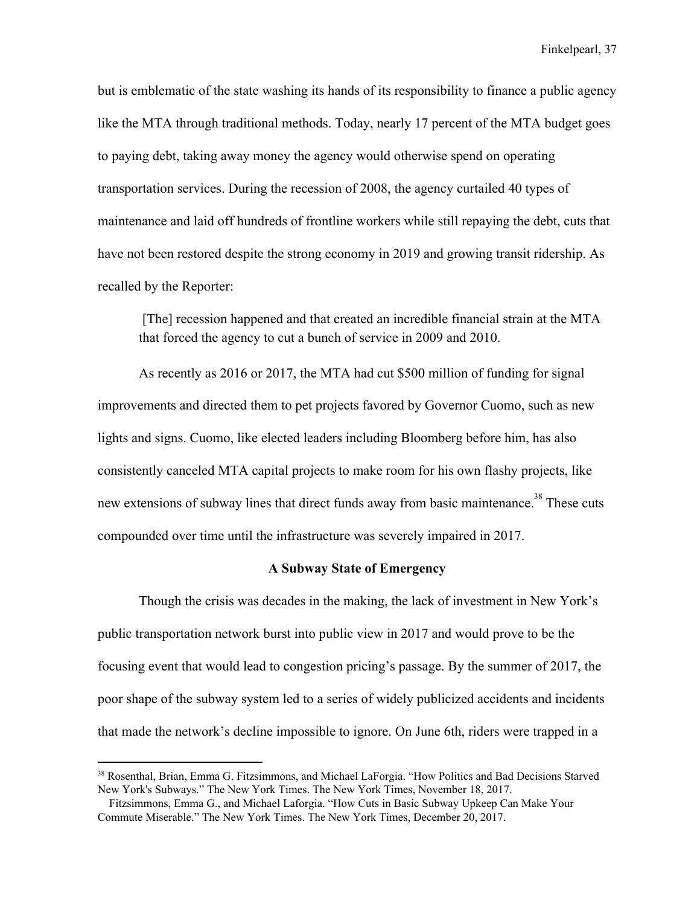but is emblematic of the state washing its hands of its responsibility to finance a public agency like the MTA through traditional methods. Today, nearly 17 percent of the MTA budget goes to paying debt, taking away money the agency would otherwise spend on operating transportation services. During the recession of 2008, the agency curtailed 40 types of maintenance and laid off hundreds of frontline workers while still repaying the debt, cuts that have not been restored despite the strong economy in 2019 and growing transit ridership. As recalled by the Reporter:

> [The] recession happened and that created an incredible financial strain at the MTA that forced the agency to cut a bunch of service in 2009 and 2010.

As recently as 2016 or 2017, the MTA had cut $500 million of funding for signal improvements and directed them to pet projects favored by Governor Cuomo, such as new lights and signs. Cuomo, like elected leaders including Bloomberg before him, has also consistently canceled MTA capital projects to make room for his own flashy projects, like new extensions of subway lines that direct funds away from basic maintenance.[38] These cuts compounded over time until the infrastructure was severely impaired in 2017.

### A Subway State of Emergency

Though the crisis was decades in the making, the lack of investment in New York's public transportation network burst into public view in 2017 and would prove to be the focusing event that would lead to congestion pricing's passage. By the summer of 2017, the poor shape of the subway system led to a series of widely publicized accidents and incidents that made the network's decline impossible to ignore. On June 6th, riders were trapped in a

---

[38] Rosenthal, Brian, Emma G. Fitzsimmons, and Michael LaForgia. "How Politics and Bad Decisions Starved New York's Subways." The New York Times. The New York Times, November 18, 2017.
Fitzsimmons, Emma G., and Michael Laforgia. "How Cuts in Basic Subway Upkeep Can Make Your Commute Miserable." The New York Times. The New York Times, December 20, 2017.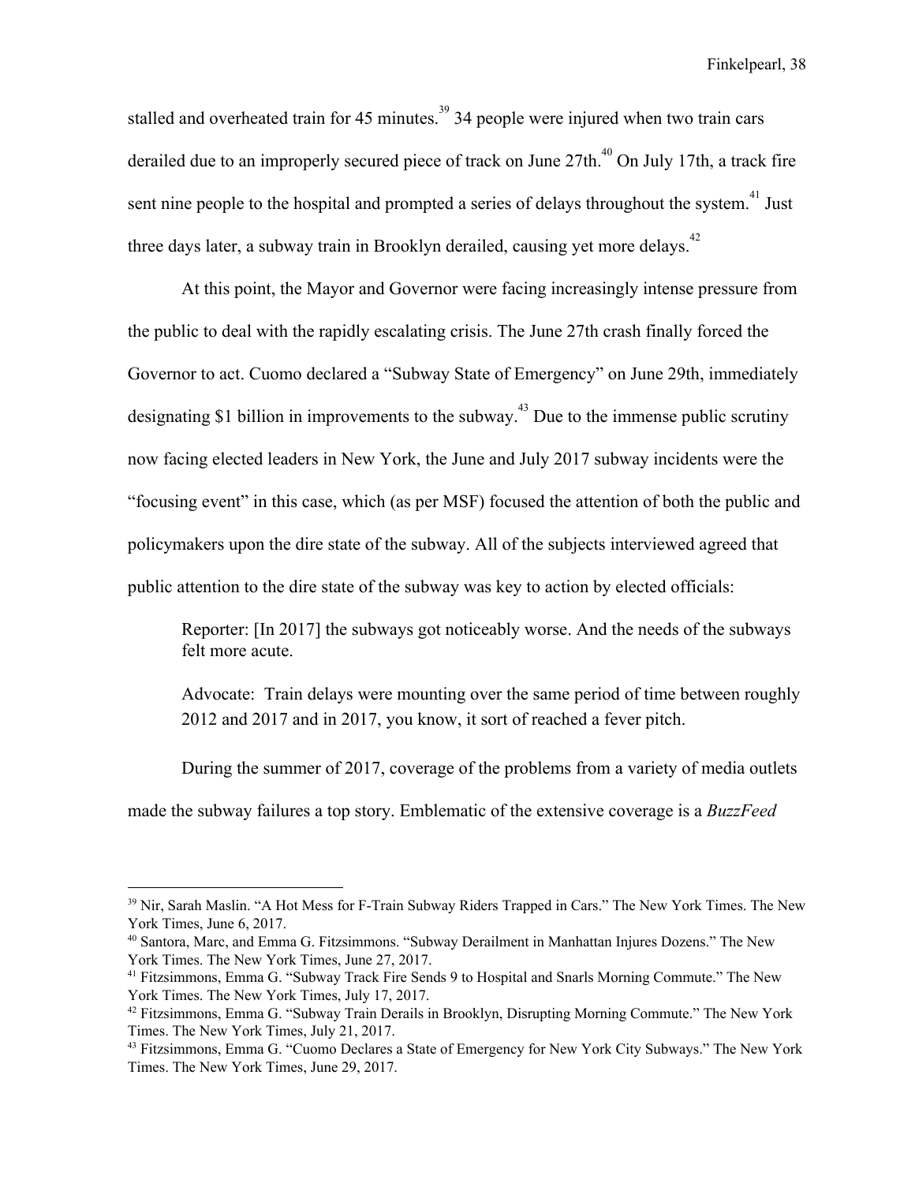stalled and overheated train for 45 minutes.[39] 34 people were injured when two train cars derailed due to an improperly secured piece of track on June 27th.[40] On July 17th, a track fire sent nine people to the hospital and prompted a series of delays throughout the system.[41] Just three days later, a subway train in Brooklyn derailed, causing yet more delays.[42]

At this point, the Mayor and Governor were facing increasingly intense pressure from the public to deal with the rapidly escalating crisis. The June 27th crash finally forced the Governor to act. Cuomo declared a "Subway State of Emergency" on June 29th, immediately designating $1 billion in improvements to the subway.[43] Due to the immense public scrutiny now facing elected leaders in New York, the June and July 2017 subway incidents were the "focusing event" in this case, which (as per MSF) focused the attention of both the public and policymakers upon the dire state of the subway. All of the subjects interviewed agreed that public attention to the dire state of the subway was key to action by elected officials:

> Reporter: [In 2017] the subways got noticeably worse. And the needs of the subways felt more acute.
>
> Advocate: Train delays were mounting over the same period of time between roughly 2012 and 2017 and in 2017, you know, it sort of reached a fever pitch.

During the summer of 2017, coverage of the problems from a variety of media outlets made the subway failures a top story. Emblematic of the extensive coverage is a *BuzzFeed*

---

[39] Nir, Sarah Maslin. "A Hot Mess for F-Train Subway Riders Trapped in Cars." The New York Times. The New York Times, June 6, 2017.

[40] Santora, Marc, and Emma G. Fitzsimmons. "Subway Derailment in Manhattan Injures Dozens." The New York Times. The New York Times, June 27, 2017.

[41] Fitzsimmons, Emma G. "Subway Track Fire Sends 9 to Hospital and Snarls Morning Commute." The New York Times. The New York Times, July 17, 2017.

[42] Fitzsimmons, Emma G. "Subway Train Derails in Brooklyn, Disrupting Morning Commute." The New York Times. The New York Times, July 21, 2017.

[43] Fitzsimmons, Emma G. "Cuomo Declares a State of Emergency for New York City Subways." The New York Times. The New York Times, June 29, 2017.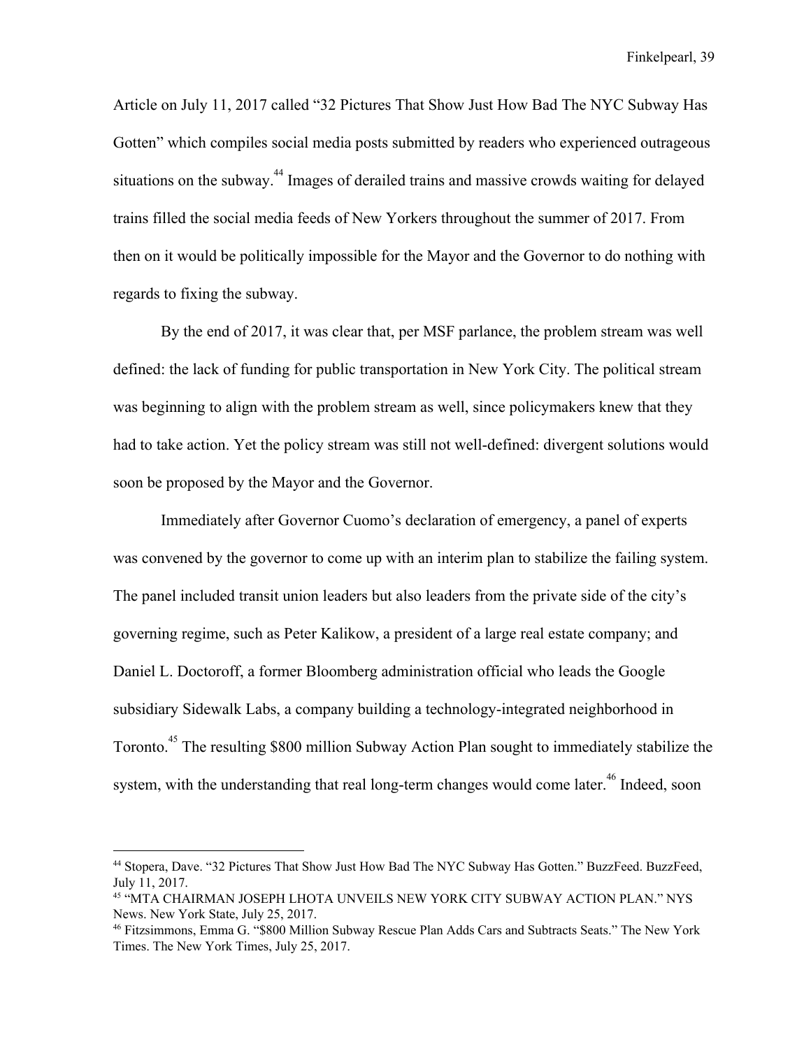Article on July 11, 2017 called "32 Pictures That Show Just How Bad The NYC Subway Has Gotten" which compiles social media posts submitted by readers who experienced outrageous situations on the subway.[44] Images of derailed trains and massive crowds waiting for delayed trains filled the social media feeds of New Yorkers throughout the summer of 2017. From then on it would be politically impossible for the Mayor and the Governor to do nothing with regards to fixing the subway.

By the end of 2017, it was clear that, per MSF parlance, the problem stream was well defined: the lack of funding for public transportation in New York City. The political stream was beginning to align with the problem stream as well, since policymakers knew that they had to take action. Yet the policy stream was still not well-defined: divergent solutions would soon be proposed by the Mayor and the Governor.

Immediately after Governor Cuomo's declaration of emergency, a panel of experts was convened by the governor to come up with an interim plan to stabilize the failing system. The panel included transit union leaders but also leaders from the private side of the city's governing regime, such as Peter Kalikow, a president of a large real estate company; and Daniel L. Doctoroff, a former Bloomberg administration official who leads the Google subsidiary Sidewalk Labs, a company building a technology-integrated neighborhood in Toronto.[45] The resulting $800 million Subway Action Plan sought to immediately stabilize the system, with the understanding that real long-term changes would come later.[46] Indeed, soon

---

[44] Stopera, Dave. "32 Pictures That Show Just How Bad The NYC Subway Has Gotten." BuzzFeed. BuzzFeed, July 11, 2017.

[45] "MTA CHAIRMAN JOSEPH LHOTA UNVEILS NEW YORK CITY SUBWAY ACTION PLAN." NYS News. New York State, July 25, 2017.

[46] Fitzsimmons, Emma G. "$800 Million Subway Rescue Plan Adds Cars and Subtracts Seats." The New York Times. The New York Times, July 25, 2017.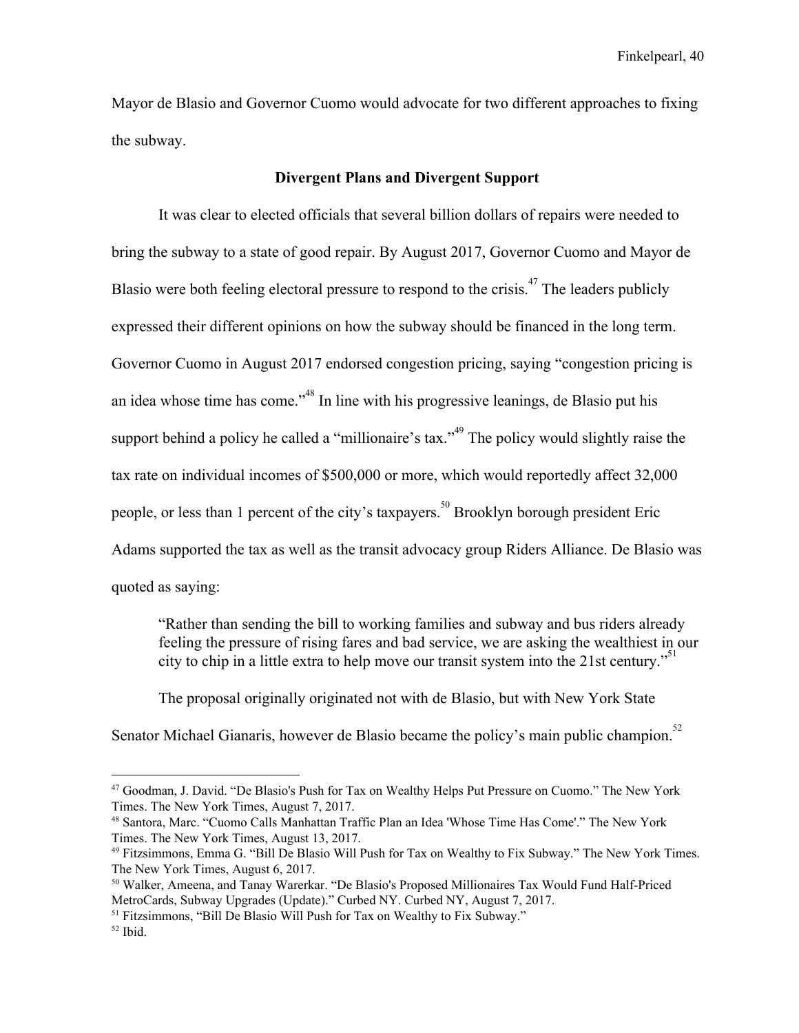Mayor de Blasio and Governor Cuomo would advocate for two different approaches to fixing the subway.

## Divergent Plans and Divergent Support

It was clear to elected officials that several billion dollars of repairs were needed to bring the subway to a state of good repair. By August 2017, Governor Cuomo and Mayor de Blasio were both feeling electoral pressure to respond to the crisis.[47] The leaders publicly expressed their different opinions on how the subway should be financed in the long term. Governor Cuomo in August 2017 endorsed congestion pricing, saying "congestion pricing is an idea whose time has come."[48] In line with his progressive leanings, de Blasio put his support behind a policy he called a "millionaire's tax."[49] The policy would slightly raise the tax rate on individual incomes of $500,000 or more, which would reportedly affect 32,000 people, or less than 1 percent of the city's taxpayers.[50] Brooklyn borough president Eric Adams supported the tax as well as the transit advocacy group Riders Alliance. De Blasio was quoted as saying:

> "Rather than sending the bill to working families and subway and bus riders already feeling the pressure of rising fares and bad service, we are asking the wealthiest in our city to chip in a little extra to help move our transit system into the 21st century."[51]

The proposal originally originated not with de Blasio, but with New York State Senator Michael Gianaris, however de Blasio became the policy's main public champion.[52]

---

[47] Goodman, J. David. "De Blasio's Push for Tax on Wealthy Helps Put Pressure on Cuomo." The New York Times. The New York Times, August 7, 2017.

[48] Santora, Marc. "Cuomo Calls Manhattan Traffic Plan an Idea 'Whose Time Has Come'." The New York Times. The New York Times, August 13, 2017.

[49] Fitzsimmons, Emma G. "Bill De Blasio Will Push for Tax on Wealthy to Fix Subway." The New York Times. The New York Times, August 6, 2017.

[50] Walker, Ameena, and Tanay Warerkar. "De Blasio's Proposed Millionaires Tax Would Fund Half-Priced MetroCards, Subway Upgrades (Update)." Curbed NY. Curbed NY, August 7, 2017.

[51] Fitzsimmons, "Bill De Blasio Will Push for Tax on Wealthy to Fix Subway."

[52] Ibid.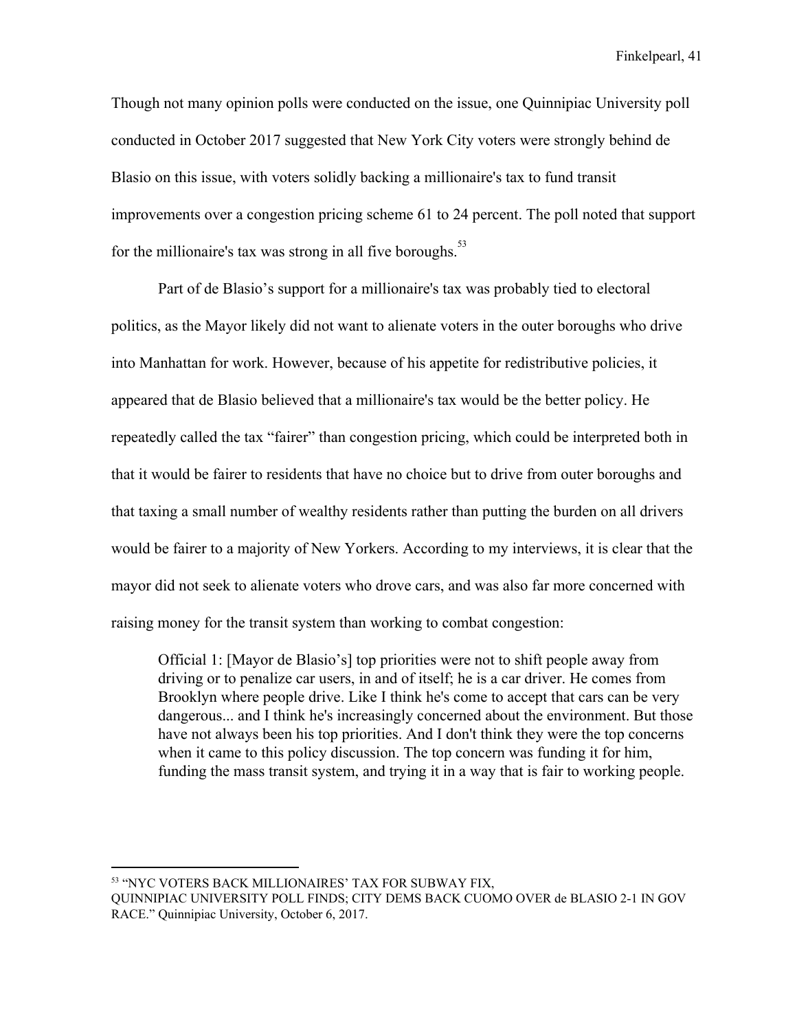Though not many opinion polls were conducted on the issue, one Quinnipiac University poll conducted in October 2017 suggested that New York City voters were strongly behind de Blasio on this issue, with voters solidly backing a millionaire's tax to fund transit improvements over a congestion pricing scheme 61 to 24 percent. The poll noted that support for the millionaire's tax was strong in all five boroughs.[53]

Part of de Blasio's support for a millionaire's tax was probably tied to electoral politics, as the Mayor likely did not want to alienate voters in the outer boroughs who drive into Manhattan for work. However, because of his appetite for redistributive policies, it appeared that de Blasio believed that a millionaire's tax would be the better policy. He repeatedly called the tax "fairer" than congestion pricing, which could be interpreted both in that it would be fairer to residents that have no choice but to drive from outer boroughs and that taxing a small number of wealthy residents rather than putting the burden on all drivers would be fairer to a majority of New Yorkers. According to my interviews, it is clear that the mayor did not seek to alienate voters who drove cars, and was also far more concerned with raising money for the transit system than working to combat congestion:

> Official 1: [Mayor de Blasio's] top priorities were not to shift people away from driving or to penalize car users, in and of itself; he is a car driver. He comes from Brooklyn where people drive. Like I think he's come to accept that cars can be very dangerous... and I think he's increasingly concerned about the environment. But those have not always been his top priorities. And I don't think they were the top concerns when it came to this policy discussion. The top concern was funding it for him, funding the mass transit system, and trying it in a way that is fair to working people.

---

[53] "NYC VOTERS BACK MILLIONAIRES' TAX FOR SUBWAY FIX, QUINNIPIAC UNIVERSITY POLL FINDS; CITY DEMS BACK CUOMO OVER de BLASIO 2-1 IN GOV RACE." Quinnipiac University, October 6, 2017.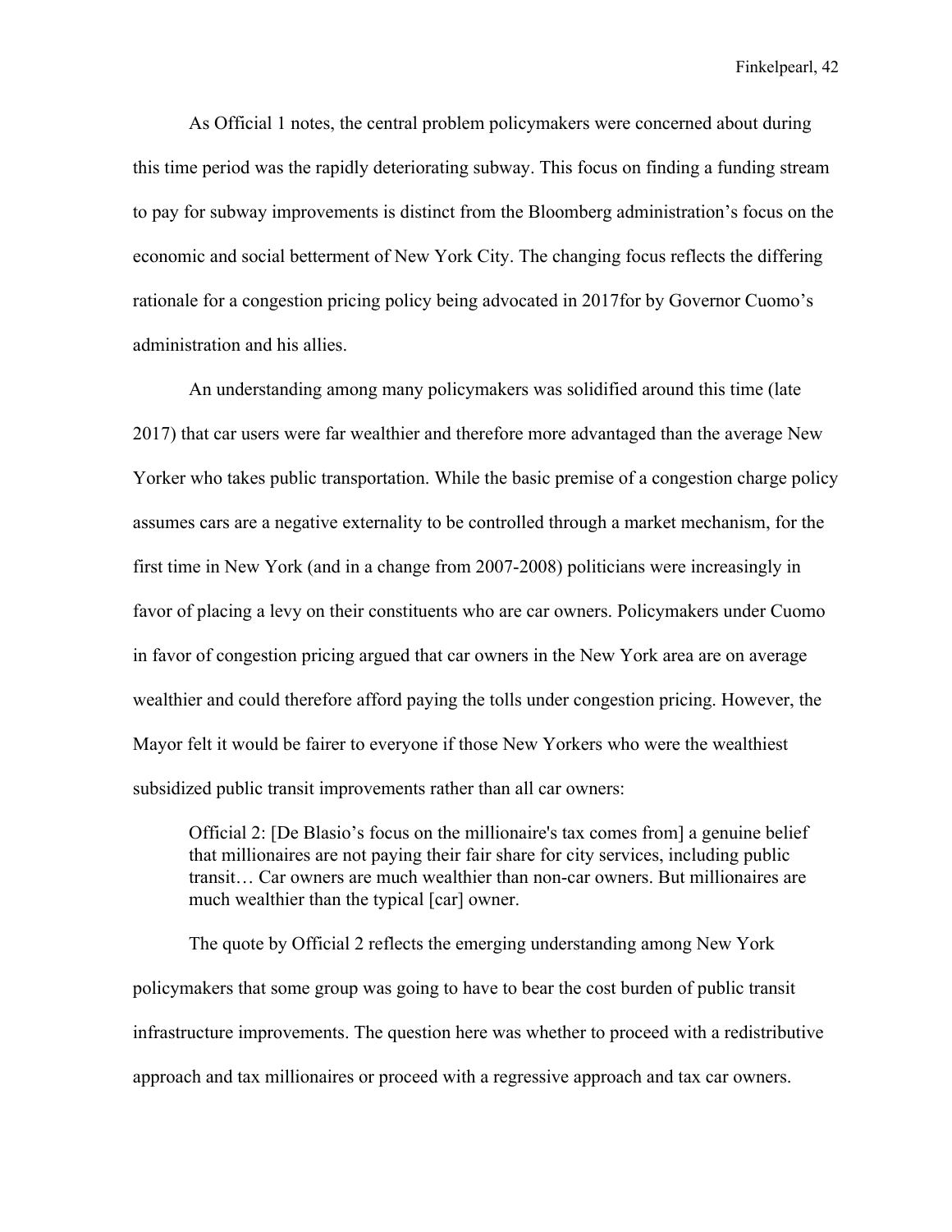As Official 1 notes, the central problem policymakers were concerned about during this time period was the rapidly deteriorating subway. This focus on finding a funding stream to pay for subway improvements is distinct from the Bloomberg administration's focus on the economic and social betterment of New York City. The changing focus reflects the differing rationale for a congestion pricing policy being advocated in 2017for by Governor Cuomo's administration and his allies.

An understanding among many policymakers was solidified around this time (late 2017) that car users were far wealthier and therefore more advantaged than the average New Yorker who takes public transportation. While the basic premise of a congestion charge policy assumes cars are a negative externality to be controlled through a market mechanism, for the first time in New York (and in a change from 2007-2008) politicians were increasingly in favor of placing a levy on their constituents who are car owners. Policymakers under Cuomo in favor of congestion pricing argued that car owners in the New York area are on average wealthier and could therefore afford paying the tolls under congestion pricing. However, the Mayor felt it would be fairer to everyone if those New Yorkers who were the wealthiest subsidized public transit improvements rather than all car owners:

> Official 2: [De Blasio's focus on the millionaire's tax comes from] a genuine belief that millionaires are not paying their fair share for city services, including public transit… Car owners are much wealthier than non-car owners. But millionaires are much wealthier than the typical [car] owner.

The quote by Official 2 reflects the emerging understanding among New York policymakers that some group was going to have to bear the cost burden of public transit infrastructure improvements. The question here was whether to proceed with a redistributive approach and tax millionaires or proceed with a regressive approach and tax car owners.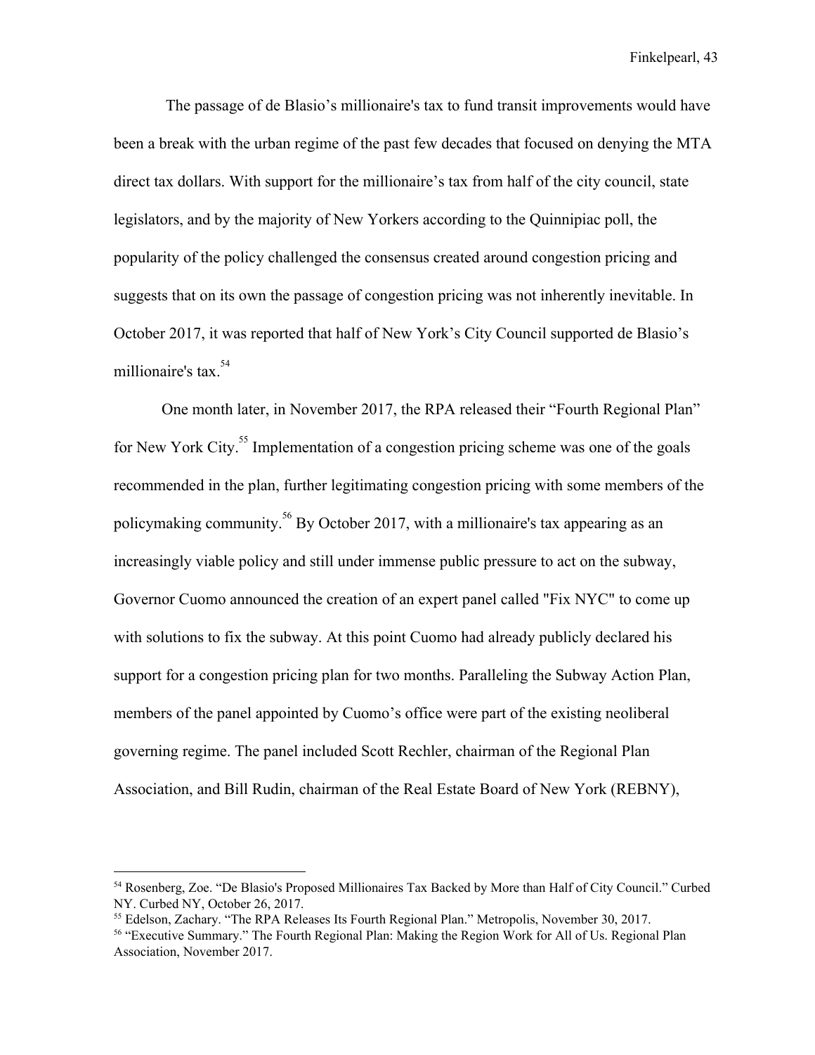The passage of de Blasio's millionaire's tax to fund transit improvements would have been a break with the urban regime of the past few decades that focused on denying the MTA direct tax dollars. With support for the millionaire's tax from half of the city council, state legislators, and by the majority of New Yorkers according to the Quinnipiac poll, the popularity of the policy challenged the consensus created around congestion pricing and suggests that on its own the passage of congestion pricing was not inherently inevitable. In October 2017, it was reported that half of New York's City Council supported de Blasio's millionaire's tax.[54]

One month later, in November 2017, the RPA released their "Fourth Regional Plan" for New York City.[55] Implementation of a congestion pricing scheme was one of the goals recommended in the plan, further legitimating congestion pricing with some members of the policymaking community.[56] By October 2017, with a millionaire's tax appearing as an increasingly viable policy and still under immense public pressure to act on the subway, Governor Cuomo announced the creation of an expert panel called "Fix NYC" to come up with solutions to fix the subway. At this point Cuomo had already publicly declared his support for a congestion pricing plan for two months. Paralleling the Subway Action Plan, members of the panel appointed by Cuomo's office were part of the existing neoliberal governing regime. The panel included Scott Rechler, chairman of the Regional Plan Association, and Bill Rudin, chairman of the Real Estate Board of New York (REBNY),

---

[54] Rosenberg, Zoe. "De Blasio's Proposed Millionaires Tax Backed by More than Half of City Council." Curbed NY. Curbed NY, October 26, 2017.

[55] Edelson, Zachary. "The RPA Releases Its Fourth Regional Plan." Metropolis, November 30, 2017.

[56] "Executive Summary." The Fourth Regional Plan: Making the Region Work for All of Us. Regional Plan Association, November 2017.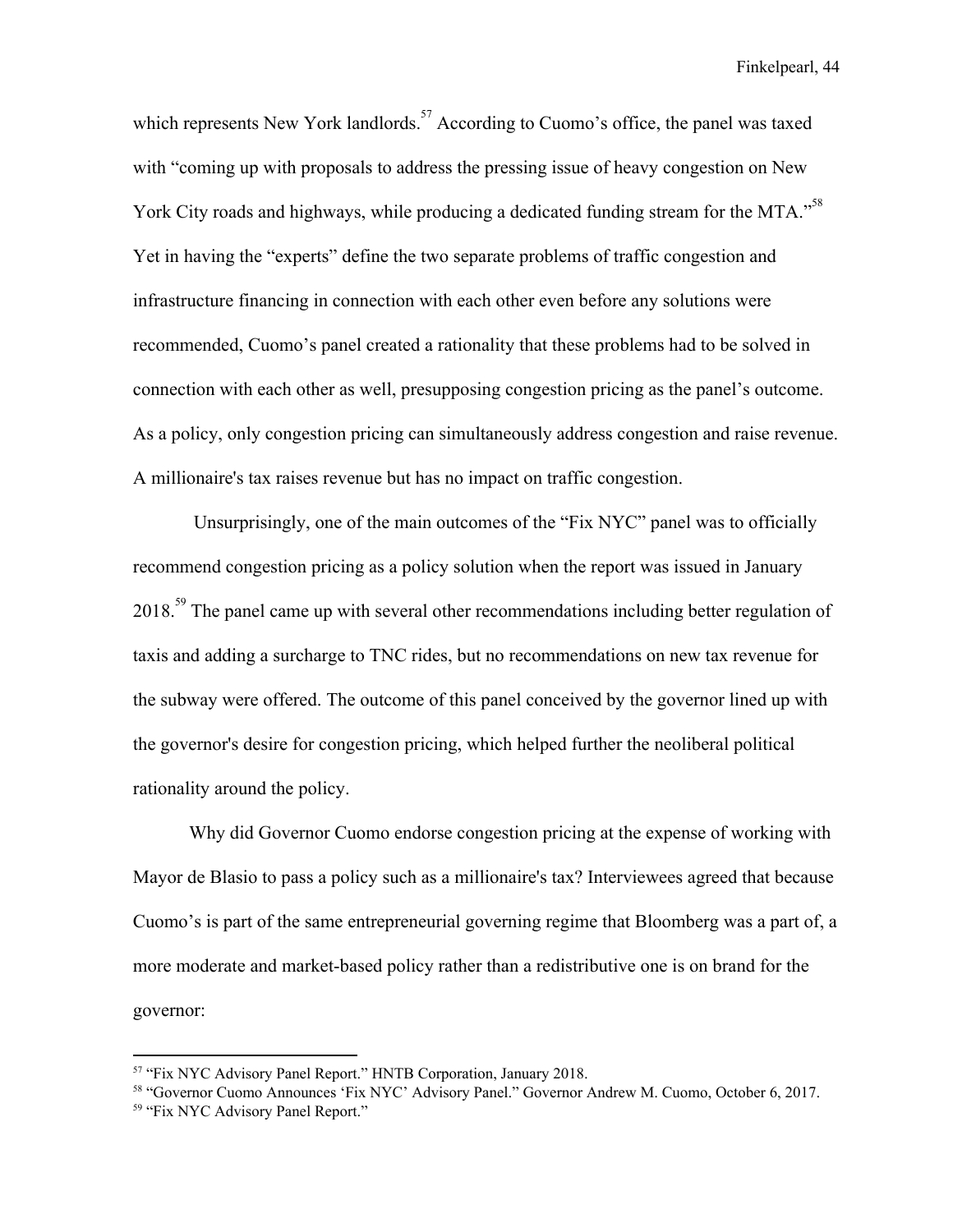which represents New York landlords.[57] According to Cuomo's office, the panel was taxed with "coming up with proposals to address the pressing issue of heavy congestion on New York City roads and highways, while producing a dedicated funding stream for the MTA."[58] Yet in having the "experts" define the two separate problems of traffic congestion and infrastructure financing in connection with each other even before any solutions were recommended, Cuomo's panel created a rationality that these problems had to be solved in connection with each other as well, presupposing congestion pricing as the panel's outcome. As a policy, only congestion pricing can simultaneously address congestion and raise revenue. A millionaire's tax raises revenue but has no impact on traffic congestion.

Unsurprisingly, one of the main outcomes of the "Fix NYC" panel was to officially recommend congestion pricing as a policy solution when the report was issued in January 2018.[59] The panel came up with several other recommendations including better regulation of taxis and adding a surcharge to TNC rides, but no recommendations on new tax revenue for the subway were offered. The outcome of this panel conceived by the governor lined up with the governor's desire for congestion pricing, which helped further the neoliberal political rationality around the policy.

Why did Governor Cuomo endorse congestion pricing at the expense of working with Mayor de Blasio to pass a policy such as a millionaire's tax? Interviewees agreed that because Cuomo's is part of the same entrepreneurial governing regime that Bloomberg was a part of, a more moderate and market-based policy rather than a redistributive one is on brand for the governor:

---

[57] "Fix NYC Advisory Panel Report." HNTB Corporation, January 2018.

[58] "Governor Cuomo Announces 'Fix NYC' Advisory Panel." Governor Andrew M. Cuomo, October 6, 2017.

[59] "Fix NYC Advisory Panel Report."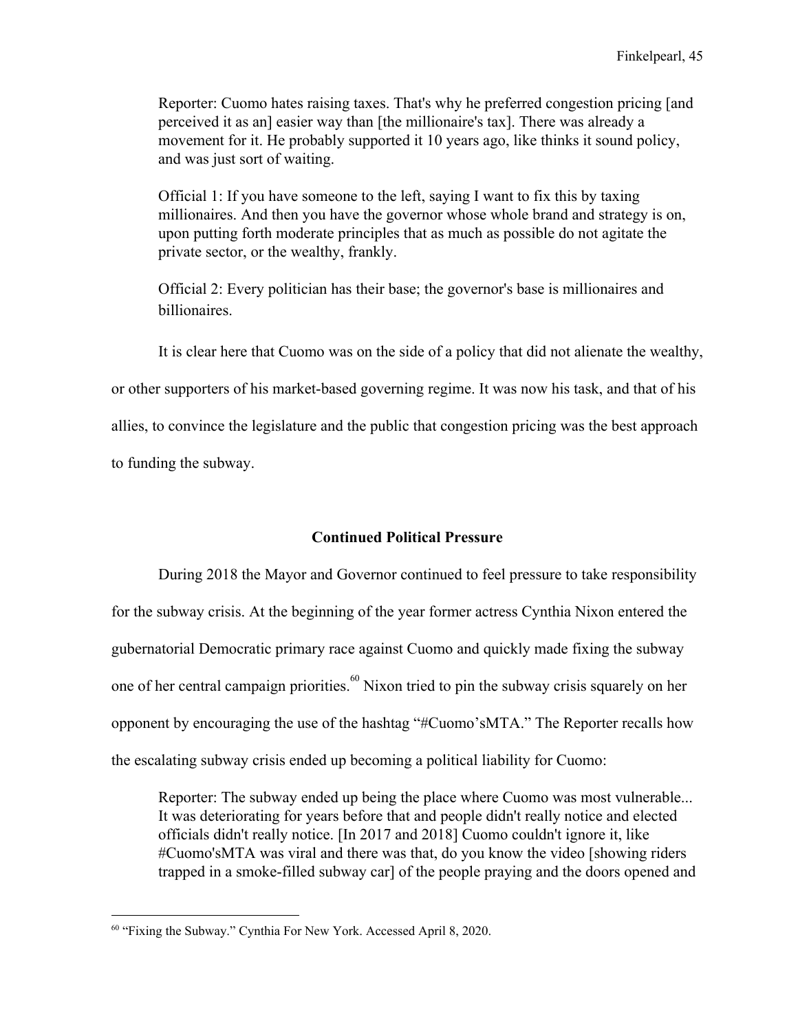Reporter: Cuomo hates raising taxes. That's why he preferred congestion pricing [and perceived it as an] easier way than [the millionaire's tax]. There was already a movement for it. He probably supported it 10 years ago, like thinks it sound policy, and was just sort of waiting.

Official 1: If you have someone to the left, saying I want to fix this by taxing millionaires. And then you have the governor whose whole brand and strategy is on, upon putting forth moderate principles that as much as possible do not agitate the private sector, or the wealthy, frankly.

Official 2: Every politician has their base; the governor's base is millionaires and billionaires.

It is clear here that Cuomo was on the side of a policy that did not alienate the wealthy, or other supporters of his market-based governing regime. It was now his task, and that of his allies, to convince the legislature and the public that congestion pricing was the best approach to funding the subway.

### Continued Political Pressure

During 2018 the Mayor and Governor continued to feel pressure to take responsibility for the subway crisis. At the beginning of the year former actress Cynthia Nixon entered the gubernatorial Democratic primary race against Cuomo and quickly made fixing the subway one of her central campaign priorities.[60] Nixon tried to pin the subway crisis squarely on her opponent by encouraging the use of the hashtag "#Cuomo'sMTA." The Reporter recalls how the escalating subway crisis ended up becoming a political liability for Cuomo:

Reporter: The subway ended up being the place where Cuomo was most vulnerable... It was deteriorating for years before that and people didn't really notice and elected officials didn't really notice. [In 2017 and 2018] Cuomo couldn't ignore it, like #Cuomo'sMTA was viral and there was that, do you know the video [showing riders trapped in a smoke-filled subway car] of the people praying and the doors opened and

---

[60] "Fixing the Subway." Cynthia For New York. Accessed April 8, 2020.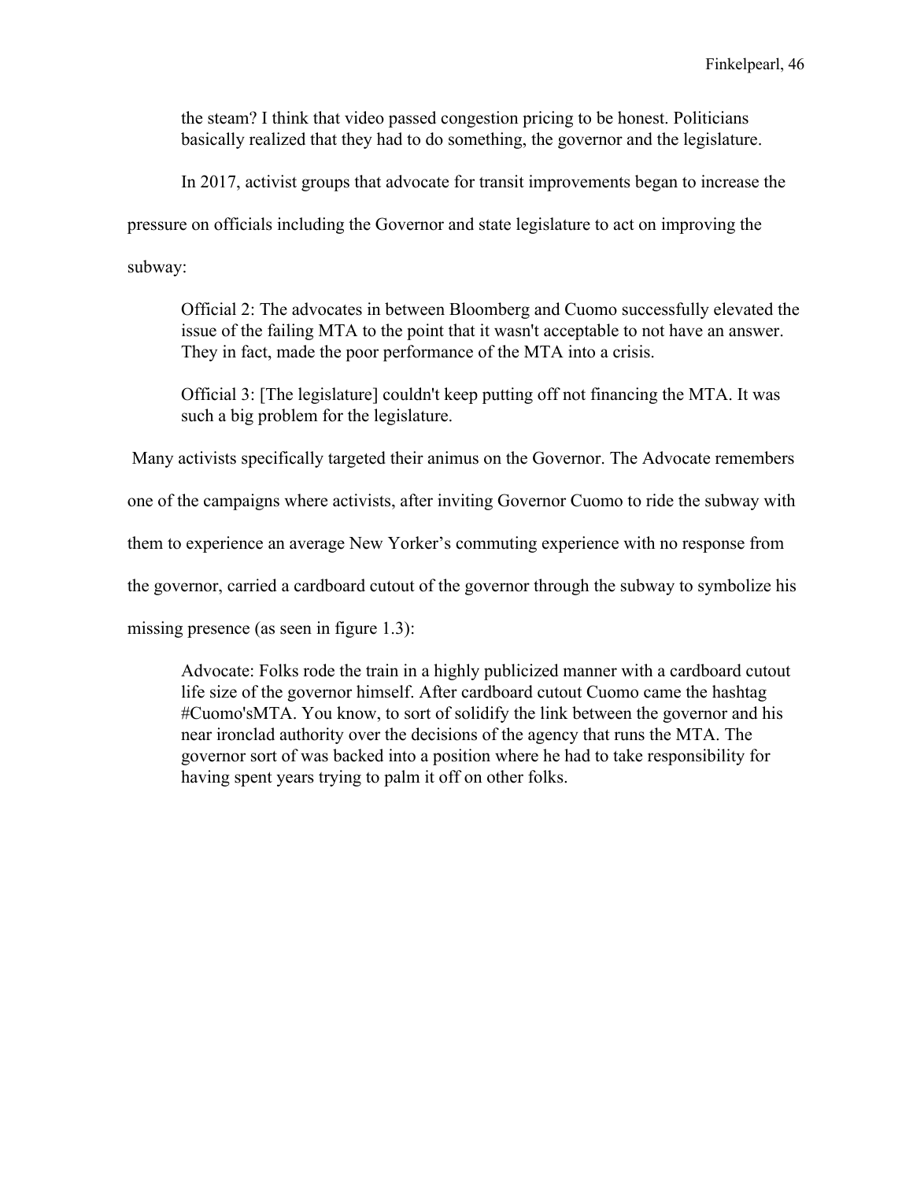> the steam? I think that video passed congestion pricing to be honest. Politicians basically realized that they had to do something, the governor and the legislature.

In 2017, activist groups that advocate for transit improvements began to increase the pressure on officials including the Governor and state legislature to act on improving the subway:

> Official 2: The advocates in between Bloomberg and Cuomo successfully elevated the issue of the failing MTA to the point that it wasn't acceptable to not have an answer. They in fact, made the poor performance of the MTA into a crisis.
>
> Official 3: [The legislature] couldn't keep putting off not financing the MTA. It was such a big problem for the legislature.

Many activists specifically targeted their animus on the Governor. The Advocate remembers one of the campaigns where activists, after inviting Governor Cuomo to ride the subway with them to experience an average New Yorker's commuting experience with no response from the governor, carried a cardboard cutout of the governor through the subway to symbolize his missing presence (as seen in figure 1.3):

> Advocate: Folks rode the train in a highly publicized manner with a cardboard cutout life size of the governor himself. After cardboard cutout Cuomo came the hashtag #Cuomo'sMTA. You know, to sort of solidify the link between the governor and his near ironclad authority over the decisions of the agency that runs the MTA. The governor sort of was backed into a position where he had to take responsibility for having spent years trying to palm it off on other folks.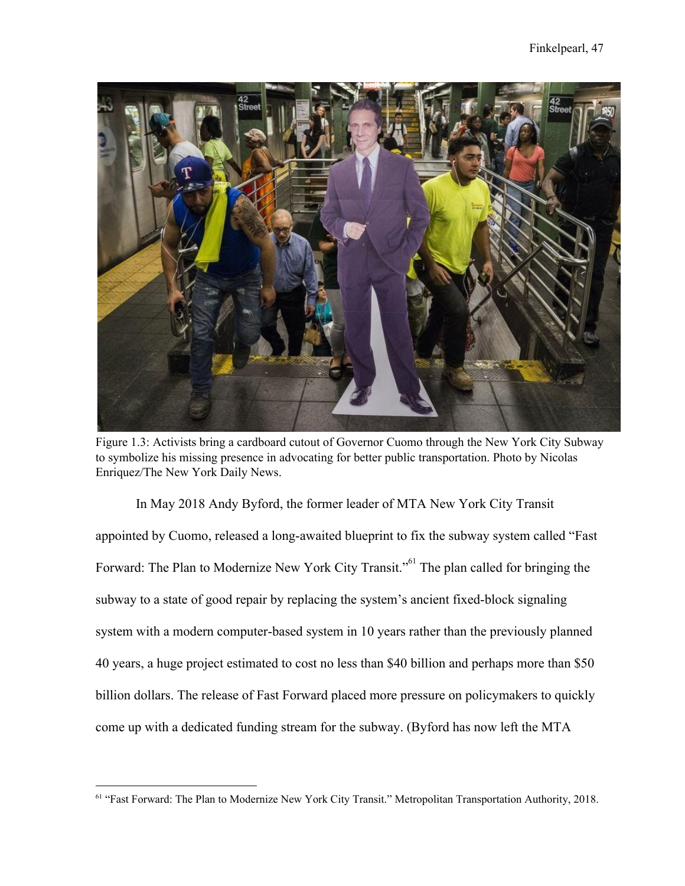Figure 1.3: Activists bring a cardboard cutout of Governor Cuomo through the New York City Subway to symbolize his missing presence in advocating for better public transportation. Photo by Nicolas Enriquez/The New York Daily News.

In May 2018 Andy Byford, the former leader of MTA New York City Transit appointed by Cuomo, released a long-awaited blueprint to fix the subway system called "Fast Forward: The Plan to Modernize New York City Transit."[61] The plan called for bringing the subway to a state of good repair by replacing the system's ancient fixed-block signaling system with a modern computer-based system in 10 years rather than the previously planned 40 years, a huge project estimated to cost no less than $40 billion and perhaps more than $50 billion dollars. The release of Fast Forward placed more pressure on policymakers to quickly come up with a dedicated funding stream for the subway. (Byford has now left the MTA

[61] "Fast Forward: The Plan to Modernize New York City Transit." Metropolitan Transportation Authority, 2018.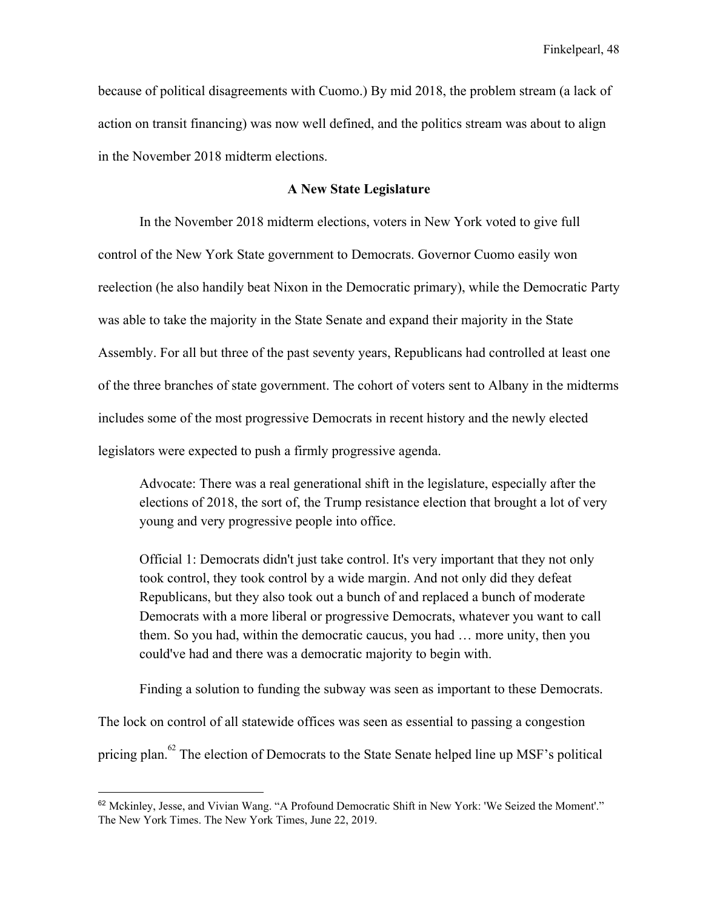because of political disagreements with Cuomo.) By mid 2018, the problem stream (a lack of action on transit financing) was now well defined, and the politics stream was about to align in the November 2018 midterm elections.

## A New State Legislature

In the November 2018 midterm elections, voters in New York voted to give full control of the New York State government to Democrats. Governor Cuomo easily won reelection (he also handily beat Nixon in the Democratic primary), while the Democratic Party was able to take the majority in the State Senate and expand their majority in the State Assembly. For all but three of the past seventy years, Republicans had controlled at least one of the three branches of state government. The cohort of voters sent to Albany in the midterms includes some of the most progressive Democrats in recent history and the newly elected legislators were expected to push a firmly progressive agenda.

> Advocate: There was a real generational shift in the legislature, especially after the elections of 2018, the sort of, the Trump resistance election that brought a lot of very young and very progressive people into office.
>
> Official 1: Democrats didn't just take control. It's very important that they not only took control, they took control by a wide margin. And not only did they defeat Republicans, but they also took out a bunch of and replaced a bunch of moderate Democrats with a more liberal or progressive Democrats, whatever you want to call them. So you had, within the democratic caucus, you had … more unity, then you could've had and there was a democratic majority to begin with.

Finding a solution to funding the subway was seen as important to these Democrats. The lock on control of all statewide offices was seen as essential to passing a congestion pricing plan.[62] The election of Democrats to the State Senate helped line up MSF's political

---

[62] Mckinley, Jesse, and Vivian Wang. "A Profound Democratic Shift in New York: 'We Seized the Moment'." The New York Times. The New York Times, June 22, 2019.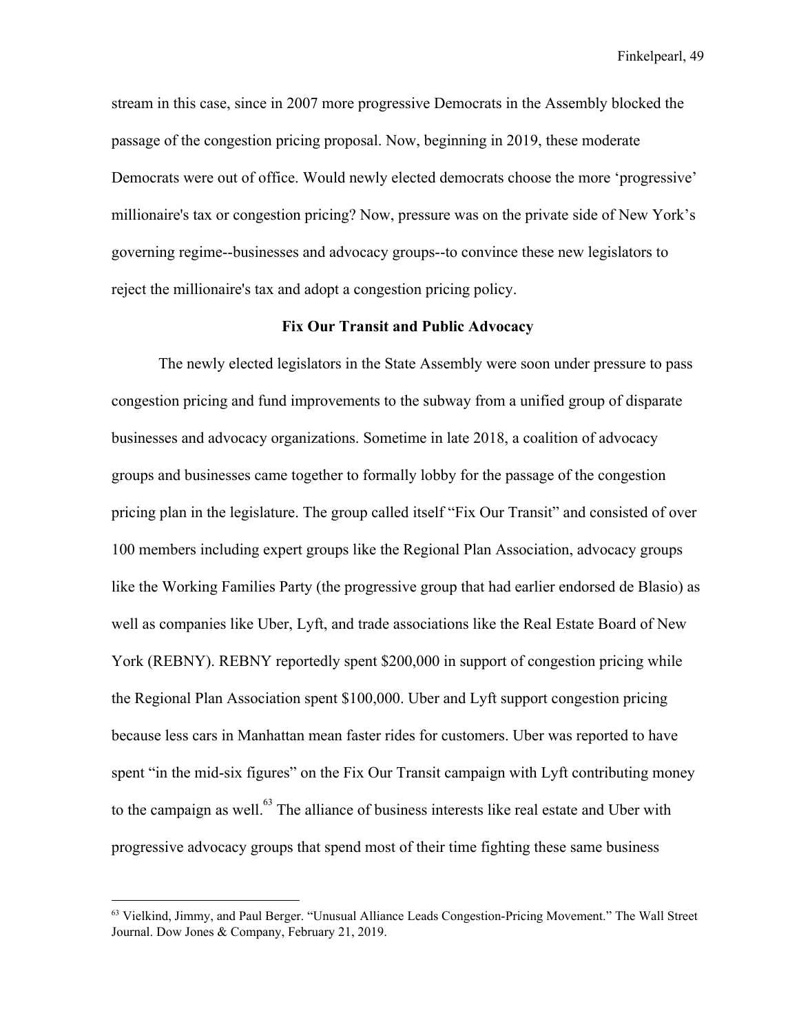stream in this case, since in 2007 more progressive Democrats in the Assembly blocked the passage of the congestion pricing proposal. Now, beginning in 2019, these moderate Democrats were out of office. Would newly elected democrats choose the more 'progressive' millionaire's tax or congestion pricing? Now, pressure was on the private side of New York's governing regime--businesses and advocacy groups--to convince these new legislators to reject the millionaire's tax and adopt a congestion pricing policy.

### Fix Our Transit and Public Advocacy

The newly elected legislators in the State Assembly were soon under pressure to pass congestion pricing and fund improvements to the subway from a unified group of disparate businesses and advocacy organizations. Sometime in late 2018, a coalition of advocacy groups and businesses came together to formally lobby for the passage of the congestion pricing plan in the legislature. The group called itself "Fix Our Transit" and consisted of over 100 members including expert groups like the Regional Plan Association, advocacy groups like the Working Families Party (the progressive group that had earlier endorsed de Blasio) as well as companies like Uber, Lyft, and trade associations like the Real Estate Board of New York (REBNY). REBNY reportedly spent $200,000 in support of congestion pricing while the Regional Plan Association spent $100,000. Uber and Lyft support congestion pricing because less cars in Manhattan mean faster rides for customers. Uber was reported to have spent "in the mid-six figures" on the Fix Our Transit campaign with Lyft contributing money to the campaign as well.[63] The alliance of business interests like real estate and Uber with progressive advocacy groups that spend most of their time fighting these same business

---

[63] Vielkind, Jimmy, and Paul Berger. "Unusual Alliance Leads Congestion-Pricing Movement." The Wall Street Journal. Dow Jones & Company, February 21, 2019.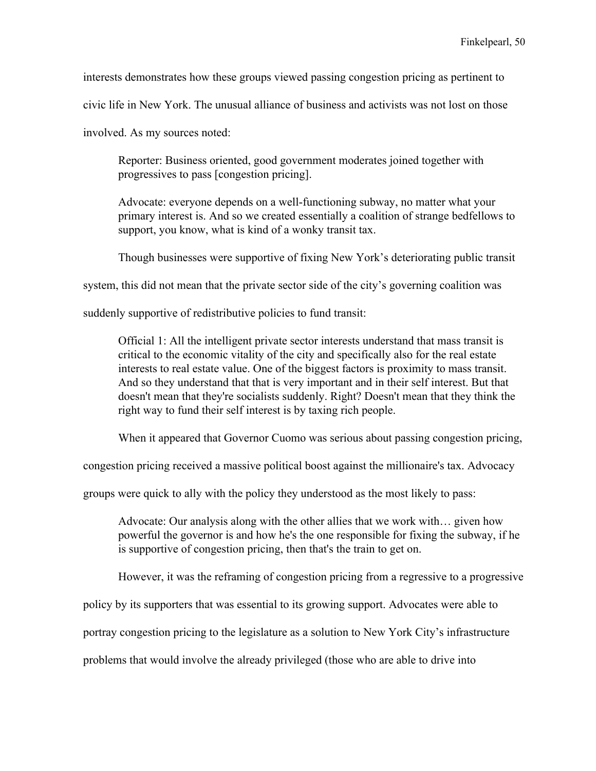interests demonstrates how these groups viewed passing congestion pricing as pertinent to civic life in New York. The unusual alliance of business and activists was not lost on those involved. As my sources noted:

> Reporter: Business oriented, good government moderates joined together with progressives to pass [congestion pricing].
>
> Advocate: everyone depends on a well-functioning subway, no matter what your primary interest is. And so we created essentially a coalition of strange bedfellows to support, you know, what is kind of a wonky transit tax.

Though businesses were supportive of fixing New York's deteriorating public transit system, this did not mean that the private sector side of the city's governing coalition was suddenly supportive of redistributive policies to fund transit:

> Official 1: All the intelligent private sector interests understand that mass transit is critical to the economic vitality of the city and specifically also for the real estate interests to real estate value. One of the biggest factors is proximity to mass transit. And so they understand that that is very important and in their self interest. But that doesn't mean that they're socialists suddenly. Right? Doesn't mean that they think the right way to fund their self interest is by taxing rich people.

When it appeared that Governor Cuomo was serious about passing congestion pricing, congestion pricing received a massive political boost against the millionaire's tax. Advocacy groups were quick to ally with the policy they understood as the most likely to pass:

> Advocate: Our analysis along with the other allies that we work with… given how powerful the governor is and how he's the one responsible for fixing the subway, if he is supportive of congestion pricing, then that's the train to get on.

However, it was the reframing of congestion pricing from a regressive to a progressive policy by its supporters that was essential to its growing support. Advocates were able to portray congestion pricing to the legislature as a solution to New York City's infrastructure problems that would involve the already privileged (those who are able to drive into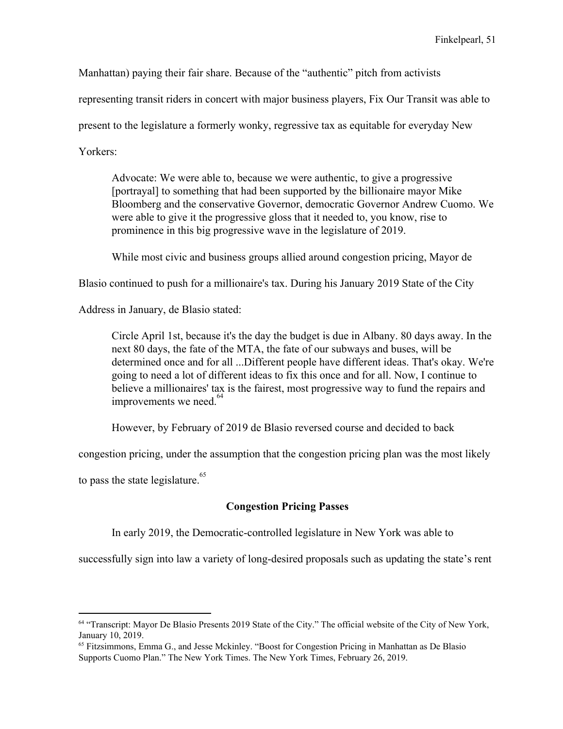Manhattan) paying their fair share. Because of the "authentic" pitch from activists representing transit riders in concert with major business players, Fix Our Transit was able to present to the legislature a formerly wonky, regressive tax as equitable for everyday New Yorkers:

> Advocate: We were able to, because we were authentic, to give a progressive [portrayal] to something that had been supported by the billionaire mayor Mike Bloomberg and the conservative Governor, democratic Governor Andrew Cuomo. We were able to give it the progressive gloss that it needed to, you know, rise to prominence in this big progressive wave in the legislature of 2019.

While most civic and business groups allied around congestion pricing, Mayor de Blasio continued to push for a millionaire's tax. During his January 2019 State of the City Address in January, de Blasio stated:

> Circle April 1st, because it's the day the budget is due in Albany. 80 days away. In the next 80 days, the fate of the MTA, the fate of our subways and buses, will be determined once and for all ...Different people have different ideas. That's okay. We're going to need a lot of different ideas to fix this once and for all. Now, I continue to believe a millionaires' tax is the fairest, most progressive way to fund the repairs and improvements we need.[64]

However, by February of 2019 de Blasio reversed course and decided to back congestion pricing, under the assumption that the congestion pricing plan was the most likely to pass the state legislature.[65]

### Congestion Pricing Passes

In early 2019, the Democratic-controlled legislature in New York was able to successfully sign into law a variety of long-desired proposals such as updating the state's rent

---

[64] "Transcript: Mayor De Blasio Presents 2019 State of the City." The official website of the City of New York, January 10, 2019.

[65] Fitzsimmons, Emma G., and Jesse Mckinley. "Boost for Congestion Pricing in Manhattan as De Blasio Supports Cuomo Plan." The New York Times. The New York Times, February 26, 2019.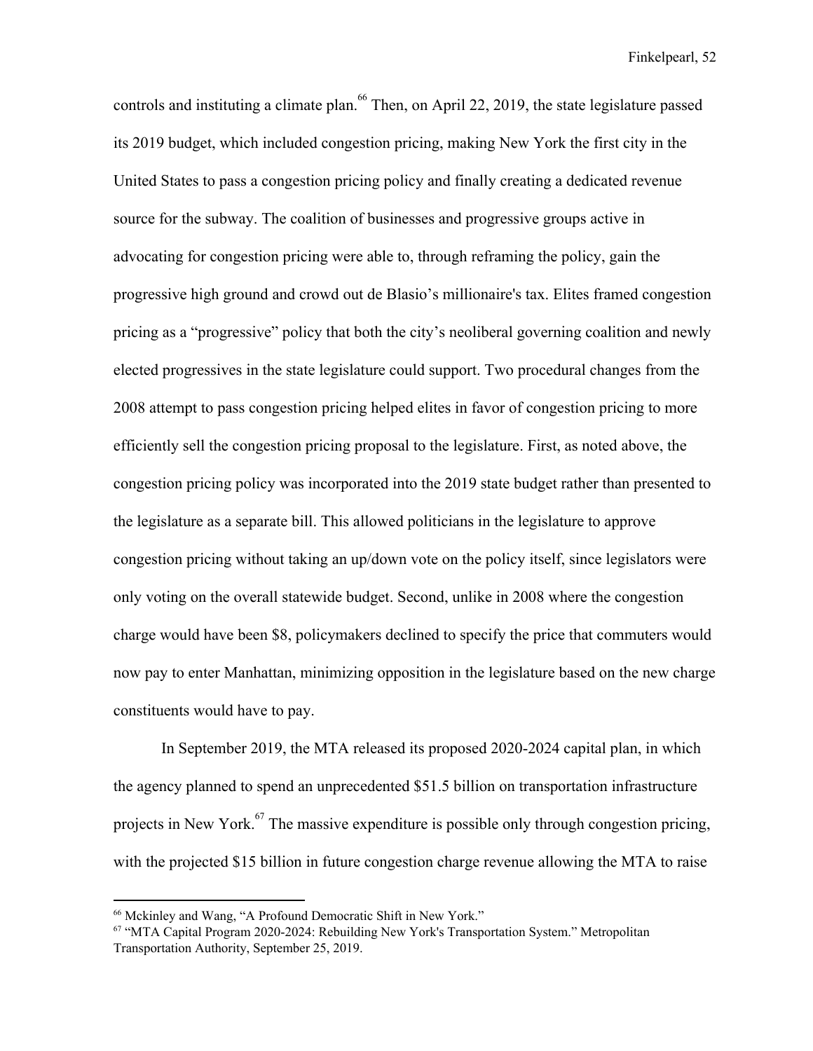controls and instituting a climate plan.[66] Then, on April 22, 2019, the state legislature passed its 2019 budget, which included congestion pricing, making New York the first city in the United States to pass a congestion pricing policy and finally creating a dedicated revenue source for the subway. The coalition of businesses and progressive groups active in advocating for congestion pricing were able to, through reframing the policy, gain the progressive high ground and crowd out de Blasio's millionaire's tax. Elites framed congestion pricing as a "progressive" policy that both the city's neoliberal governing coalition and newly elected progressives in the state legislature could support. Two procedural changes from the 2008 attempt to pass congestion pricing helped elites in favor of congestion pricing to more efficiently sell the congestion pricing proposal to the legislature. First, as noted above, the congestion pricing policy was incorporated into the 2019 state budget rather than presented to the legislature as a separate bill. This allowed politicians in the legislature to approve congestion pricing without taking an up/down vote on the policy itself, since legislators were only voting on the overall statewide budget. Second, unlike in 2008 where the congestion charge would have been $8, policymakers declined to specify the price that commuters would now pay to enter Manhattan, minimizing opposition in the legislature based on the new charge constituents would have to pay.

In September 2019, the MTA released its proposed 2020-2024 capital plan, in which the agency planned to spend an unprecedented $51.5 billion on transportation infrastructure projects in New York.[67] The massive expenditure is possible only through congestion pricing, with the projected $15 billion in future congestion charge revenue allowing the MTA to raise

---

[66] Mckinley and Wang, "A Profound Democratic Shift in New York."

[67] "MTA Capital Program 2020-2024: Rebuilding New York's Transportation System." Metropolitan Transportation Authority, September 25, 2019.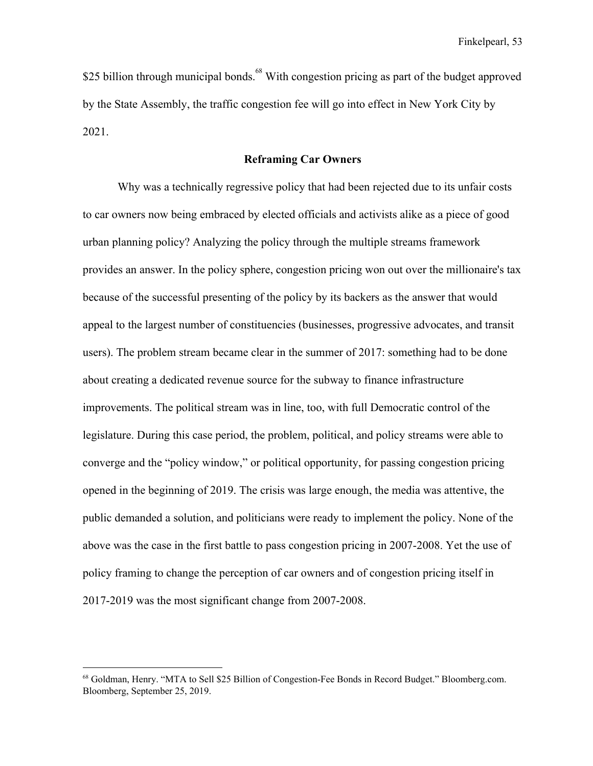$25 billion through municipal bonds.[68] With congestion pricing as part of the budget approved by the State Assembly, the traffic congestion fee will go into effect in New York City by 2021.

## Reframing Car Owners

Why was a technically regressive policy that had been rejected due to its unfair costs to car owners now being embraced by elected officials and activists alike as a piece of good urban planning policy? Analyzing the policy through the multiple streams framework provides an answer. In the policy sphere, congestion pricing won out over the millionaire's tax because of the successful presenting of the policy by its backers as the answer that would appeal to the largest number of constituencies (businesses, progressive advocates, and transit users). The problem stream became clear in the summer of 2017: something had to be done about creating a dedicated revenue source for the subway to finance infrastructure improvements. The political stream was in line, too, with full Democratic control of the legislature. During this case period, the problem, political, and policy streams were able to converge and the "policy window," or political opportunity, for passing congestion pricing opened in the beginning of 2019. The crisis was large enough, the media was attentive, the public demanded a solution, and politicians were ready to implement the policy. None of the above was the case in the first battle to pass congestion pricing in 2007-2008. Yet the use of policy framing to change the perception of car owners and of congestion pricing itself in 2017-2019 was the most significant change from 2007-2008.

---

[68] Goldman, Henry. "MTA to Sell $25 Billion of Congestion-Fee Bonds in Record Budget." Bloomberg.com. Bloomberg, September 25, 2019.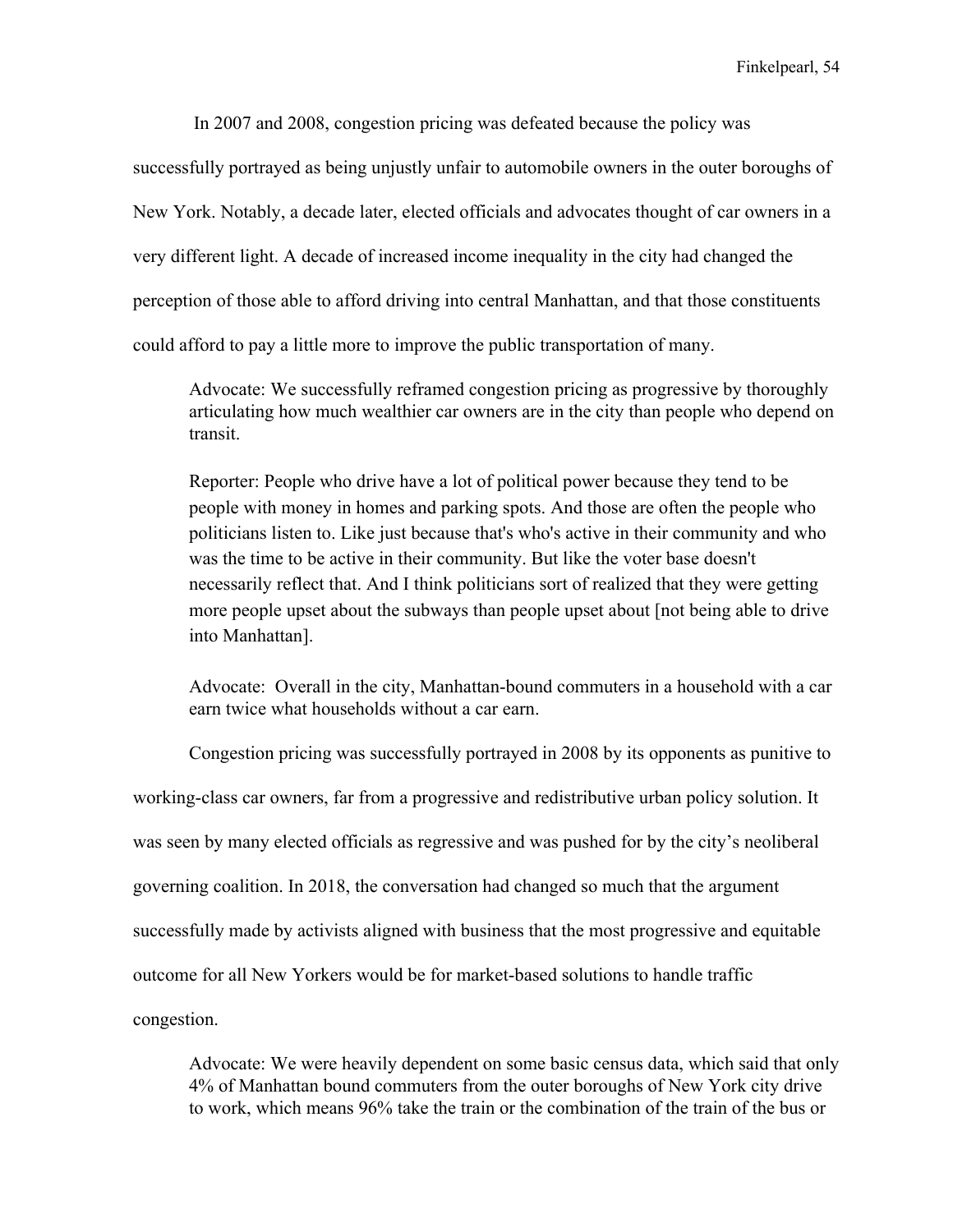In 2007 and 2008, congestion pricing was defeated because the policy was successfully portrayed as being unjustly unfair to automobile owners in the outer boroughs of New York. Notably, a decade later, elected officials and advocates thought of car owners in a very different light. A decade of increased income inequality in the city had changed the perception of those able to afford driving into central Manhattan, and that those constituents could afford to pay a little more to improve the public transportation of many.

> Advocate: We successfully reframed congestion pricing as progressive by thoroughly articulating how much wealthier car owners are in the city than people who depend on transit.
>
> Reporter: People who drive have a lot of political power because they tend to be people with money in homes and parking spots. And those are often the people who politicians listen to. Like just because that's who's active in their community and who was the time to be active in their community. But like the voter base doesn't necessarily reflect that. And I think politicians sort of realized that they were getting more people upset about the subways than people upset about [not being able to drive into Manhattan].
>
> Advocate: Overall in the city, Manhattan-bound commuters in a household with a car earn twice what households without a car earn.

Congestion pricing was successfully portrayed in 2008 by its opponents as punitive to working-class car owners, far from a progressive and redistributive urban policy solution. It was seen by many elected officials as regressive and was pushed for by the city's neoliberal governing coalition. In 2018, the conversation had changed so much that the argument successfully made by activists aligned with business that the most progressive and equitable outcome for all New Yorkers would be for market-based solutions to handle traffic congestion.

> Advocate: We were heavily dependent on some basic census data, which said that only 4% of Manhattan bound commuters from the outer boroughs of New York city drive to work, which means 96% take the train or the combination of the train of the bus or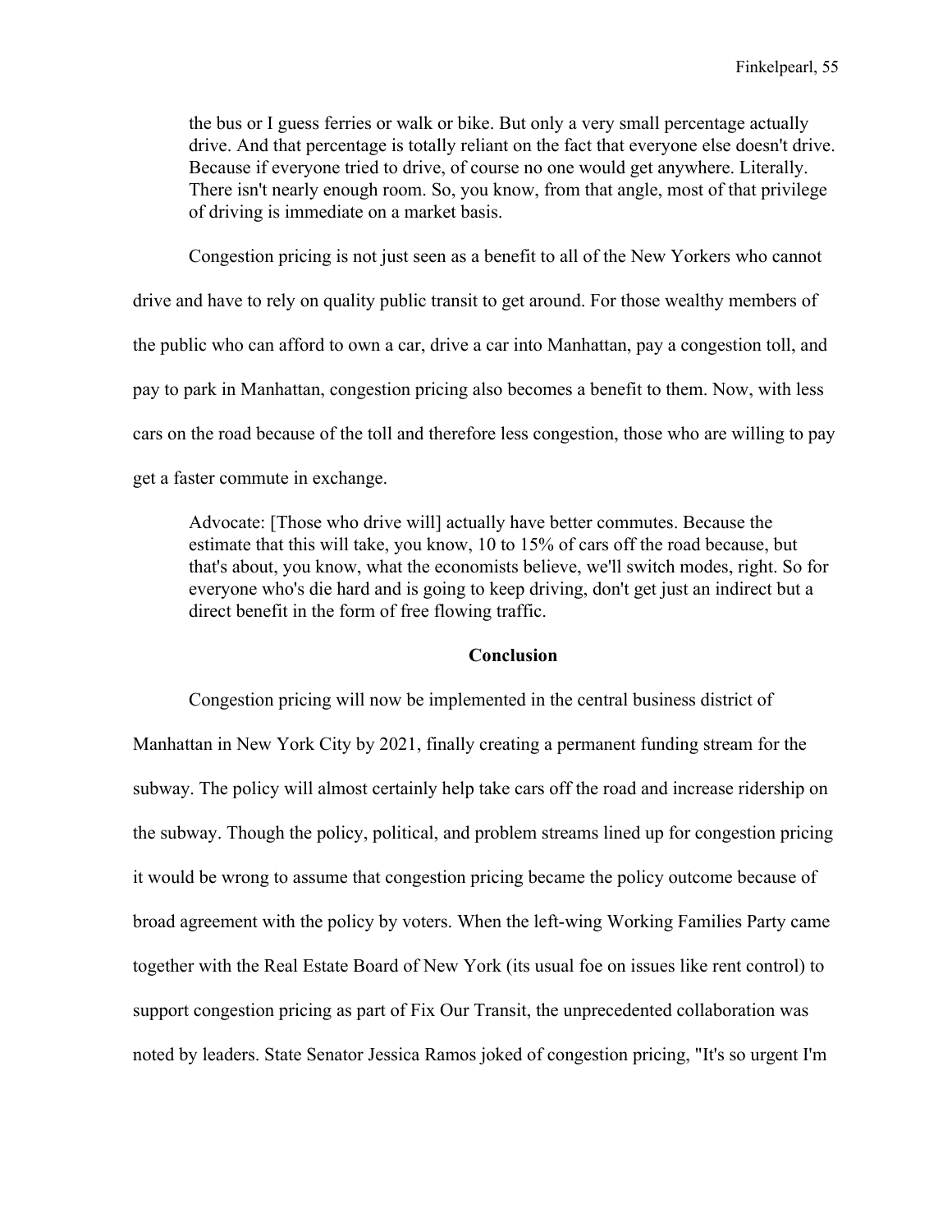> the bus or I guess ferries or walk or bike. But only a very small percentage actually drive. And that percentage is totally reliant on the fact that everyone else doesn't drive. Because if everyone tried to drive, of course no one would get anywhere. Literally. There isn't nearly enough room. So, you know, from that angle, most of that privilege of driving is immediate on a market basis.

Congestion pricing is not just seen as a benefit to all of the New Yorkers who cannot drive and have to rely on quality public transit to get around. For those wealthy members of the public who can afford to own a car, drive a car into Manhattan, pay a congestion toll, and pay to park in Manhattan, congestion pricing also becomes a benefit to them. Now, with less cars on the road because of the toll and therefore less congestion, those who are willing to pay get a faster commute in exchange.

> Advocate: [Those who drive will] actually have better commutes. Because the estimate that this will take, you know, 10 to 15% of cars off the road because, but that's about, you know, what the economists believe, we'll switch modes, right. So for everyone who's die hard and is going to keep driving, don't get just an indirect but a direct benefit in the form of free flowing traffic.

## Conclusion

Congestion pricing will now be implemented in the central business district of Manhattan in New York City by 2021, finally creating a permanent funding stream for the subway. The policy will almost certainly help take cars off the road and increase ridership on the subway. Though the policy, political, and problem streams lined up for congestion pricing it would be wrong to assume that congestion pricing became the policy outcome because of broad agreement with the policy by voters. When the left-wing Working Families Party came together with the Real Estate Board of New York (its usual foe on issues like rent control) to support congestion pricing as part of Fix Our Transit, the unprecedented collaboration was noted by leaders. State Senator Jessica Ramos joked of congestion pricing, "It's so urgent I'm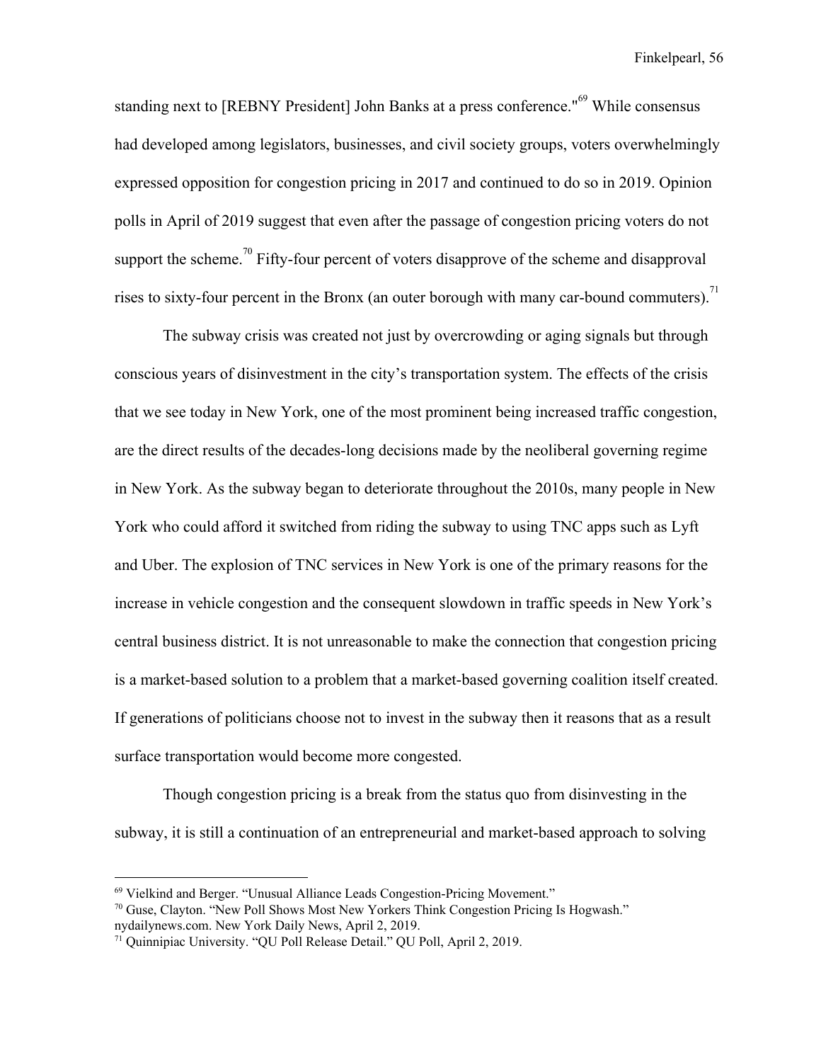standing next to [REBNY President] John Banks at a press conference."[69] While consensus had developed among legislators, businesses, and civil society groups, voters overwhelmingly expressed opposition for congestion pricing in 2017 and continued to do so in 2019. Opinion polls in April of 2019 suggest that even after the passage of congestion pricing voters do not support the scheme.[70] Fifty-four percent of voters disapprove of the scheme and disapproval rises to sixty-four percent in the Bronx (an outer borough with many car-bound commuters).[71]

The subway crisis was created not just by overcrowding or aging signals but through conscious years of disinvestment in the city's transportation system. The effects of the crisis that we see today in New York, one of the most prominent being increased traffic congestion, are the direct results of the decades-long decisions made by the neoliberal governing regime in New York. As the subway began to deteriorate throughout the 2010s, many people in New York who could afford it switched from riding the subway to using TNC apps such as Lyft and Uber. The explosion of TNC services in New York is one of the primary reasons for the increase in vehicle congestion and the consequent slowdown in traffic speeds in New York's central business district. It is not unreasonable to make the connection that congestion pricing is a market-based solution to a problem that a market-based governing coalition itself created. If generations of politicians choose not to invest in the subway then it reasons that as a result surface transportation would become more congested.

Though congestion pricing is a break from the status quo from disinvesting in the subway, it is still a continuation of an entrepreneurial and market-based approach to solving

---

[69] Vielkind and Berger. "Unusual Alliance Leads Congestion-Pricing Movement."

[70] Guse, Clayton. "New Poll Shows Most New Yorkers Think Congestion Pricing Is Hogwash." nydailynews.com. New York Daily News, April 2, 2019.

[71] Quinnipiac University. "QU Poll Release Detail." QU Poll, April 2, 2019.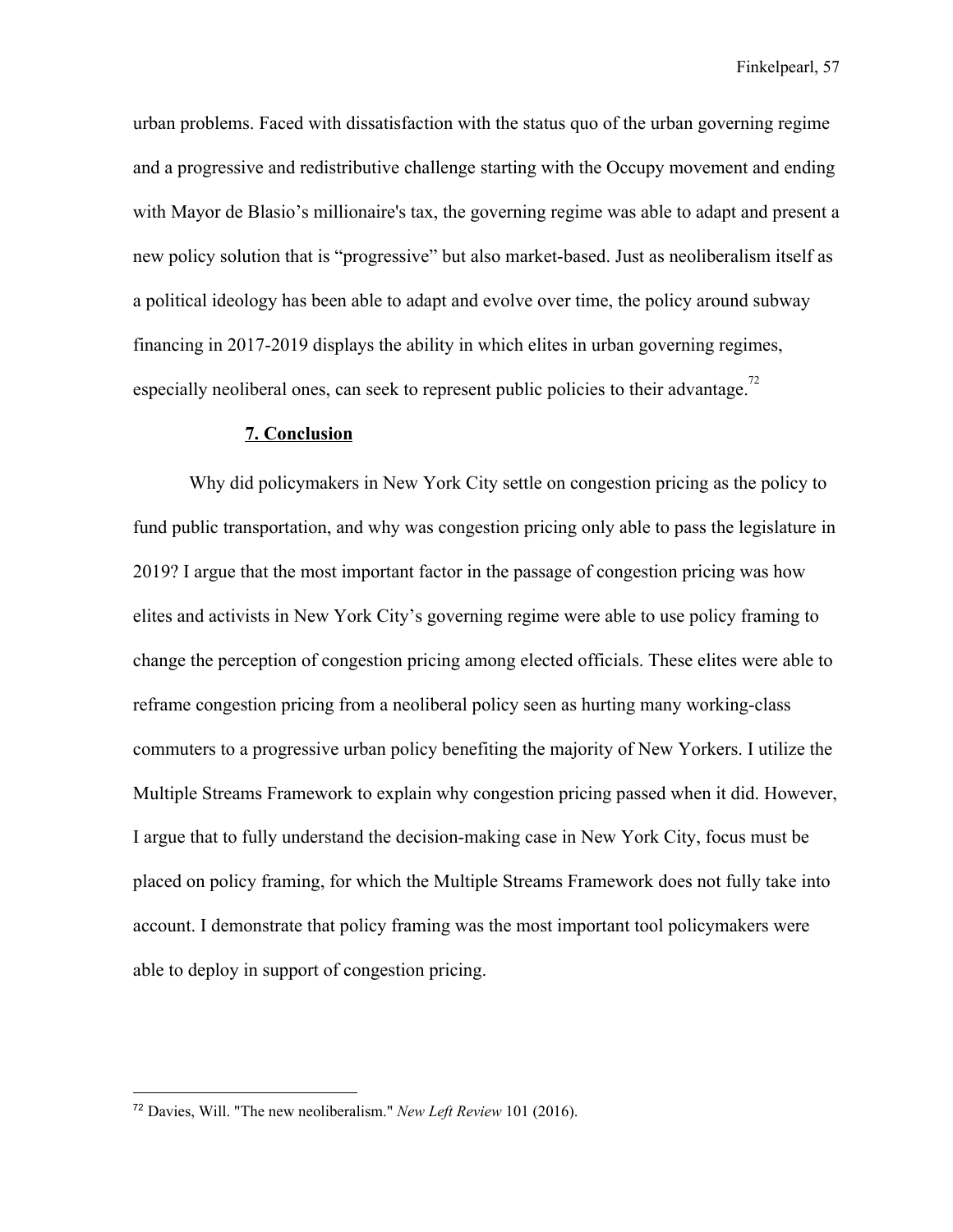urban problems. Faced with dissatisfaction with the status quo of the urban governing regime and a progressive and redistributive challenge starting with the Occupy movement and ending with Mayor de Blasio's millionaire's tax, the governing regime was able to adapt and present a new policy solution that is "progressive" but also market-based. Just as neoliberalism itself as a political ideology has been able to adapt and evolve over time, the policy around subway financing in 2017-2019 displays the ability in which elites in urban governing regimes, especially neoliberal ones, can seek to represent public policies to their advantage.[72]

## 7. Conclusion

Why did policymakers in New York City settle on congestion pricing as the policy to fund public transportation, and why was congestion pricing only able to pass the legislature in 2019? I argue that the most important factor in the passage of congestion pricing was how elites and activists in New York City's governing regime were able to use policy framing to change the perception of congestion pricing among elected officials. These elites were able to reframe congestion pricing from a neoliberal policy seen as hurting many working-class commuters to a progressive urban policy benefiting the majority of New Yorkers. I utilize the Multiple Streams Framework to explain why congestion pricing passed when it did. However, I argue that to fully understand the decision-making case in New York City, focus must be placed on policy framing, for which the Multiple Streams Framework does not fully take into account. I demonstrate that policy framing was the most important tool policymakers were able to deploy in support of congestion pricing.

---

[72] Davies, Will. "The new neoliberalism." *New Left Review* 101 (2016).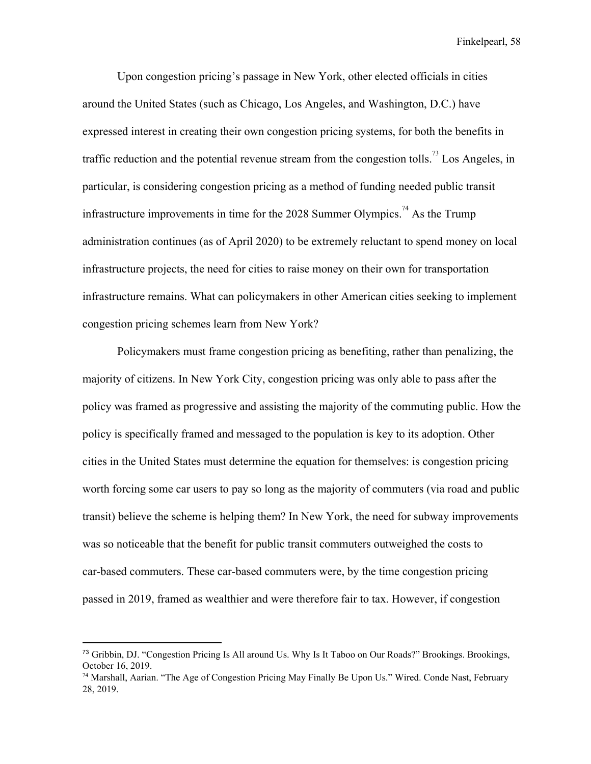Upon congestion pricing's passage in New York, other elected officials in cities around the United States (such as Chicago, Los Angeles, and Washington, D.C.) have expressed interest in creating their own congestion pricing systems, for both the benefits in traffic reduction and the potential revenue stream from the congestion tolls.[73] Los Angeles, in particular, is considering congestion pricing as a method of funding needed public transit infrastructure improvements in time for the 2028 Summer Olympics.[74] As the Trump administration continues (as of April 2020) to be extremely reluctant to spend money on local infrastructure projects, the need for cities to raise money on their own for transportation infrastructure remains. What can policymakers in other American cities seeking to implement congestion pricing schemes learn from New York?

Policymakers must frame congestion pricing as benefiting, rather than penalizing, the majority of citizens. In New York City, congestion pricing was only able to pass after the policy was framed as progressive and assisting the majority of the commuting public. How the policy is specifically framed and messaged to the population is key to its adoption. Other cities in the United States must determine the equation for themselves: is congestion pricing worth forcing some car users to pay so long as the majority of commuters (via road and public transit) believe the scheme is helping them? In New York, the need for subway improvements was so noticeable that the benefit for public transit commuters outweighed the costs to car-based commuters. These car-based commuters were, by the time congestion pricing passed in 2019, framed as wealthier and were therefore fair to tax. However, if congestion

---

[73] Gribbin, DJ. "Congestion Pricing Is All around Us. Why Is It Taboo on Our Roads?" Brookings. Brookings, October 16, 2019.

[74] Marshall, Aarian. "The Age of Congestion Pricing May Finally Be Upon Us." Wired. Conde Nast, February 28, 2019.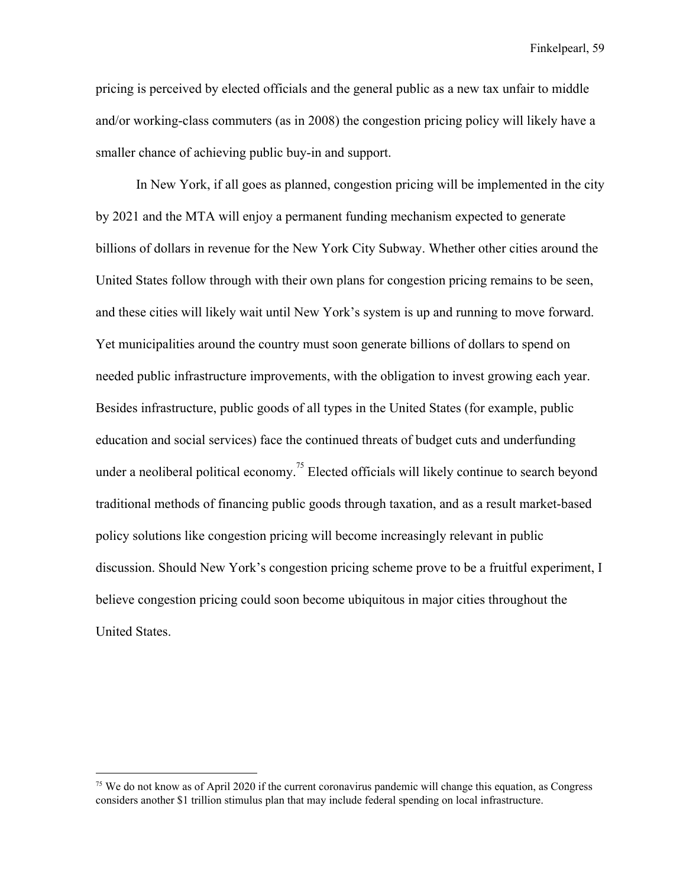pricing is perceived by elected officials and the general public as a new tax unfair to middle and/or working-class commuters (as in 2008) the congestion pricing policy will likely have a smaller chance of achieving public buy-in and support.

In New York, if all goes as planned, congestion pricing will be implemented in the city by 2021 and the MTA will enjoy a permanent funding mechanism expected to generate billions of dollars in revenue for the New York City Subway. Whether other cities around the United States follow through with their own plans for congestion pricing remains to be seen, and these cities will likely wait until New York's system is up and running to move forward. Yet municipalities around the country must soon generate billions of dollars to spend on needed public infrastructure improvements, with the obligation to invest growing each year. Besides infrastructure, public goods of all types in the United States (for example, public education and social services) face the continued threats of budget cuts and underfunding under a neoliberal political economy.[75] Elected officials will likely continue to search beyond traditional methods of financing public goods through taxation, and as a result market-based policy solutions like congestion pricing will become increasingly relevant in public discussion. Should New York's congestion pricing scheme prove to be a fruitful experiment, I believe congestion pricing could soon become ubiquitous in major cities throughout the United States.

[75] We do not know as of April 2020 if the current coronavirus pandemic will change this equation, as Congress considers another $1 trillion stimulus plan that may include federal spending on local infrastructure.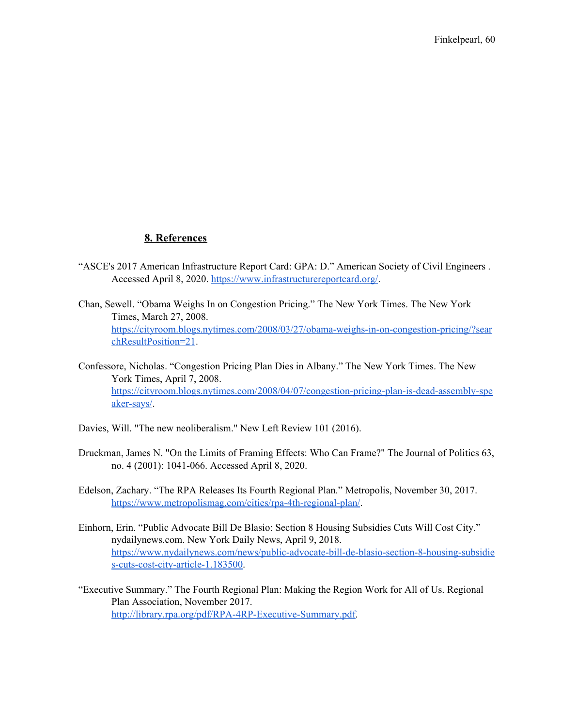## **8. References**

"ASCE's 2017 American Infrastructure Report Card: GPA: D." American Society of Civil Engineers . Accessed April 8, 2020. https://www.infrastructurereportcard.org/.

Chan, Sewell. "Obama Weighs In on Congestion Pricing." The New York Times. The New York Times, March 27, 2008. https://cityroom.blogs.nytimes.com/2008/03/27/obama-weighs-in-on-congestion-pricing/?searchResultPosition=21.

Confessore, Nicholas. "Congestion Pricing Plan Dies in Albany." The New York Times. The New York Times, April 7, 2008. https://cityroom.blogs.nytimes.com/2008/04/07/congestion-pricing-plan-is-dead-assembly-speaker-says/.

Davies, Will. "The new neoliberalism." New Left Review 101 (2016).

Druckman, James N. "On the Limits of Framing Effects: Who Can Frame?" The Journal of Politics 63, no. 4 (2001): 1041-066. Accessed April 8, 2020.

Edelson, Zachary. "The RPA Releases Its Fourth Regional Plan." Metropolis, November 30, 2017. https://www.metropolismag.com/cities/rpa-4th-regional-plan/.

Einhorn, Erin. "Public Advocate Bill De Blasio: Section 8 Housing Subsidies Cuts Will Cost City." nydailynews.com. New York Daily News, April 9, 2018. https://www.nydailynews.com/news/public-advocate-bill-de-blasio-section-8-housing-subsidies-cuts-cost-city-article-1.183500.

"Executive Summary." The Fourth Regional Plan: Making the Region Work for All of Us. Regional Plan Association, November 2017. http://library.rpa.org/pdf/RPA-4RP-Executive-Summary.pdf.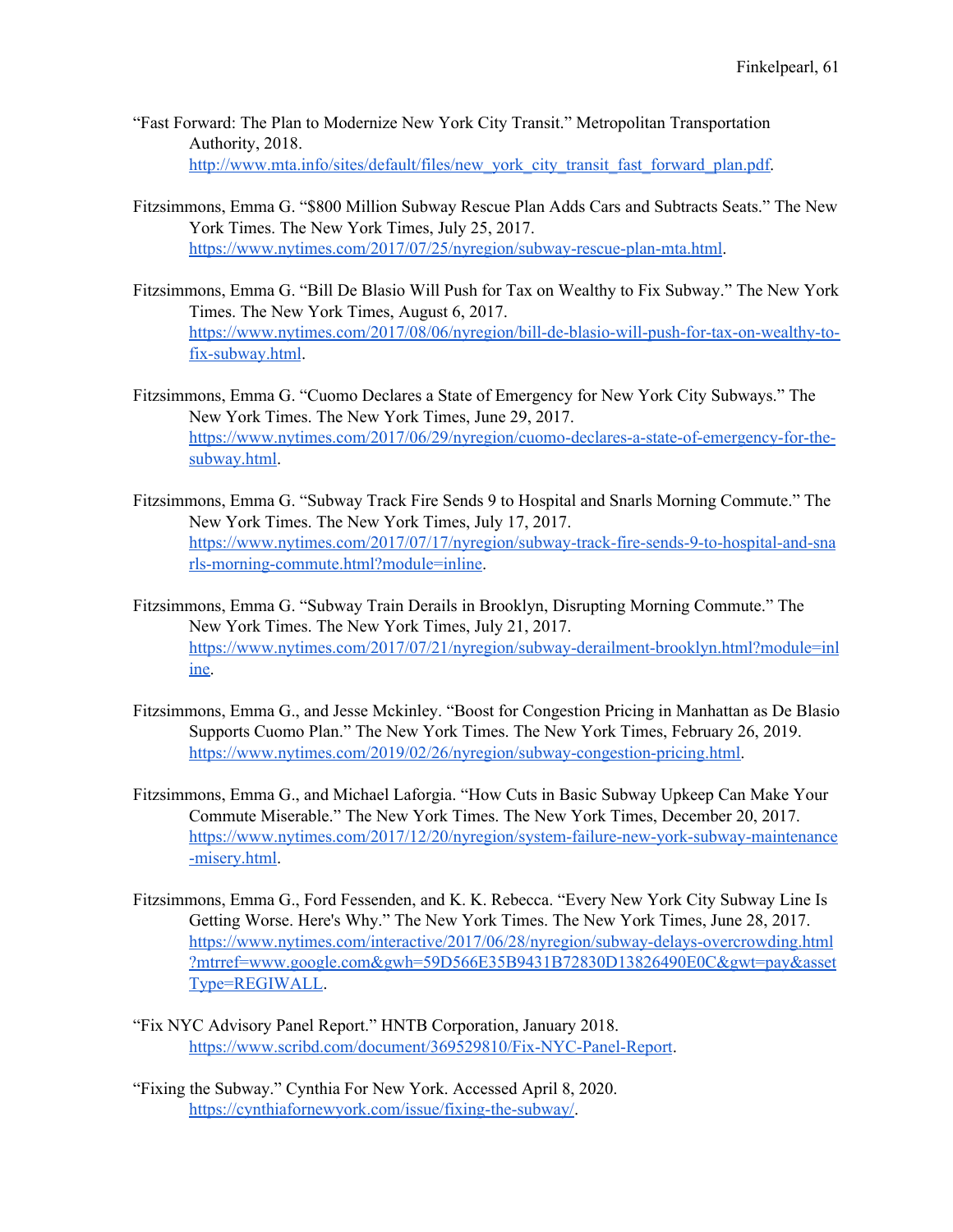"Fast Forward: The Plan to Modernize New York City Transit." Metropolitan Transportation Authority, 2018. http://www.mta.info/sites/default/files/new_york_city_transit_fast_forward_plan.pdf.

Fitzsimmons, Emma G. "$800 Million Subway Rescue Plan Adds Cars and Subtracts Seats." The New York Times. The New York Times, July 25, 2017. https://www.nytimes.com/2017/07/25/nyregion/subway-rescue-plan-mta.html.

Fitzsimmons, Emma G. "Bill De Blasio Will Push for Tax on Wealthy to Fix Subway." The New York Times. The New York Times, August 6, 2017. https://www.nytimes.com/2017/08/06/nyregion/bill-de-blasio-will-push-for-tax-on-wealthy-to-fix-subway.html.

Fitzsimmons, Emma G. "Cuomo Declares a State of Emergency for New York City Subways." The New York Times. The New York Times, June 29, 2017. https://www.nytimes.com/2017/06/29/nyregion/cuomo-declares-a-state-of-emergency-for-the-subway.html.

Fitzsimmons, Emma G. "Subway Track Fire Sends 9 to Hospital and Snarls Morning Commute." The New York Times. The New York Times, July 17, 2017. https://www.nytimes.com/2017/07/17/nyregion/subway-track-fire-sends-9-to-hospital-and-snarls-morning-commute.html?module=inline.

Fitzsimmons, Emma G. "Subway Train Derails in Brooklyn, Disrupting Morning Commute." The New York Times. The New York Times, July 21, 2017. https://www.nytimes.com/2017/07/21/nyregion/subway-derailment-brooklyn.html?module=inline.

Fitzsimmons, Emma G., and Jesse Mckinley. "Boost for Congestion Pricing in Manhattan as De Blasio Supports Cuomo Plan." The New York Times. The New York Times, February 26, 2019. https://www.nytimes.com/2019/02/26/nyregion/subway-congestion-pricing.html.

Fitzsimmons, Emma G., and Michael Laforgia. "How Cuts in Basic Subway Upkeep Can Make Your Commute Miserable." The New York Times. The New York Times, December 20, 2017. https://www.nytimes.com/2017/12/20/nyregion/system-failure-new-york-subway-maintenance-misery.html.

Fitzsimmons, Emma G., Ford Fessenden, and K. K. Rebecca. "Every New York City Subway Line Is Getting Worse. Here's Why." The New York Times. The New York Times, June 28, 2017. https://www.nytimes.com/interactive/2017/06/28/nyregion/subway-delays-overcrowding.html?mtrref=www.google.com&gwh=59D566E35B9431B72830D13826490E0C&gwt=pay&assetType=REGIWALL.

"Fix NYC Advisory Panel Report." HNTB Corporation, January 2018. https://www.scribd.com/document/369529810/Fix-NYC-Panel-Report.

"Fixing the Subway." Cynthia For New York. Accessed April 8, 2020. https://cynthiafornewyork.com/issue/fixing-the-subway/.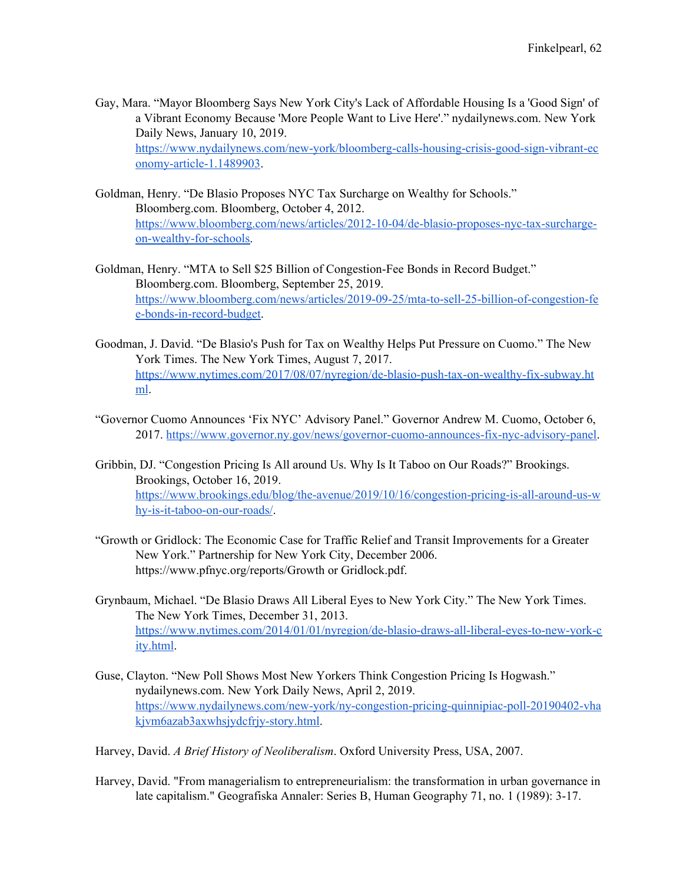Gay, Mara. "Mayor Bloomberg Says New York City's Lack of Affordable Housing Is a 'Good Sign' of a Vibrant Economy Because 'More People Want to Live Here'." nydailynews.com. New York Daily News, January 10, 2019. https://www.nydailynews.com/new-york/bloomberg-calls-housing-crisis-good-sign-vibrant-economy-article-1.1489903.

Goldman, Henry. "De Blasio Proposes NYC Tax Surcharge on Wealthy for Schools." Bloomberg.com. Bloomberg, October 4, 2012. https://www.bloomberg.com/news/articles/2012-10-04/de-blasio-proposes-nyc-tax-surcharge-on-wealthy-for-schools.

Goldman, Henry. "MTA to Sell $25 Billion of Congestion-Fee Bonds in Record Budget." Bloomberg.com. Bloomberg, September 25, 2019. https://www.bloomberg.com/news/articles/2019-09-25/mta-to-sell-25-billion-of-congestion-fee-bonds-in-record-budget.

Goodman, J. David. "De Blasio's Push for Tax on Wealthy Helps Put Pressure on Cuomo." The New York Times. The New York Times, August 7, 2017. https://www.nytimes.com/2017/08/07/nyregion/de-blasio-push-tax-on-wealthy-fix-subway.html.

"Governor Cuomo Announces 'Fix NYC' Advisory Panel." Governor Andrew M. Cuomo, October 6, 2017. https://www.governor.ny.gov/news/governor-cuomo-announces-fix-nyc-advisory-panel.

Gribbin, DJ. "Congestion Pricing Is All around Us. Why Is It Taboo on Our Roads?" Brookings. Brookings, October 16, 2019. https://www.brookings.edu/blog/the-avenue/2019/10/16/congestion-pricing-is-all-around-us-why-is-it-taboo-on-our-roads/.

"Growth or Gridlock: The Economic Case for Traffic Relief and Transit Improvements for a Greater New York." Partnership for New York City, December 2006. https://www.pfnyc.org/reports/Growth or Gridlock.pdf.

Grynbaum, Michael. "De Blasio Draws All Liberal Eyes to New York City." The New York Times. The New York Times, December 31, 2013. https://www.nytimes.com/2014/01/01/nyregion/de-blasio-draws-all-liberal-eyes-to-new-york-city.html.

Guse, Clayton. "New Poll Shows Most New Yorkers Think Congestion Pricing Is Hogwash." nydailynews.com. New York Daily News, April 2, 2019. https://www.nydailynews.com/new-york/ny-congestion-pricing-quinnipiac-poll-20190402-vhakjvm6azab3axwhsjydcfrjy-story.html.

Harvey, David. *A Brief History of Neoliberalism*. Oxford University Press, USA, 2007.

Harvey, David. "From managerialism to entrepreneurialism: the transformation in urban governance in late capitalism." Geografiska Annaler: Series B, Human Geography 71, no. 1 (1989): 3-17.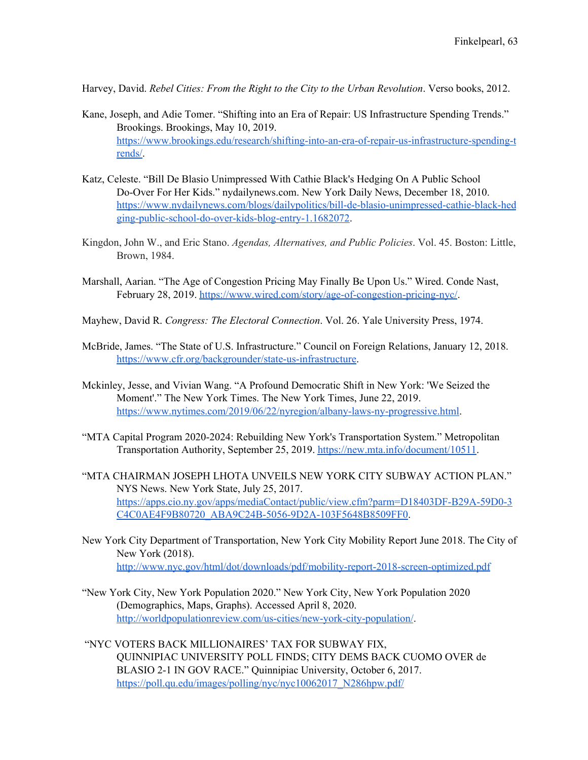Harvey, David. *Rebel Cities: From the Right to the City to the Urban Revolution*. Verso books, 2012.

Kane, Joseph, and Adie Tomer. "Shifting into an Era of Repair: US Infrastructure Spending Trends." Brookings. Brookings, May 10, 2019. https://www.brookings.edu/research/shifting-into-an-era-of-repair-us-infrastructure-spending-trends/.

Katz, Celeste. "Bill De Blasio Unimpressed With Cathie Black's Hedging On A Public School Do-Over For Her Kids." nydailynews.com. New York Daily News, December 18, 2010. https://www.nydailynews.com/blogs/dailypolitics/bill-de-blasio-unimpressed-cathie-black-hedging-public-school-do-over-kids-blog-entry-1.1682072.

Kingdon, John W., and Eric Stano. *Agendas, Alternatives, and Public Policies*. Vol. 45. Boston: Little, Brown, 1984.

Marshall, Aarian. "The Age of Congestion Pricing May Finally Be Upon Us." Wired. Conde Nast, February 28, 2019. https://www.wired.com/story/age-of-congestion-pricing-nyc/.

Mayhew, David R. *Congress: The Electoral Connection*. Vol. 26. Yale University Press, 1974.

McBride, James. "The State of U.S. Infrastructure." Council on Foreign Relations, January 12, 2018. https://www.cfr.org/backgrounder/state-us-infrastructure.

Mckinley, Jesse, and Vivian Wang. "A Profound Democratic Shift in New York: 'We Seized the Moment'." The New York Times. The New York Times, June 22, 2019. https://www.nytimes.com/2019/06/22/nyregion/albany-laws-ny-progressive.html.

"MTA Capital Program 2020-2024: Rebuilding New York's Transportation System." Metropolitan Transportation Authority, September 25, 2019. https://new.mta.info/document/10511.

"MTA CHAIRMAN JOSEPH LHOTA UNVEILS NEW YORK CITY SUBWAY ACTION PLAN." NYS News. New York State, July 25, 2017. https://apps.cio.ny.gov/apps/mediaContact/public/view.cfm?parm=D18403DF-B29A-59D0-3C4C0AE4F9B80720_ABA9C24B-5056-9D2A-103F5648B8509FF0.

New York City Department of Transportation, New York City Mobility Report June 2018. The City of New York (2018). http://www.nyc.gov/html/dot/downloads/pdf/mobility-report-2018-screen-optimized.pdf

"New York City, New York Population 2020." New York City, New York Population 2020 (Demographics, Maps, Graphs). Accessed April 8, 2020. http://worldpopulationreview.com/us-cities/new-york-city-population/.

"NYC VOTERS BACK MILLIONAIRES' TAX FOR SUBWAY FIX, QUINNIPIAC UNIVERSITY POLL FINDS; CITY DEMS BACK CUOMO OVER de BLASIO 2-1 IN GOV RACE." Quinnipiac University, October 6, 2017. https://poll.qu.edu/images/polling/nyc/nyc10062017_N286hpw.pdf/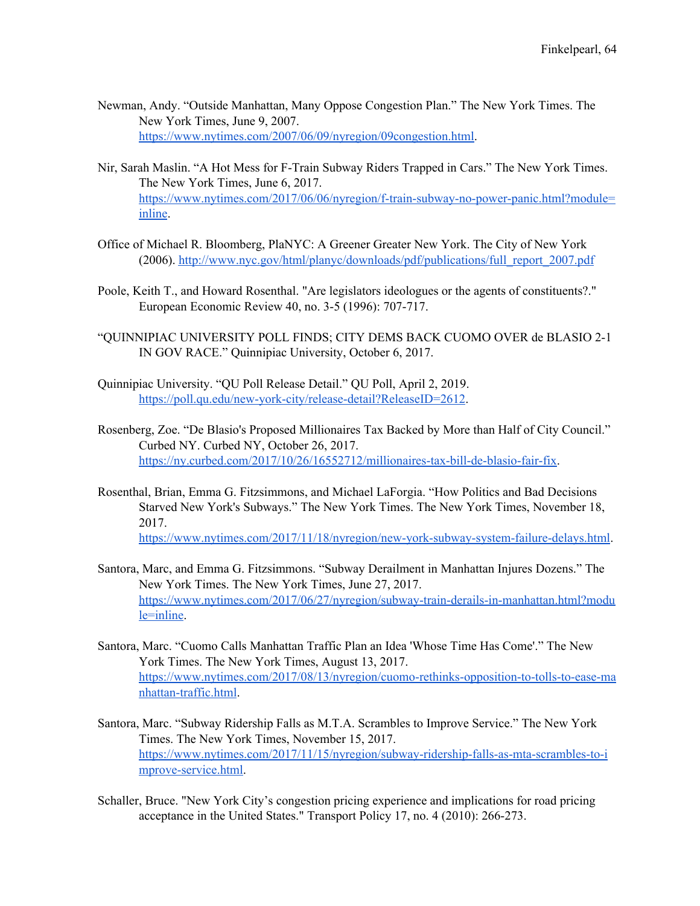Newman, Andy. "Outside Manhattan, Many Oppose Congestion Plan." The New York Times. The New York Times, June 9, 2007. https://www.nytimes.com/2007/06/09/nyregion/09congestion.html.

Nir, Sarah Maslin. "A Hot Mess for F-Train Subway Riders Trapped in Cars." The New York Times. The New York Times, June 6, 2017. https://www.nytimes.com/2017/06/06/nyregion/f-train-subway-no-power-panic.html?module=inline.

Office of Michael R. Bloomberg, PlaNYC: A Greener Greater New York. The City of New York (2006). http://www.nyc.gov/html/planyc/downloads/pdf/publications/full_report_2007.pdf

Poole, Keith T., and Howard Rosenthal. "Are legislators ideologues or the agents of constituents?." European Economic Review 40, no. 3-5 (1996): 707-717.

"QUINNIPIAC UNIVERSITY POLL FINDS; CITY DEMS BACK CUOMO OVER de BLASIO 2-1 IN GOV RACE." Quinnipiac University, October 6, 2017.

Quinnipiac University. "QU Poll Release Detail." QU Poll, April 2, 2019. https://poll.qu.edu/new-york-city/release-detail?ReleaseID=2612.

Rosenberg, Zoe. "De Blasio's Proposed Millionaires Tax Backed by More than Half of City Council." Curbed NY. Curbed NY, October 26, 2017. https://ny.curbed.com/2017/10/26/16552712/millionaires-tax-bill-de-blasio-fair-fix.

Rosenthal, Brian, Emma G. Fitzsimmons, and Michael LaForgia. "How Politics and Bad Decisions Starved New York's Subways." The New York Times. The New York Times, November 18, 2017. https://www.nytimes.com/2017/11/18/nyregion/new-york-subway-system-failure-delays.html.

Santora, Marc, and Emma G. Fitzsimmons. "Subway Derailment in Manhattan Injures Dozens." The New York Times. The New York Times, June 27, 2017. https://www.nytimes.com/2017/06/27/nyregion/subway-train-derails-in-manhattan.html?module=inline.

Santora, Marc. "Cuomo Calls Manhattan Traffic Plan an Idea 'Whose Time Has Come'." The New York Times. The New York Times, August 13, 2017. https://www.nytimes.com/2017/08/13/nyregion/cuomo-rethinks-opposition-to-tolls-to-ease-manhattan-traffic.html.

Santora, Marc. "Subway Ridership Falls as M.T.A. Scrambles to Improve Service." The New York Times. The New York Times, November 15, 2017. https://www.nytimes.com/2017/11/15/nyregion/subway-ridership-falls-as-mta-scrambles-to-improve-service.html.

Schaller, Bruce. "New York City's congestion pricing experience and implications for road pricing acceptance in the United States." Transport Policy 17, no. 4 (2010): 266-273.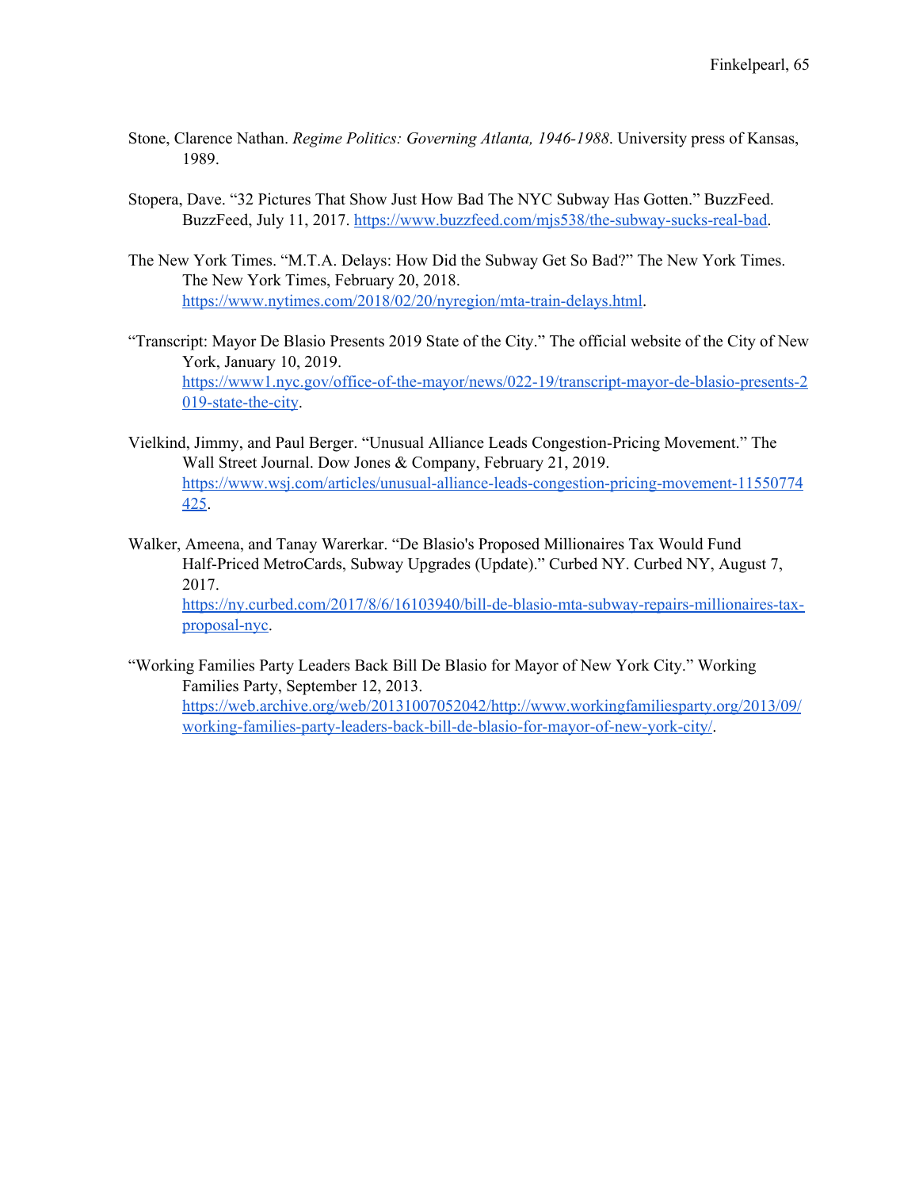Stone, Clarence Nathan. *Regime Politics: Governing Atlanta, 1946-1988*. University press of Kansas, 1989.

Stopera, Dave. "32 Pictures That Show Just How Bad The NYC Subway Has Gotten." BuzzFeed. BuzzFeed, July 11, 2017. https://www.buzzfeed.com/mjs538/the-subway-sucks-real-bad.

The New York Times. "M.T.A. Delays: How Did the Subway Get So Bad?" The New York Times. The New York Times, February 20, 2018. https://www.nytimes.com/2018/02/20/nyregion/mta-train-delays.html.

"Transcript: Mayor De Blasio Presents 2019 State of the City." The official website of the City of New York, January 10, 2019. https://www1.nyc.gov/office-of-the-mayor/news/022-19/transcript-mayor-de-blasio-presents-2019-state-the-city.

Vielkind, Jimmy, and Paul Berger. "Unusual Alliance Leads Congestion-Pricing Movement." The Wall Street Journal. Dow Jones & Company, February 21, 2019. https://www.wsj.com/articles/unusual-alliance-leads-congestion-pricing-movement-11550774425.

Walker, Ameena, and Tanay Warerkar. "De Blasio's Proposed Millionaires Tax Would Fund Half-Priced MetroCards, Subway Upgrades (Update)." Curbed NY. Curbed NY, August 7, 2017. https://ny.curbed.com/2017/8/6/16103940/bill-de-blasio-mta-subway-repairs-millionaires-tax-proposal-nyc.

"Working Families Party Leaders Back Bill De Blasio for Mayor of New York City." Working Families Party, September 12, 2013. https://web.archive.org/web/20131007052042/http://www.workingfamiliesparty.org/2013/09/working-families-party-leaders-back-bill-de-blasio-for-mayor-of-new-york-city/.